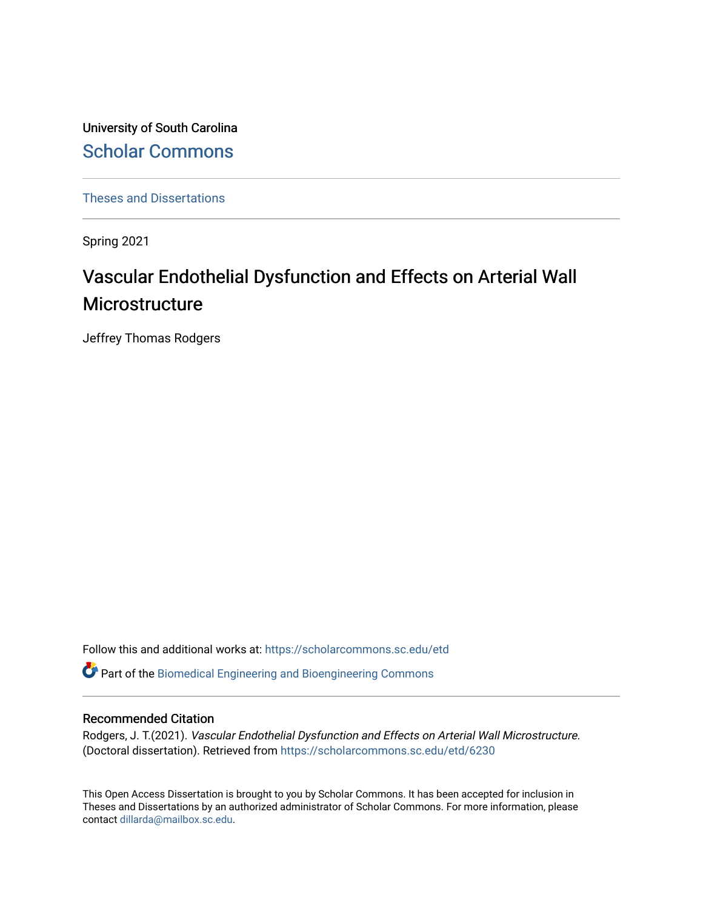University of South Carolina

# Scholar Commons

Theses and Dissertations

---

Spring 2021

## Vascular Endothelial Dysfunction and Effects on Arterial Wall Microstructure

Jeffrey Thomas Rodgers

Follow this and additional works at: https://scholarcommons.sc.edu/etd

Part of the Biomedical Engineering and Bioengineering Commons

---

### Recommended Citation

Rodgers, J. T.(2021). *Vascular Endothelial Dysfunction and Effects on Arterial Wall Microstructure*. (Doctoral dissertation). Retrieved from https://scholarcommons.sc.edu/etd/6230

This Open Access Dissertation is brought to you by Scholar Commons. It has been accepted for inclusion in Theses and Dissertations by an authorized administrator of Scholar Commons. For more information, please contact dillarda@mailbox.sc.edu.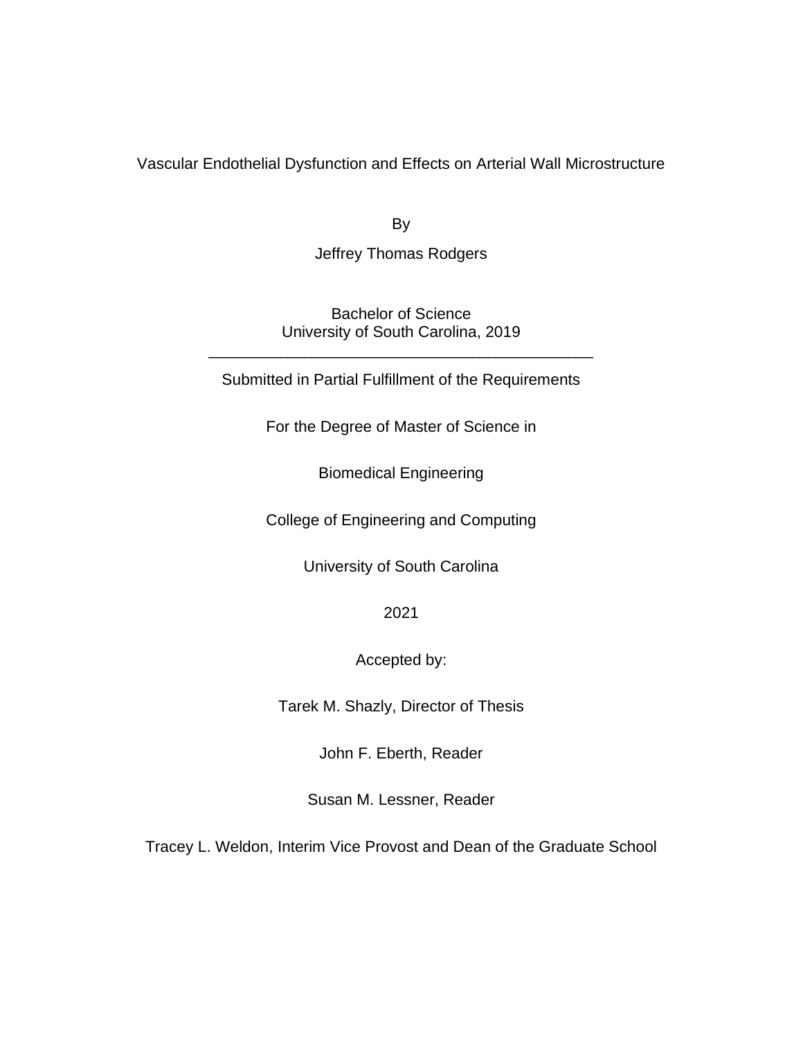Vascular Endothelial Dysfunction and Effects on Arterial Wall Microstructure

By

Jeffrey Thomas Rodgers

Bachelor of Science
University of South Carolina, 2019

---

Submitted in Partial Fulfillment of the Requirements

For the Degree of Master of Science in

Biomedical Engineering

College of Engineering and Computing

University of South Carolina

2021

Accepted by:

Tarek M. Shazly, Director of Thesis

John F. Eberth, Reader

Susan M. Lessner, Reader

Tracey L. Weldon, Interim Vice Provost and Dean of the Graduate School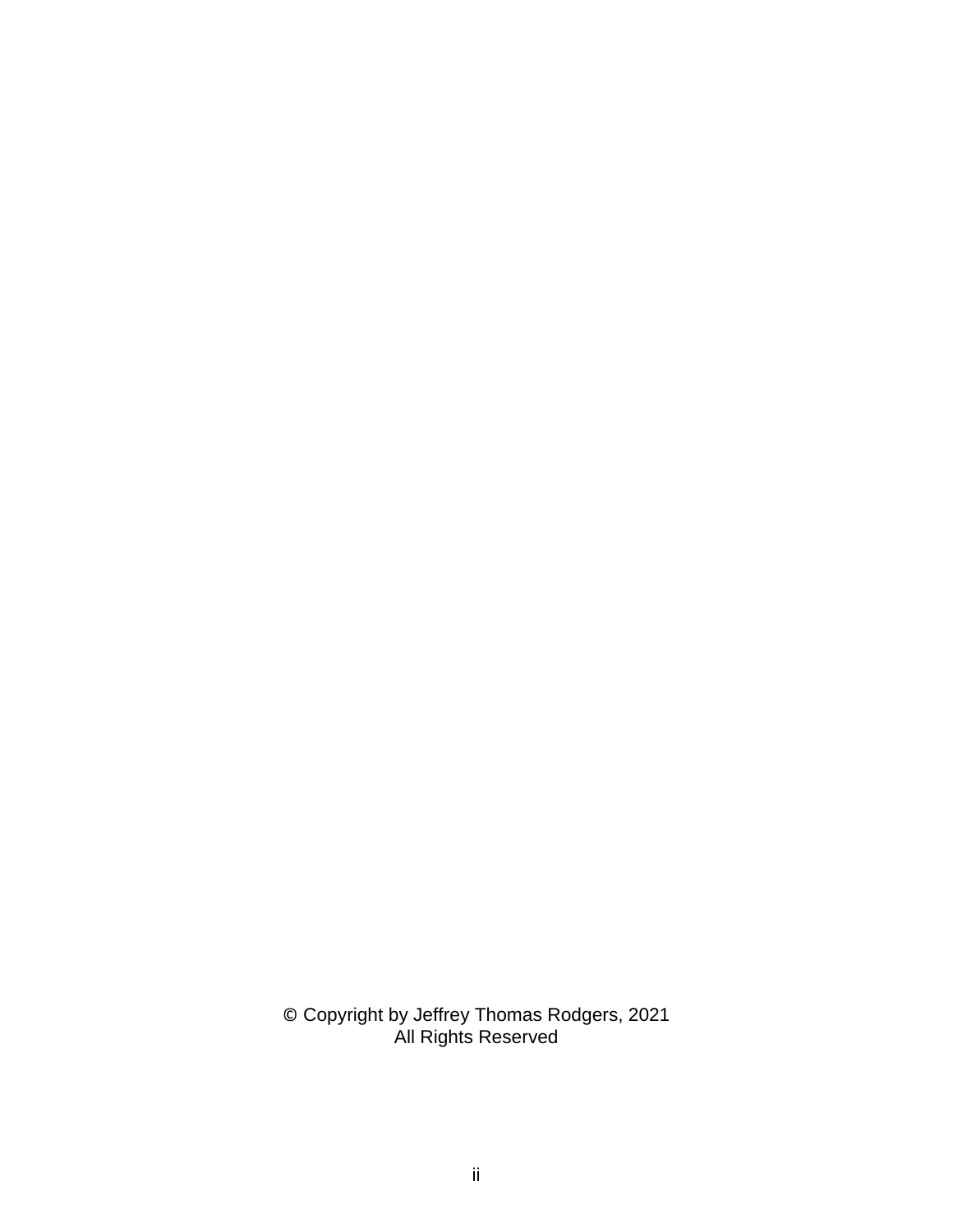© Copyright by Jeffrey Thomas Rodgers, 2021
All Rights Reserved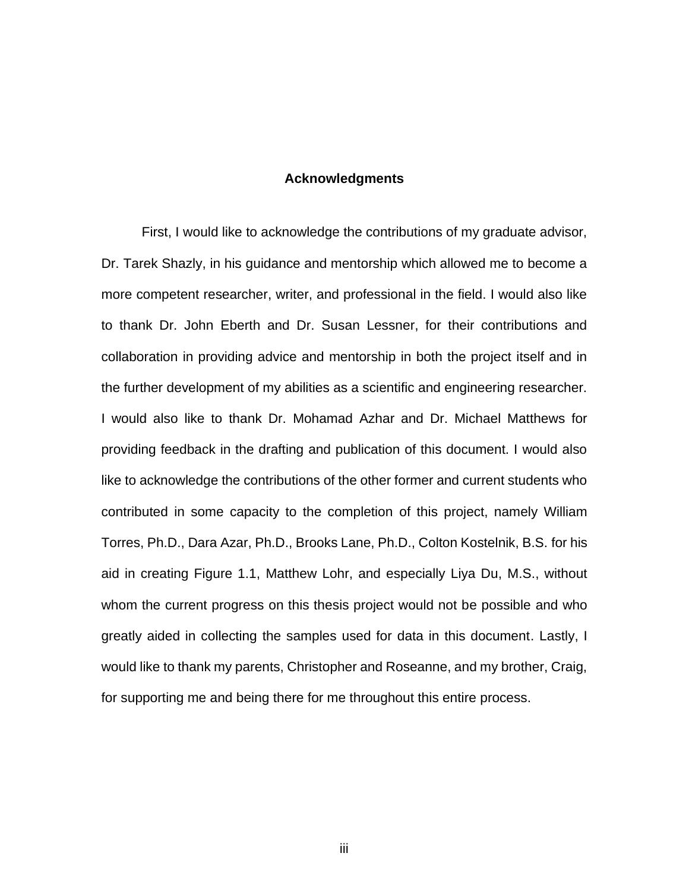## Acknowledgments

First, I would like to acknowledge the contributions of my graduate advisor, Dr. Tarek Shazly, in his guidance and mentorship which allowed me to become a more competent researcher, writer, and professional in the field. I would also like to thank Dr. John Eberth and Dr. Susan Lessner, for their contributions and collaboration in providing advice and mentorship in both the project itself and in the further development of my abilities as a scientific and engineering researcher. I would also like to thank Dr. Mohamad Azhar and Dr. Michael Matthews for providing feedback in the drafting and publication of this document. I would also like to acknowledge the contributions of the other former and current students who contributed in some capacity to the completion of this project, namely William Torres, Ph.D., Dara Azar, Ph.D., Brooks Lane, Ph.D., Colton Kostelnik, B.S. for his aid in creating Figure 1.1, Matthew Lohr, and especially Liya Du, M.S., without whom the current progress on this thesis project would not be possible and who greatly aided in collecting the samples used for data in this document. Lastly, I would like to thank my parents, Christopher and Roseanne, and my brother, Craig, for supporting me and being there for me throughout this entire process.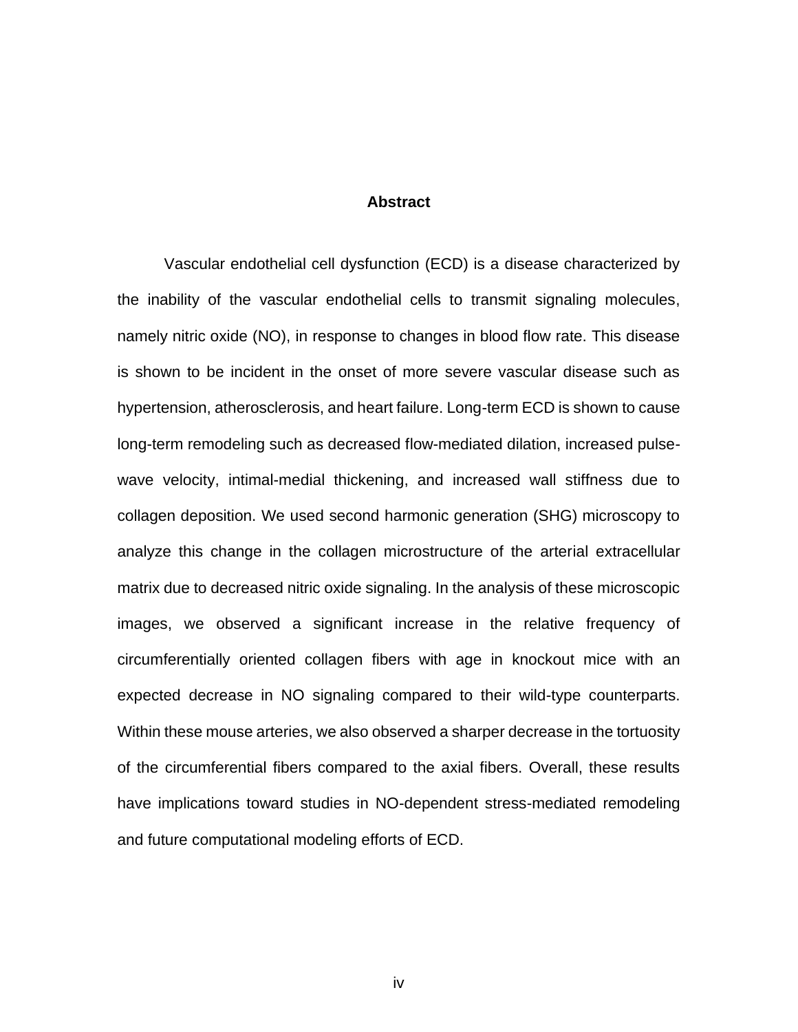# Abstract

Vascular endothelial cell dysfunction (ECD) is a disease characterized by the inability of the vascular endothelial cells to transmit signaling molecules, namely nitric oxide (NO), in response to changes in blood flow rate. This disease is shown to be incident in the onset of more severe vascular disease such as hypertension, atherosclerosis, and heart failure. Long-term ECD is shown to cause long-term remodeling such as decreased flow-mediated dilation, increased pulse-wave velocity, intimal-medial thickening, and increased wall stiffness due to collagen deposition. We used second harmonic generation (SHG) microscopy to analyze this change in the collagen microstructure of the arterial extracellular matrix due to decreased nitric oxide signaling. In the analysis of these microscopic images, we observed a significant increase in the relative frequency of circumferentially oriented collagen fibers with age in knockout mice with an expected decrease in NO signaling compared to their wild-type counterparts. Within these mouse arteries, we also observed a sharper decrease in the tortuosity of the circumferential fibers compared to the axial fibers. Overall, these results have implications toward studies in NO-dependent stress-mediated remodeling and future computational modeling efforts of ECD.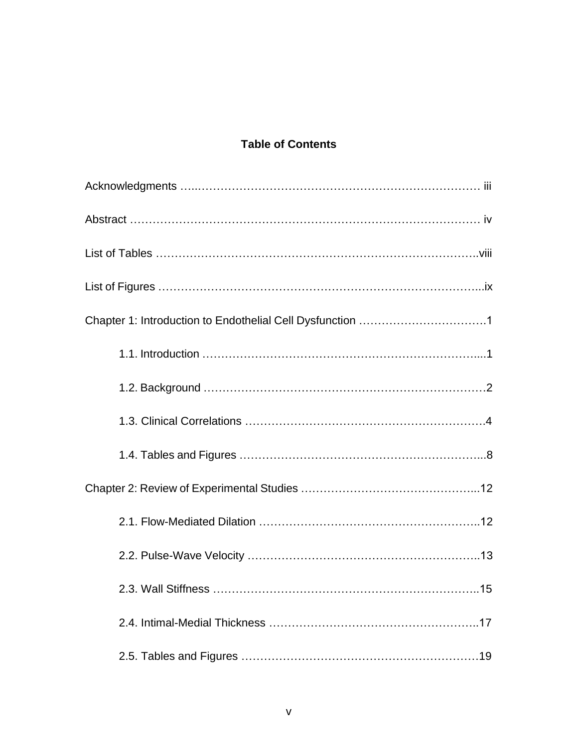# Table of Contents

Acknowledgments …..…………………………………………………………………… iii

Abstract ………………………………………………………………………………… iv

List of Tables ……………………………………………………………………………..viii

List of Figures ……………………………………………………………………………...ix

Chapter 1: Introduction to Endothelial Cell Dysfunction ……………………………1

1.1. Introduction ……………………………………………………………………....1

1.2. Background ………………………………………………………………………2

1.3. Clinical Correlations ………………………………………………………4

1.4. Tables and Figures …………………………………………………………...8

Chapter 2: Review of Experimental Studies ………………………………………...12

2.1. Flow-Mediated Dilation …………………………………………………..12

2.2. Pulse-Wave Velocity ……………………………………………………..13

2.3. Wall Stiffness ……………………………………………………………..15

2.4. Intimal-Medial Thickness ………………………………………………..17

2.5. Tables and Figures ………………………………………………………19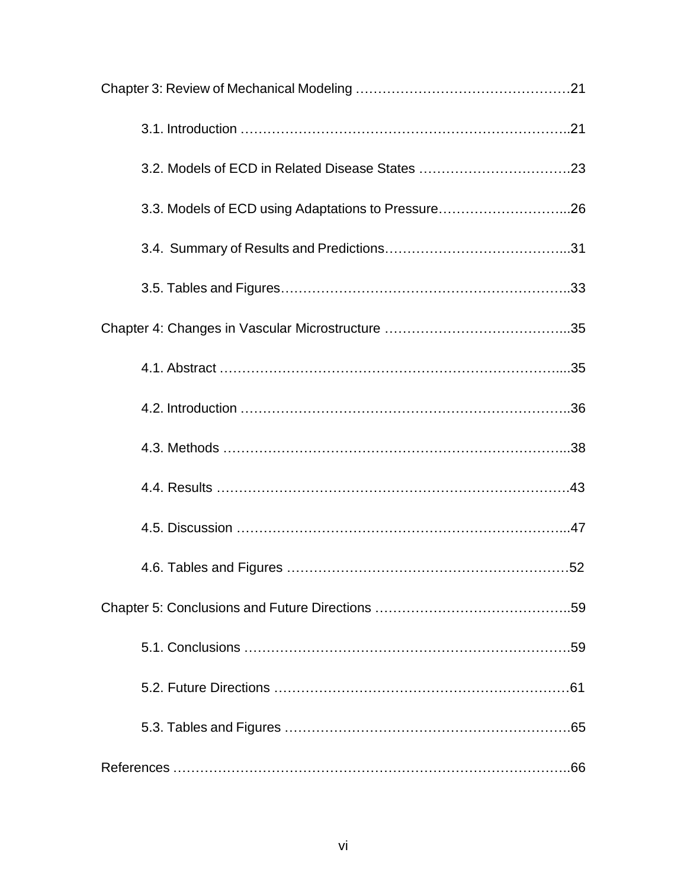Chapter 3: Review of Mechanical Modeling ……………………………………….21

3.1. Introduction ……………………………………………………………..21

3.2. Models of ECD in Related Disease States …………………………….23

3.3. Models of ECD using Adaptations to Pressure………………………...26

3.4. Summary of Results and Predictions…………………………………...31

3.5. Tables and Figures……………………………………………………...33

Chapter 4: Changes in Vascular Microstructure …………………………………...35

4.1. Abstract ……………………………………………………………….....35

4.2. Introduction ……………………………………………………………..36

4.3. Methods ……………………………………………………………….....38

4.4. Results …………………………………………………………………….43

4.5. Discussion ………………………………………………………………...47

4.6. Tables and Figures …………………………………………………….52

Chapter 5: Conclusions and Future Directions ……………………………………..59

5.1. Conclusions …………………………………………………………….59

5.2. Future Directions ……………………………………………………….61

5.3. Tables and Figures ………………………………………………………65

References ……………………………………………………………………………..66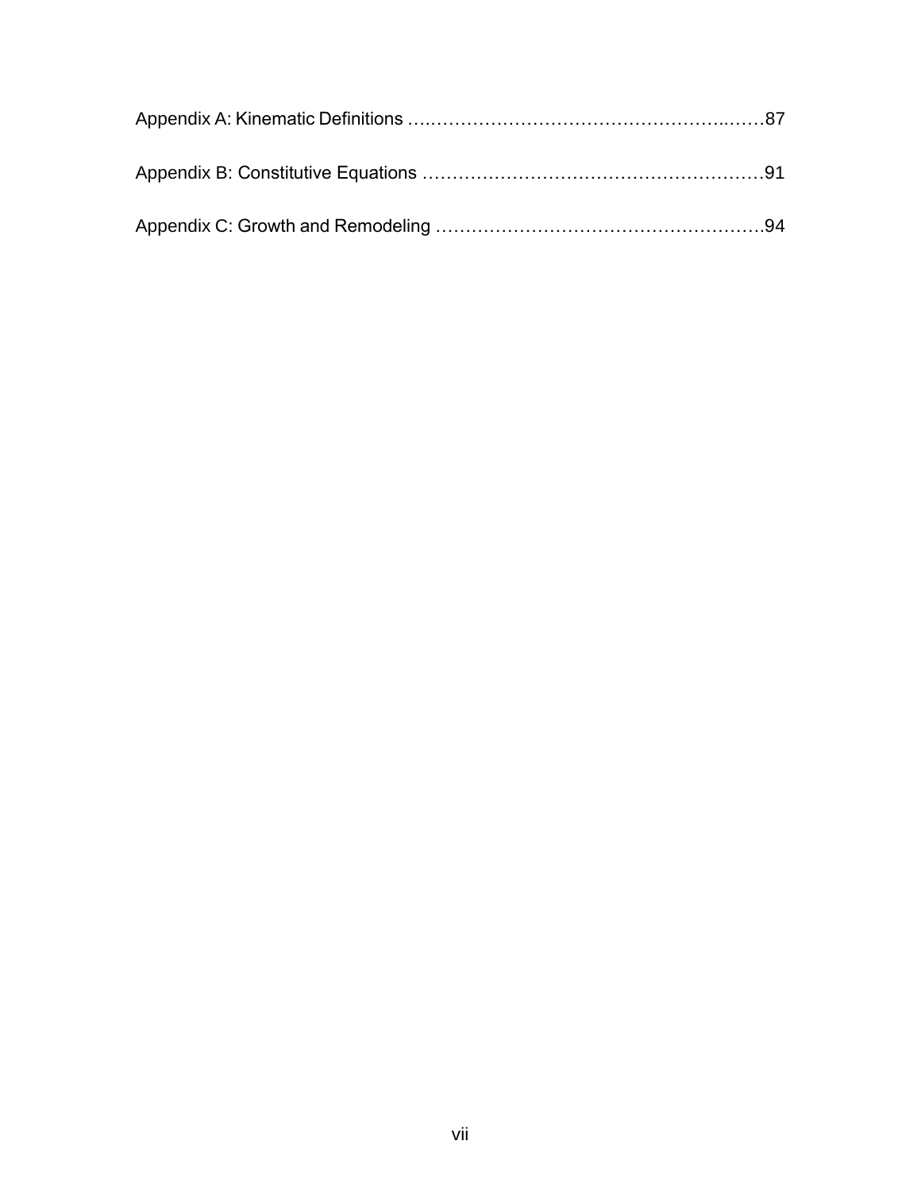Appendix A: Kinematic Definitions ….………………………………………………..……87

Appendix B: Constitutive Equations …………………………………………………91

Appendix C: Growth and Remodeling ……………………………………………….94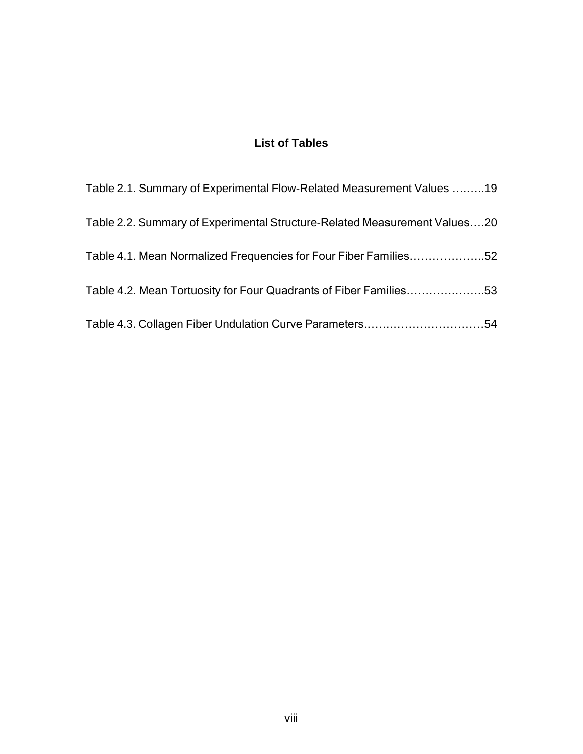# List of Tables

Table 2.1. Summary of Experimental Flow-Related Measurement Values ……..19

Table 2.2. Summary of Experimental Structure-Related Measurement Values….20

Table 4.1. Mean Normalized Frequencies for Four Fiber Families………………..52

Table 4.2. Mean Tortuosity for Four Quadrants of Fiber Families………….……..53

Table 4.3. Collagen Fiber Undulation Curve Parameters……..……………………54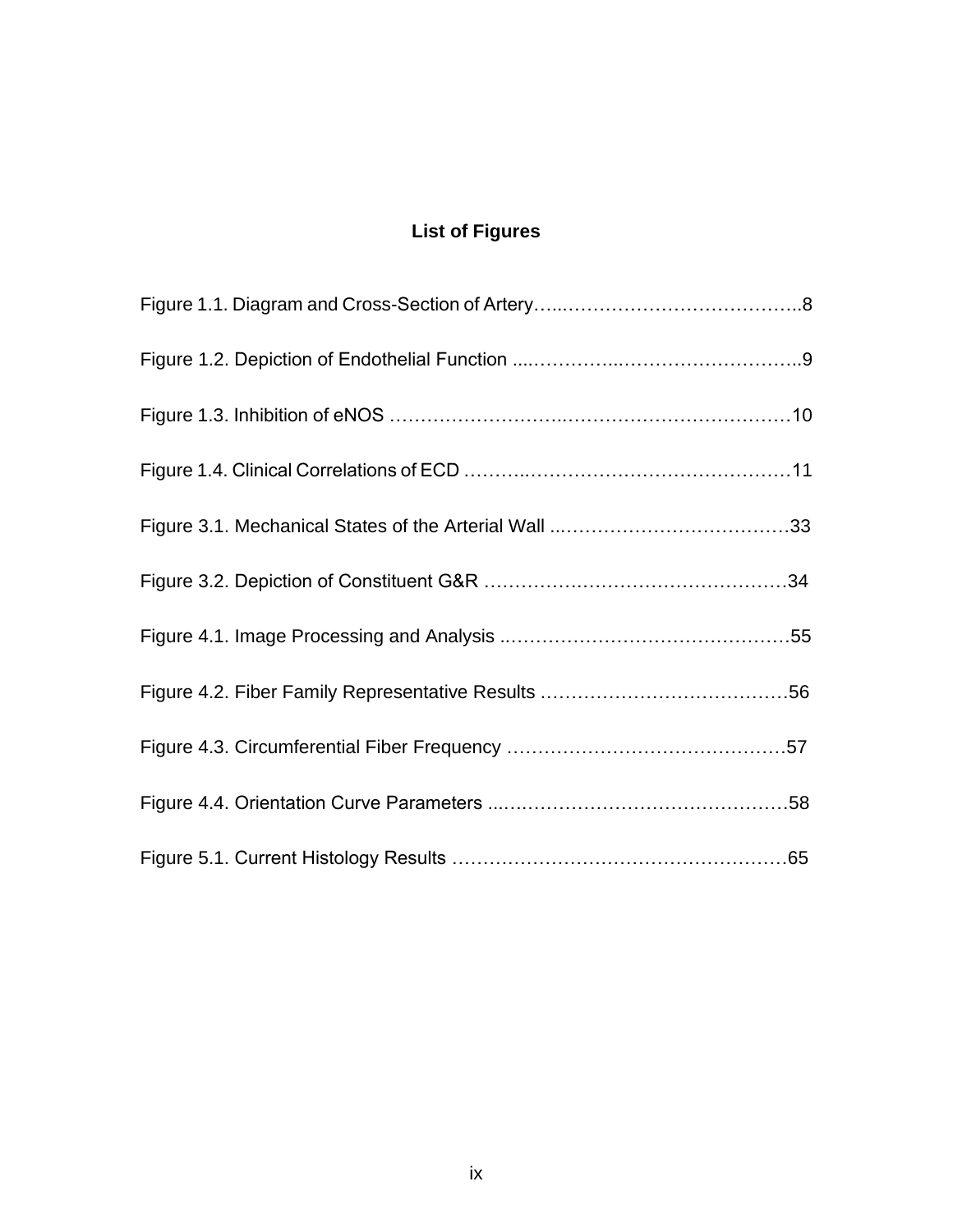## List of Figures

Figure 1.1. Diagram and Cross-Section of Artery…..…………………………………..8

Figure 1.2. Depiction of Endothelial Function ....…………..………………………..9

Figure 1.3. Inhibition of eNOS ……………………….………………………………10

Figure 1.4. Clinical Correlations of ECD ……….……………………………………11

Figure 3.1. Mechanical States of the Arterial Wall ...………………………………33

Figure 3.2. Depiction of Constituent G&R …………….……………………………34

Figure 4.1. Image Processing and Analysis ..………………………………………55

Figure 4.2. Fiber Family Representative Results …………………….……………56

Figure 4.3. Circumferential Fiber Frequency ………………………………………57

Figure 4.4. Orientation Curve Parameters ...….……………………………………58

Figure 5.1. Current Histology Results ………………….……………………………65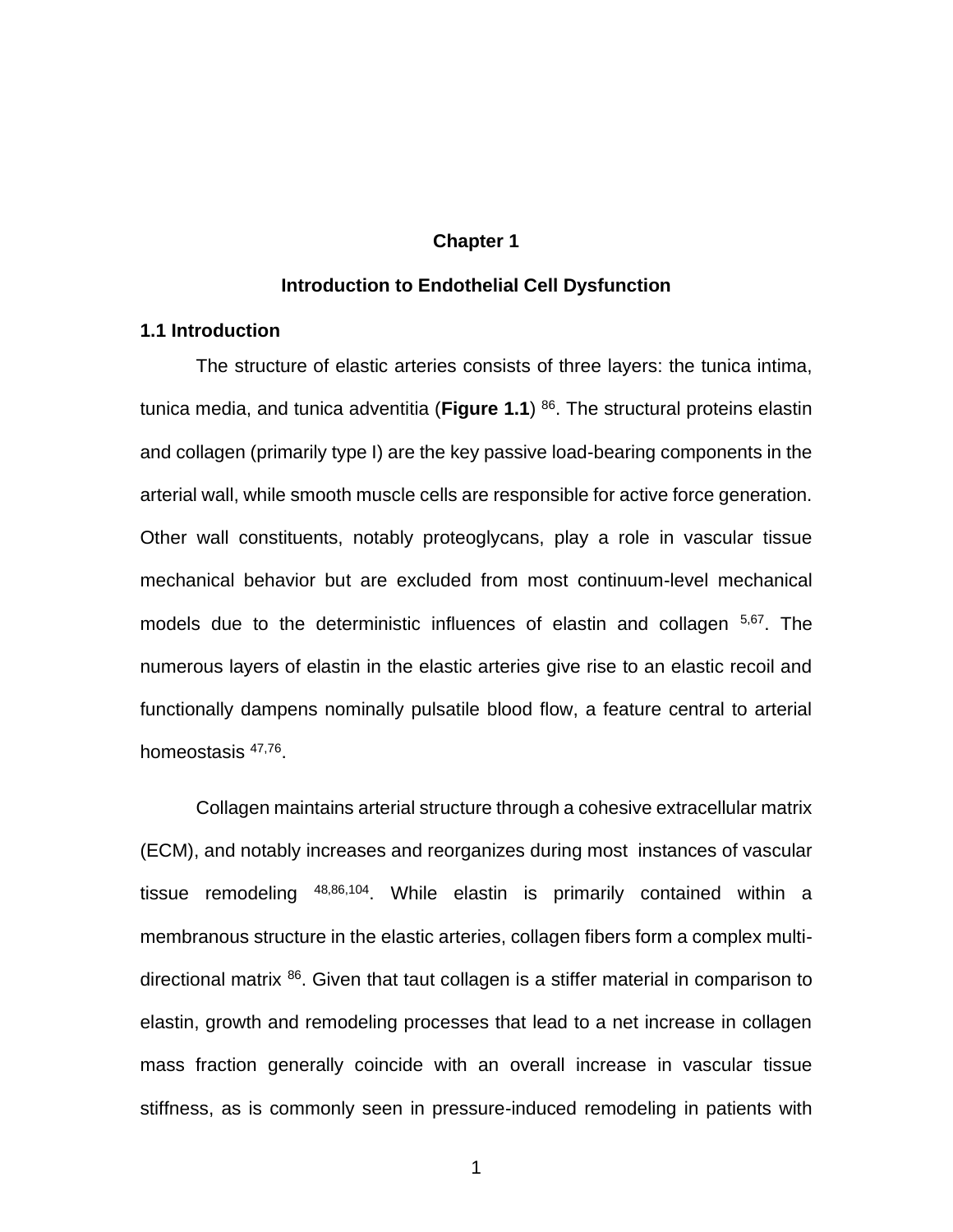# Chapter 1

## Introduction to Endothelial Cell Dysfunction

### 1.1 Introduction

The structure of elastic arteries consists of three layers: the tunica intima, tunica media, and tunica adventitia (**Figure 1.1**) [86]. The structural proteins elastin and collagen (primarily type I) are the key passive load-bearing components in the arterial wall, while smooth muscle cells are responsible for active force generation. Other wall constituents, notably proteoglycans, play a role in vascular tissue mechanical behavior but are excluded from most continuum-level mechanical models due to the deterministic influences of elastin and collagen [5,67]. The numerous layers of elastin in the elastic arteries give rise to an elastic recoil and functionally dampens nominally pulsatile blood flow, a feature central to arterial homeostasis [47,76].

Collagen maintains arterial structure through a cohesive extracellular matrix (ECM), and notably increases and reorganizes during most instances of vascular tissue remodeling [48,86,104]. While elastin is primarily contained within a membranous structure in the elastic arteries, collagen fibers form a complex multi-directional matrix [86]. Given that taut collagen is a stiffer material in comparison to elastin, growth and remodeling processes that lead to a net increase in collagen mass fraction generally coincide with an overall increase in vascular tissue stiffness, as is commonly seen in pressure-induced remodeling in patients with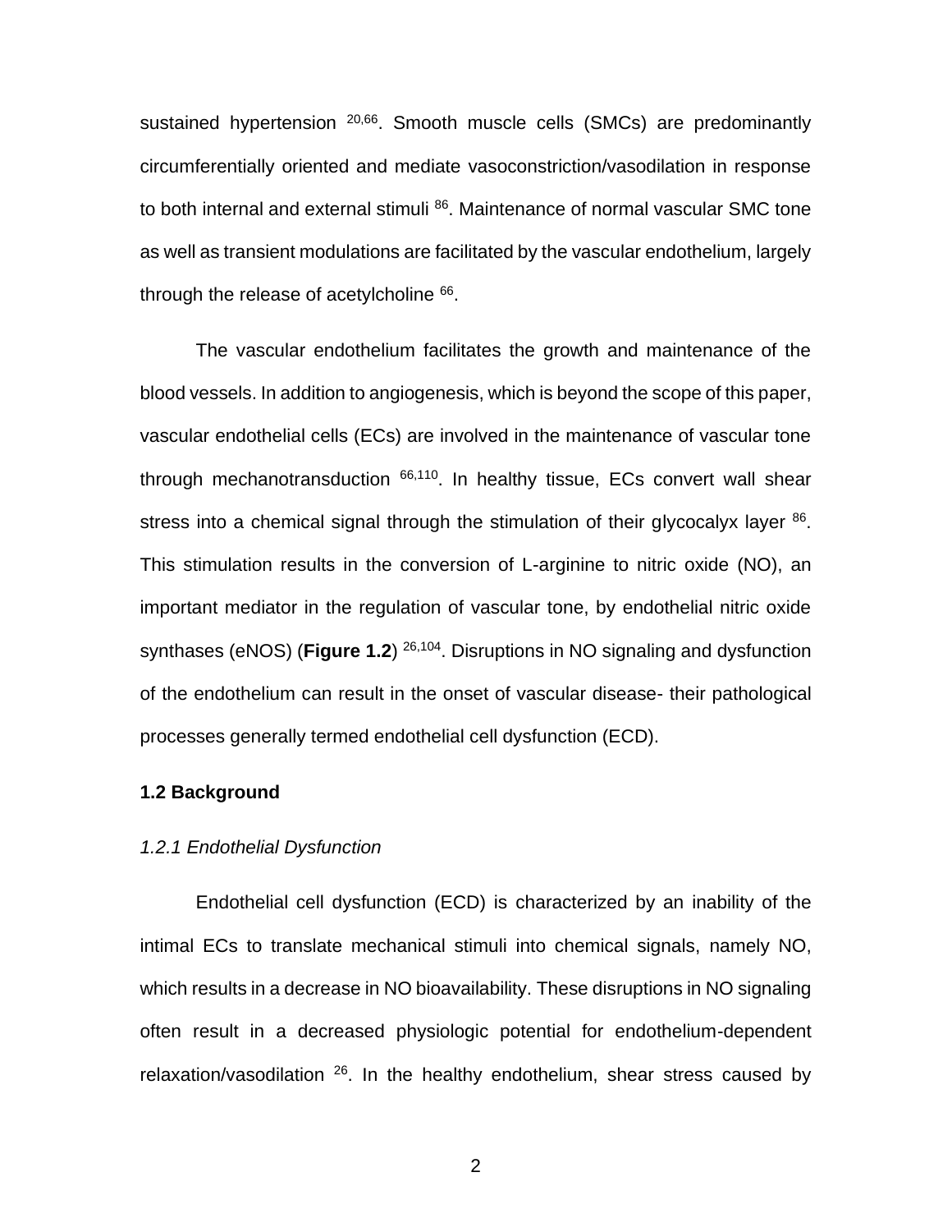sustained hypertension [20,66]. Smooth muscle cells (SMCs) are predominantly circumferentially oriented and mediate vasoconstriction/vasodilation in response to both internal and external stimuli [86]. Maintenance of normal vascular SMC tone as well as transient modulations are facilitated by the vascular endothelium, largely through the release of acetylcholine [66].

The vascular endothelium facilitates the growth and maintenance of the blood vessels. In addition to angiogenesis, which is beyond the scope of this paper, vascular endothelial cells (ECs) are involved in the maintenance of vascular tone through mechanotransduction [66,110]. In healthy tissue, ECs convert wall shear stress into a chemical signal through the stimulation of their glycocalyx layer [86]. This stimulation results in the conversion of L-arginine to nitric oxide (NO), an important mediator in the regulation of vascular tone, by endothelial nitric oxide synthases (eNOS) (**Figure 1.2**) [26,104]. Disruptions in NO signaling and dysfunction of the endothelium can result in the onset of vascular disease- their pathological processes generally termed endothelial cell dysfunction (ECD).

## 1.2 Background

### *1.2.1 Endothelial Dysfunction*

Endothelial cell dysfunction (ECD) is characterized by an inability of the intimal ECs to translate mechanical stimuli into chemical signals, namely NO, which results in a decrease in NO bioavailability. These disruptions in NO signaling often result in a decreased physiologic potential for endothelium-dependent relaxation/vasodilation [26]. In the healthy endothelium, shear stress caused by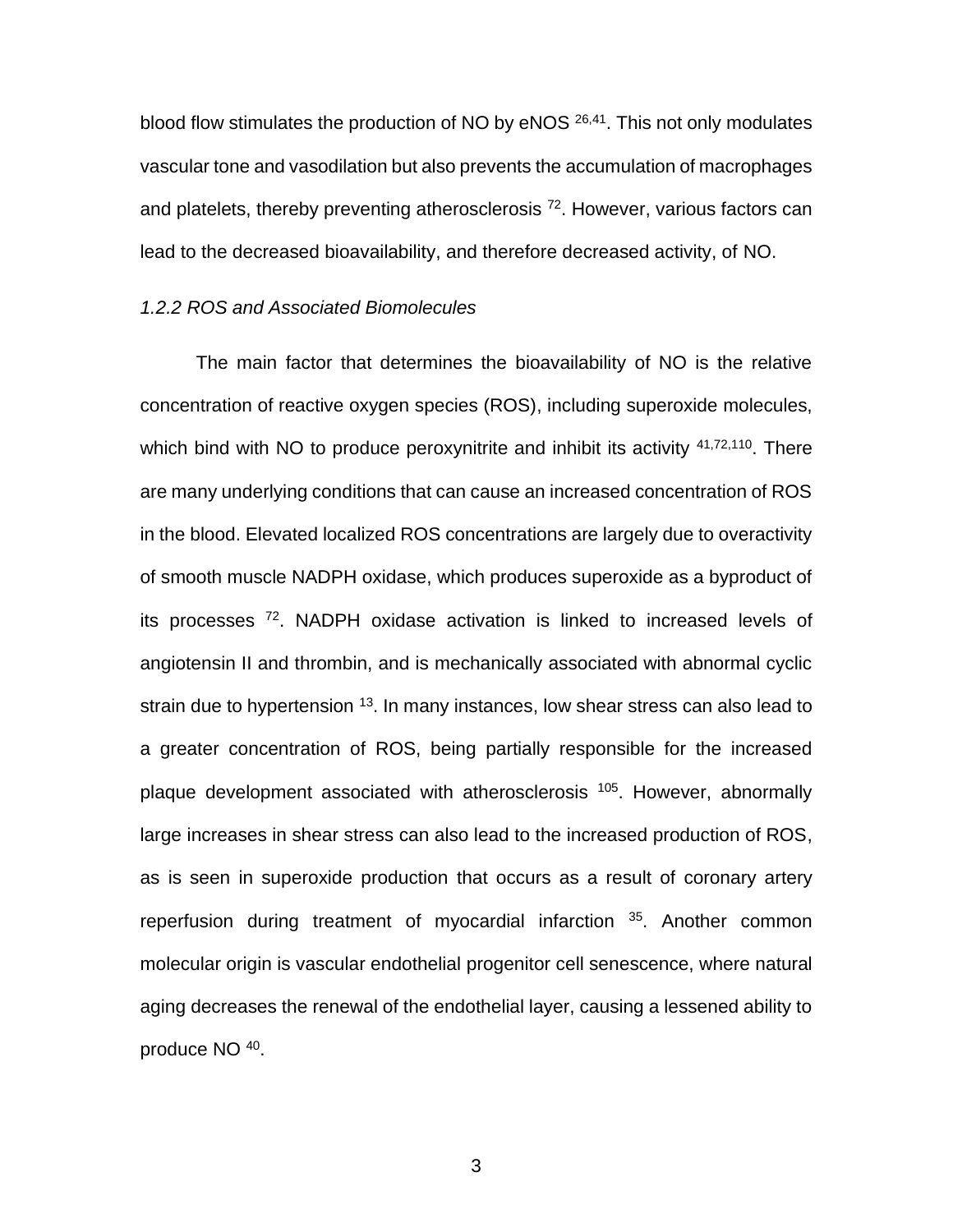blood flow stimulates the production of NO by eNOS [26,41]. This not only modulates vascular tone and vasodilation but also prevents the accumulation of macrophages and platelets, thereby preventing atherosclerosis [72]. However, various factors can lead to the decreased bioavailability, and therefore decreased activity, of NO.

### *1.2.2 ROS and Associated Biomolecules*

The main factor that determines the bioavailability of NO is the relative concentration of reactive oxygen species (ROS), including superoxide molecules, which bind with NO to produce peroxynitrite and inhibit its activity [41,72,110]. There are many underlying conditions that can cause an increased concentration of ROS in the blood. Elevated localized ROS concentrations are largely due to overactivity of smooth muscle NADPH oxidase, which produces superoxide as a byproduct of its processes [72]. NADPH oxidase activation is linked to increased levels of angiotensin II and thrombin, and is mechanically associated with abnormal cyclic strain due to hypertension [13]. In many instances, low shear stress can also lead to a greater concentration of ROS, being partially responsible for the increased plaque development associated with atherosclerosis [105]. However, abnormally large increases in shear stress can also lead to the increased production of ROS, as is seen in superoxide production that occurs as a result of coronary artery reperfusion during treatment of myocardial infarction [35]. Another common molecular origin is vascular endothelial progenitor cell senescence, where natural aging decreases the renewal of the endothelial layer, causing a lessened ability to produce NO [40].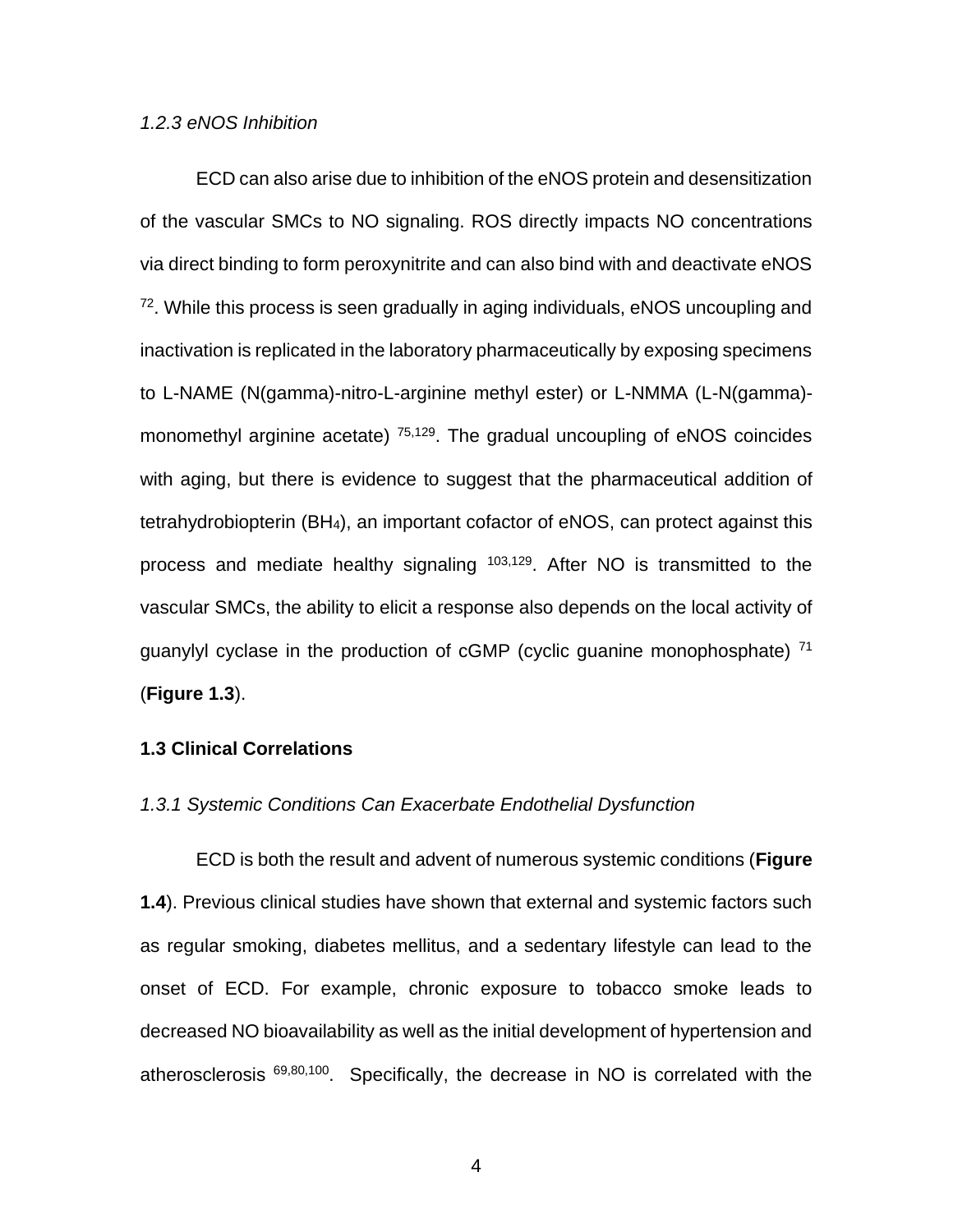### *1.2.3 eNOS Inhibition*

ECD can also arise due to inhibition of the eNOS protein and desensitization of the vascular SMCs to NO signaling. ROS directly impacts NO concentrations via direct binding to form peroxynitrite and can also bind with and deactivate eNOS [72]. While this process is seen gradually in aging individuals, eNOS uncoupling and inactivation is replicated in the laboratory pharmaceutically by exposing specimens to L-NAME (N(gamma)-nitro-L-arginine methyl ester) or L-NMMA (L-N(gamma)-monomethyl arginine acetate) [75,129]. The gradual uncoupling of eNOS coincides with aging, but there is evidence to suggest that the pharmaceutical addition of tetrahydrobiopterin ($BH_4$), an important cofactor of eNOS, can protect against this process and mediate healthy signaling [103,129]. After NO is transmitted to the vascular SMCs, the ability to elicit a response also depends on the local activity of guanylyl cyclase in the production of cGMP (cyclic guanine monophosphate) [71] (**Figure 1.3**).

## 1.3 Clinical Correlations

### *1.3.1 Systemic Conditions Can Exacerbate Endothelial Dysfunction*

ECD is both the result and advent of numerous systemic conditions (**Figure 1.4**). Previous clinical studies have shown that external and systemic factors such as regular smoking, diabetes mellitus, and a sedentary lifestyle can lead to the onset of ECD. For example, chronic exposure to tobacco smoke leads to decreased NO bioavailability as well as the initial development of hypertension and atherosclerosis [69,80,100]. Specifically, the decrease in NO is correlated with the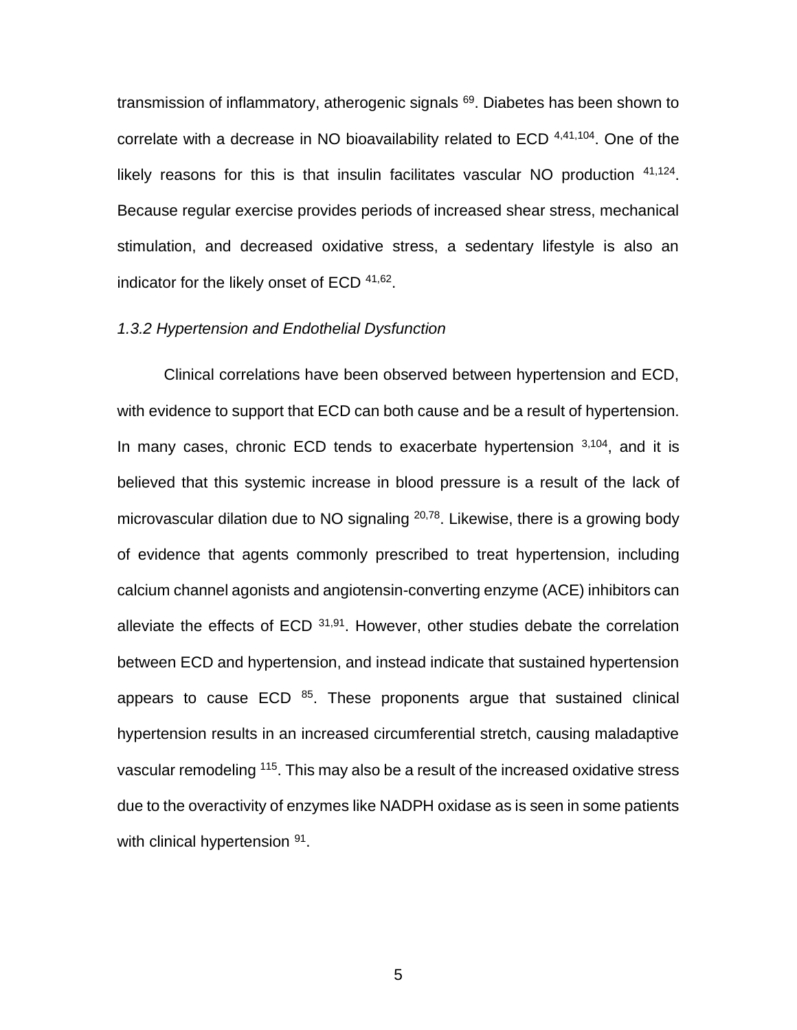transmission of inflammatory, atherogenic signals [69]. Diabetes has been shown to correlate with a decrease in NO bioavailability related to ECD [4,41,104]. One of the likely reasons for this is that insulin facilitates vascular NO production [41,124]. Because regular exercise provides periods of increased shear stress, mechanical stimulation, and decreased oxidative stress, a sedentary lifestyle is also an indicator for the likely onset of ECD [41,62].

### *1.3.2 Hypertension and Endothelial Dysfunction*

Clinical correlations have been observed between hypertension and ECD, with evidence to support that ECD can both cause and be a result of hypertension. In many cases, chronic ECD tends to exacerbate hypertension [3,104], and it is believed that this systemic increase in blood pressure is a result of the lack of microvascular dilation due to NO signaling [20,78]. Likewise, there is a growing body of evidence that agents commonly prescribed to treat hypertension, including calcium channel agonists and angiotensin-converting enzyme (ACE) inhibitors can alleviate the effects of ECD [31,91]. However, other studies debate the correlation between ECD and hypertension, and instead indicate that sustained hypertension appears to cause ECD [85]. These proponents argue that sustained clinical hypertension results in an increased circumferential stretch, causing maladaptive vascular remodeling [115]. This may also be a result of the increased oxidative stress due to the overactivity of enzymes like NADPH oxidase as is seen in some patients with clinical hypertension [91].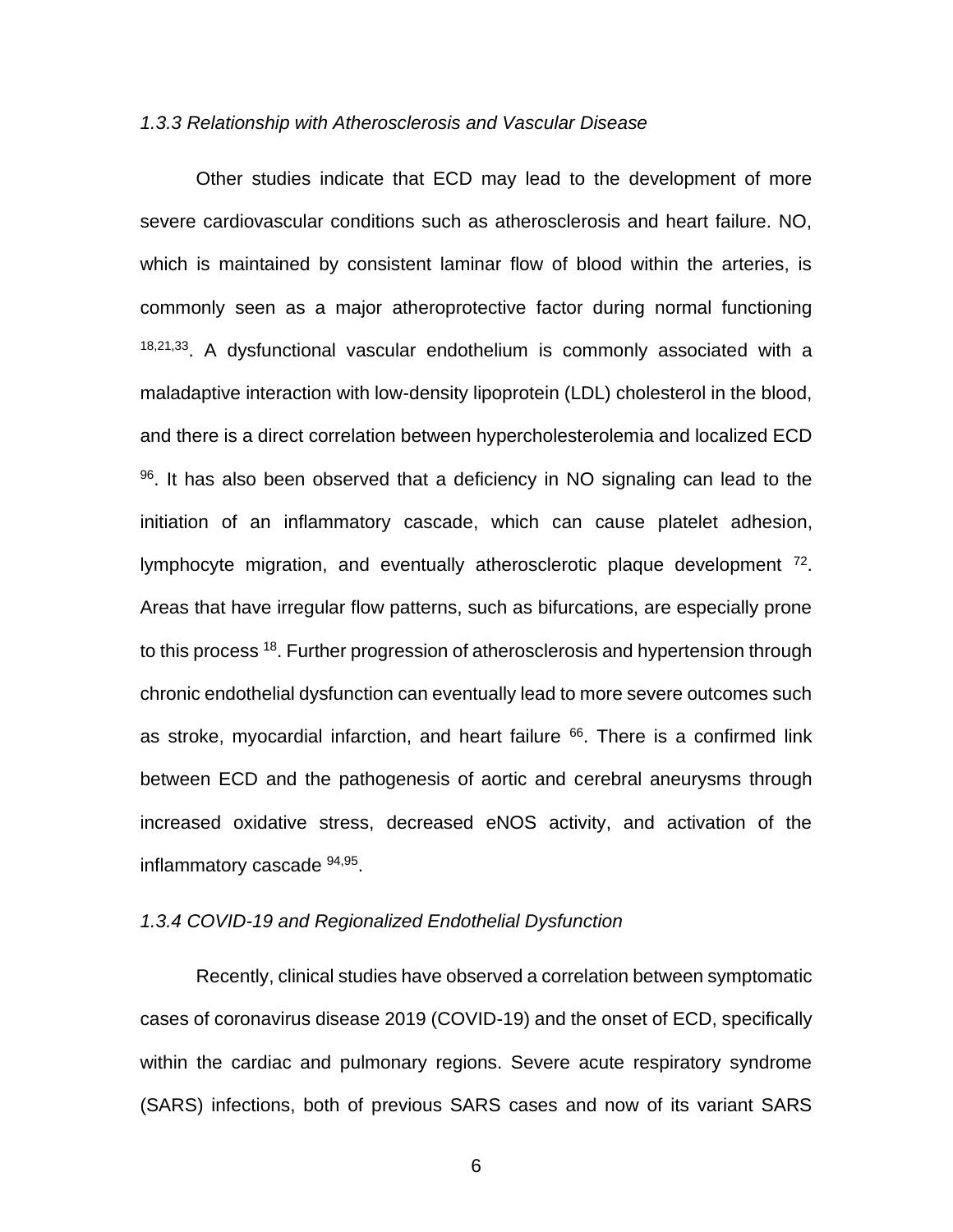*1.3.3 Relationship with Atherosclerosis and Vascular Disease*

Other studies indicate that ECD may lead to the development of more severe cardiovascular conditions such as atherosclerosis and heart failure. NO, which is maintained by consistent laminar flow of blood within the arteries, is commonly seen as a major atheroprotective factor during normal functioning [18,21,33]. A dysfunctional vascular endothelium is commonly associated with a maladaptive interaction with low-density lipoprotein (LDL) cholesterol in the blood, and there is a direct correlation between hypercholesterolemia and localized ECD [96]. It has also been observed that a deficiency in NO signaling can lead to the initiation of an inflammatory cascade, which can cause platelet adhesion, lymphocyte migration, and eventually atherosclerotic plaque development [72]. Areas that have irregular flow patterns, such as bifurcations, are especially prone to this process [18]. Further progression of atherosclerosis and hypertension through chronic endothelial dysfunction can eventually lead to more severe outcomes such as stroke, myocardial infarction, and heart failure [66]. There is a confirmed link between ECD and the pathogenesis of aortic and cerebral aneurysms through increased oxidative stress, decreased eNOS activity, and activation of the inflammatory cascade [94,95].

*1.3.4 COVID-19 and Regionalized Endothelial Dysfunction*

Recently, clinical studies have observed a correlation between symptomatic cases of coronavirus disease 2019 (COVID-19) and the onset of ECD, specifically within the cardiac and pulmonary regions. Severe acute respiratory syndrome (SARS) infections, both of previous SARS cases and now of its variant SARS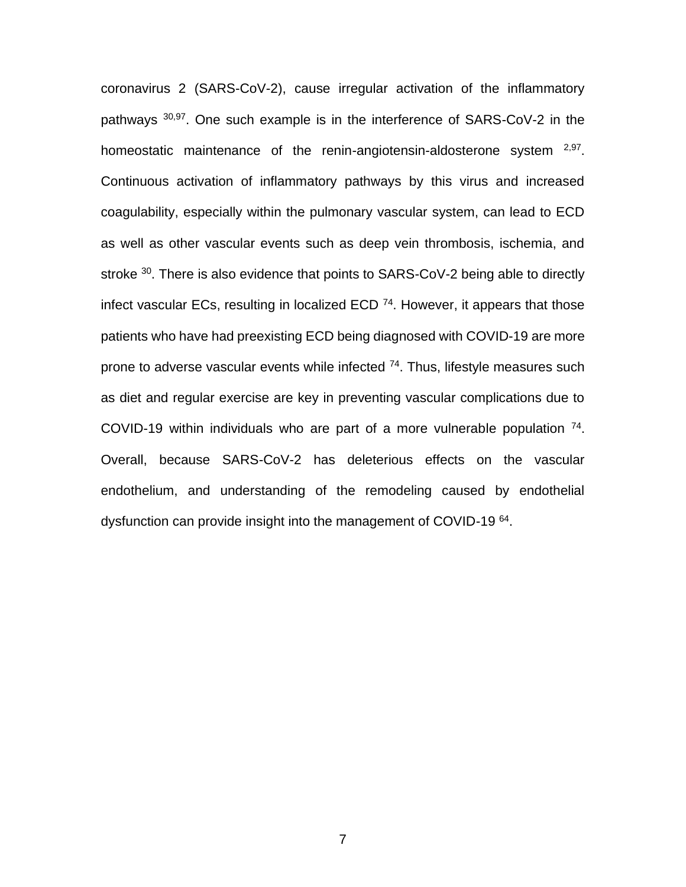coronavirus 2 (SARS-CoV-2), cause irregular activation of the inflammatory pathways [30,97]. One such example is in the interference of SARS-CoV-2 in the homeostatic maintenance of the renin-angiotensin-aldosterone system [2,97]. Continuous activation of inflammatory pathways by this virus and increased coagulability, especially within the pulmonary vascular system, can lead to ECD as well as other vascular events such as deep vein thrombosis, ischemia, and stroke [30]. There is also evidence that points to SARS-CoV-2 being able to directly infect vascular ECs, resulting in localized ECD [74]. However, it appears that those patients who have had preexisting ECD being diagnosed with COVID-19 are more prone to adverse vascular events while infected [74]. Thus, lifestyle measures such as diet and regular exercise are key in preventing vascular complications due to COVID-19 within individuals who are part of a more vulnerable population [74]. Overall, because SARS-CoV-2 has deleterious effects on the vascular endothelium, and understanding of the remodeling caused by endothelial dysfunction can provide insight into the management of COVID-19 [64].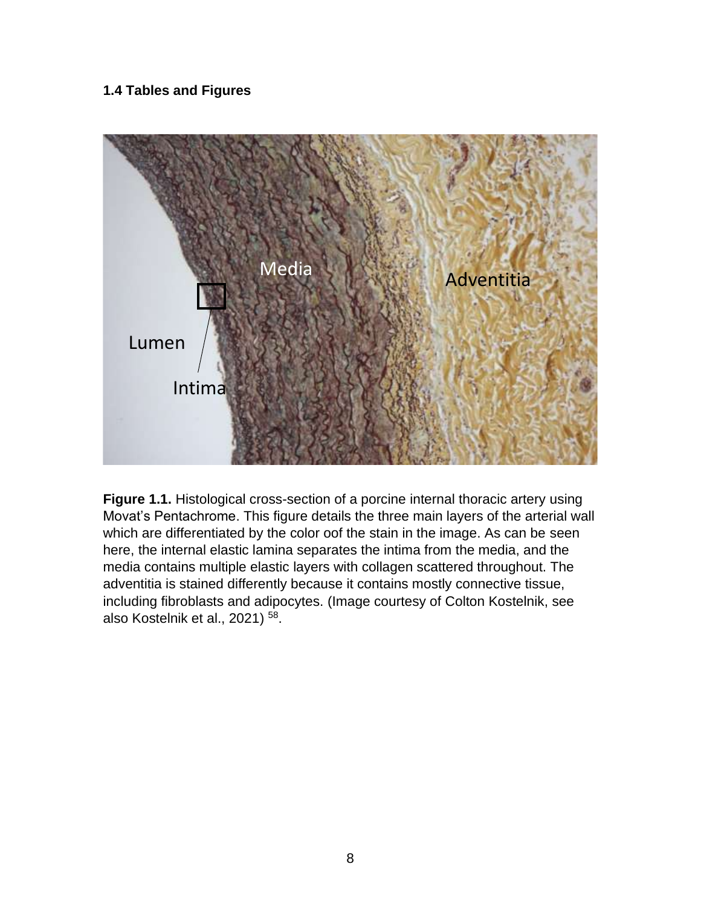### 1.4 Tables and Figures

**Figure 1.1.** Histological cross-section of a porcine internal thoracic artery using Movat's Pentachrome. This figure details the three main layers of the arterial wall which are differentiated by the color oof the stain in the image. As can be seen here, the internal elastic lamina separates the intima from the media, and the media contains multiple elastic layers with collagen scattered throughout. The adventitia is stained differently because it contains mostly connective tissue, including fibroblasts and adipocytes. (Image courtesy of Colton Kostelnik, see also Kostelnik et al., 2021) [58].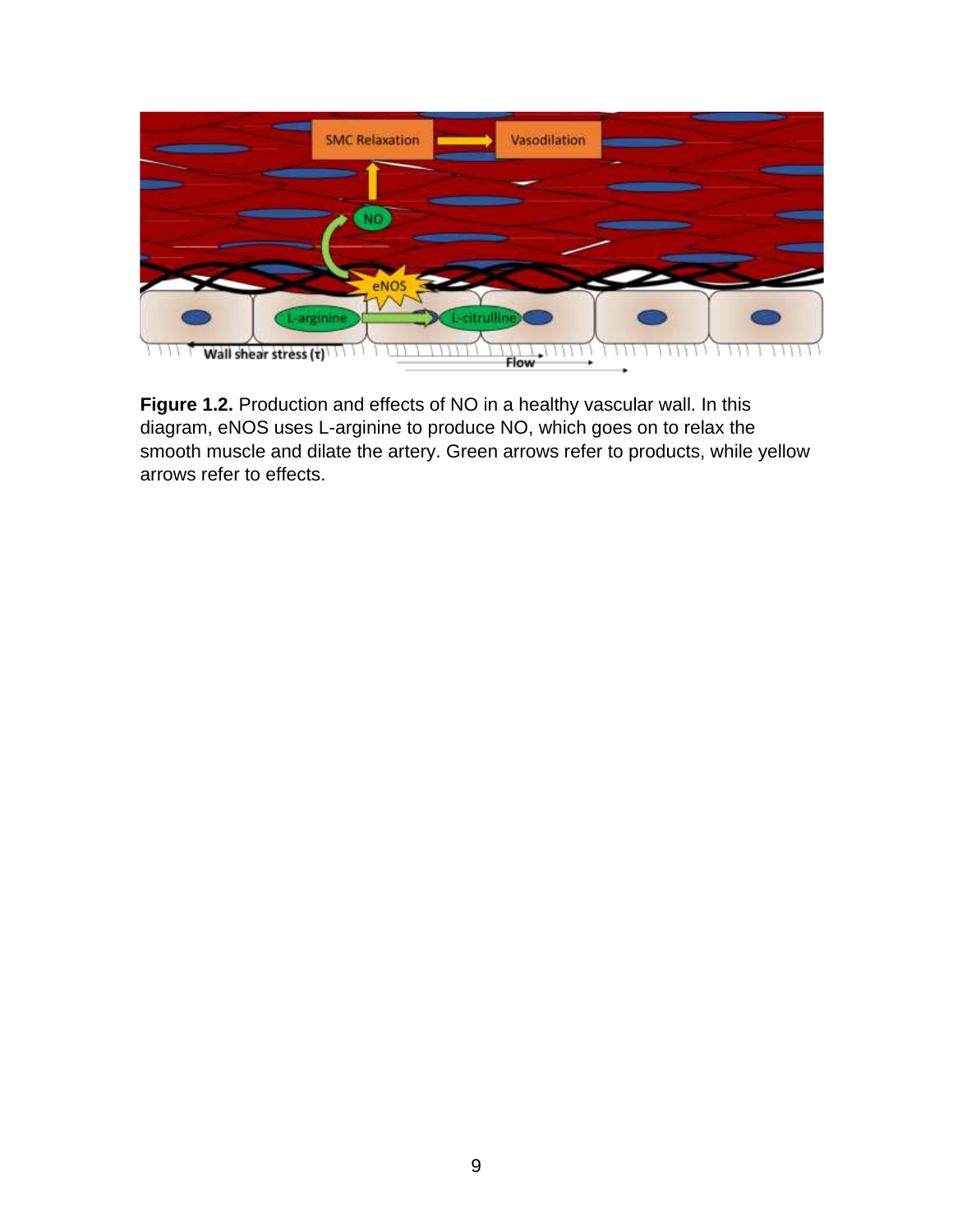SMC Relaxation

Vasodilation

NO

eNOS

L-arginine

L-citrulline

Wall shear stress (τ)

Flow

**Figure 1.2.** Production and effects of NO in a healthy vascular wall. In this diagram, eNOS uses L-arginine to produce NO, which goes on to relax the smooth muscle and dilate the artery. Green arrows refer to products, while yellow arrows refer to effects.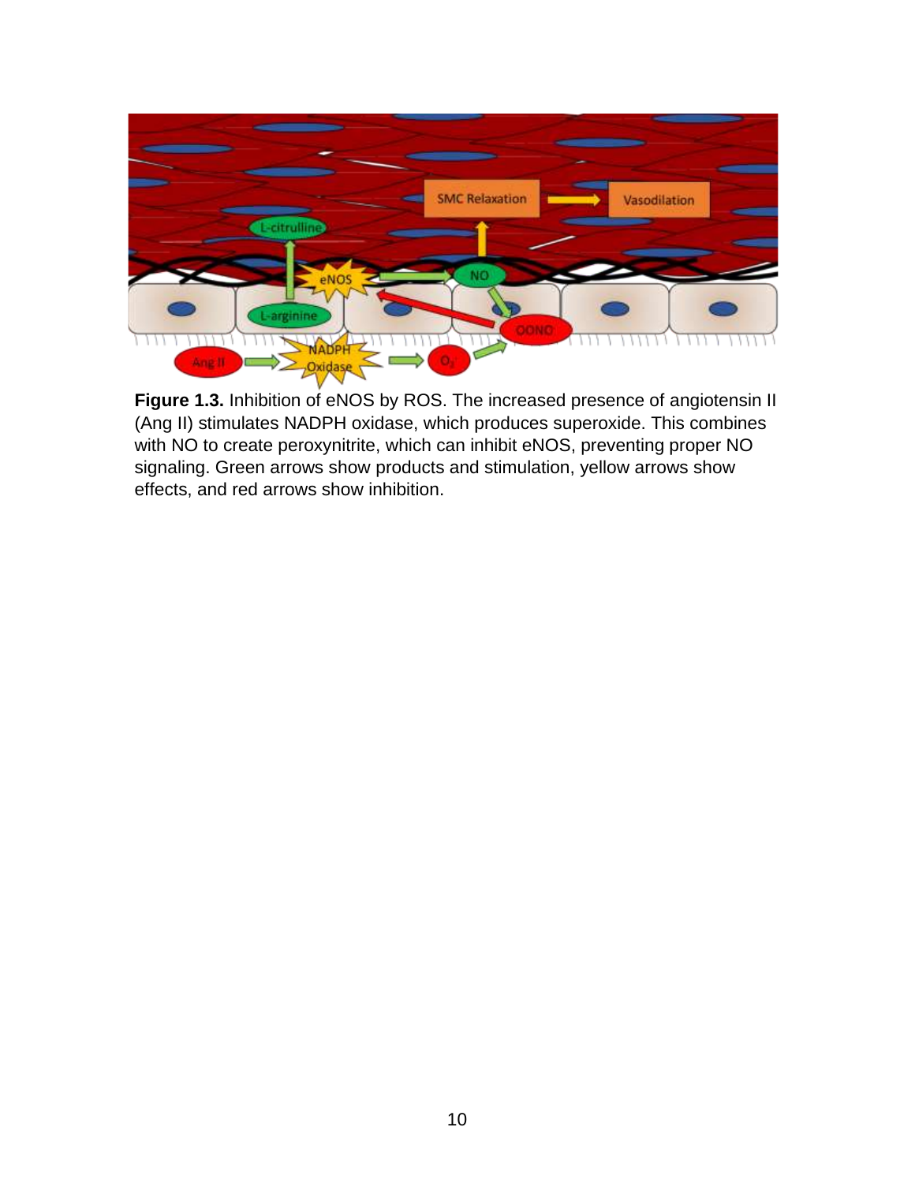SMC Relaxation

Vasodilation

L-citrulline

eNOS

NO

L-arginine

OONO

Ang II

NADPH Oxidase

$O_2^-$

**Figure 1.3.** Inhibition of eNOS by ROS. The increased presence of angiotensin II (Ang II) stimulates NADPH oxidase, which produces superoxide. This combines with NO to create peroxynitrite, which can inhibit eNOS, preventing proper NO signaling. Green arrows show products and stimulation, yellow arrows show effects, and red arrows show inhibition.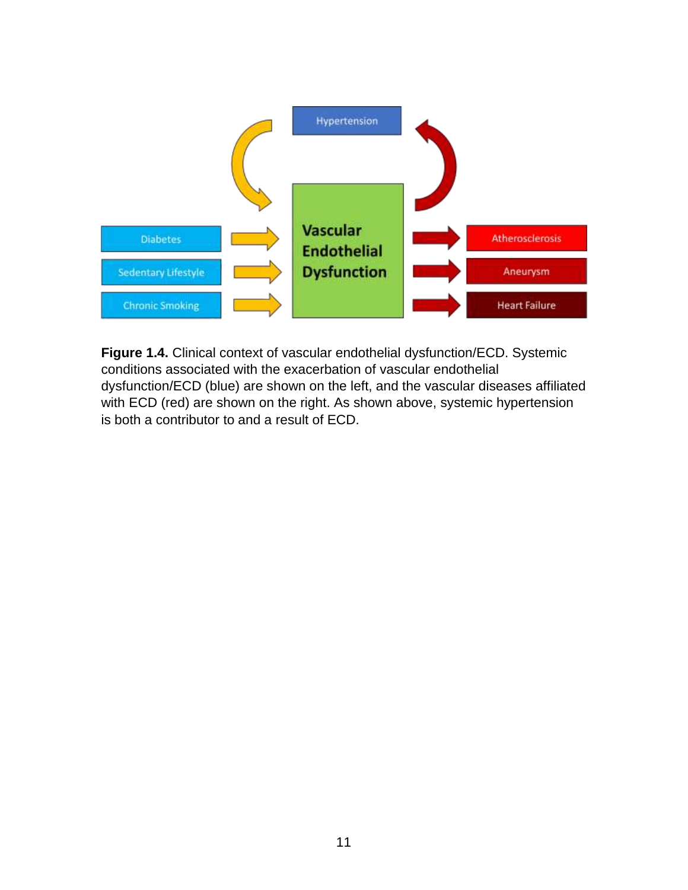Hypertension

Diabetes

Sedentary Lifestyle

Chronic Smoking

Vascular Endothelial Dysfunction

Atherosclerosis

Aneurysm

Heart Failure

**Figure 1.4.** Clinical context of vascular endothelial dysfunction/ECD. Systemic conditions associated with the exacerbation of vascular endothelial dysfunction/ECD (blue) are shown on the left, and the vascular diseases affiliated with ECD (red) are shown on the right. As shown above, systemic hypertension is both a contributor to and a result of ECD.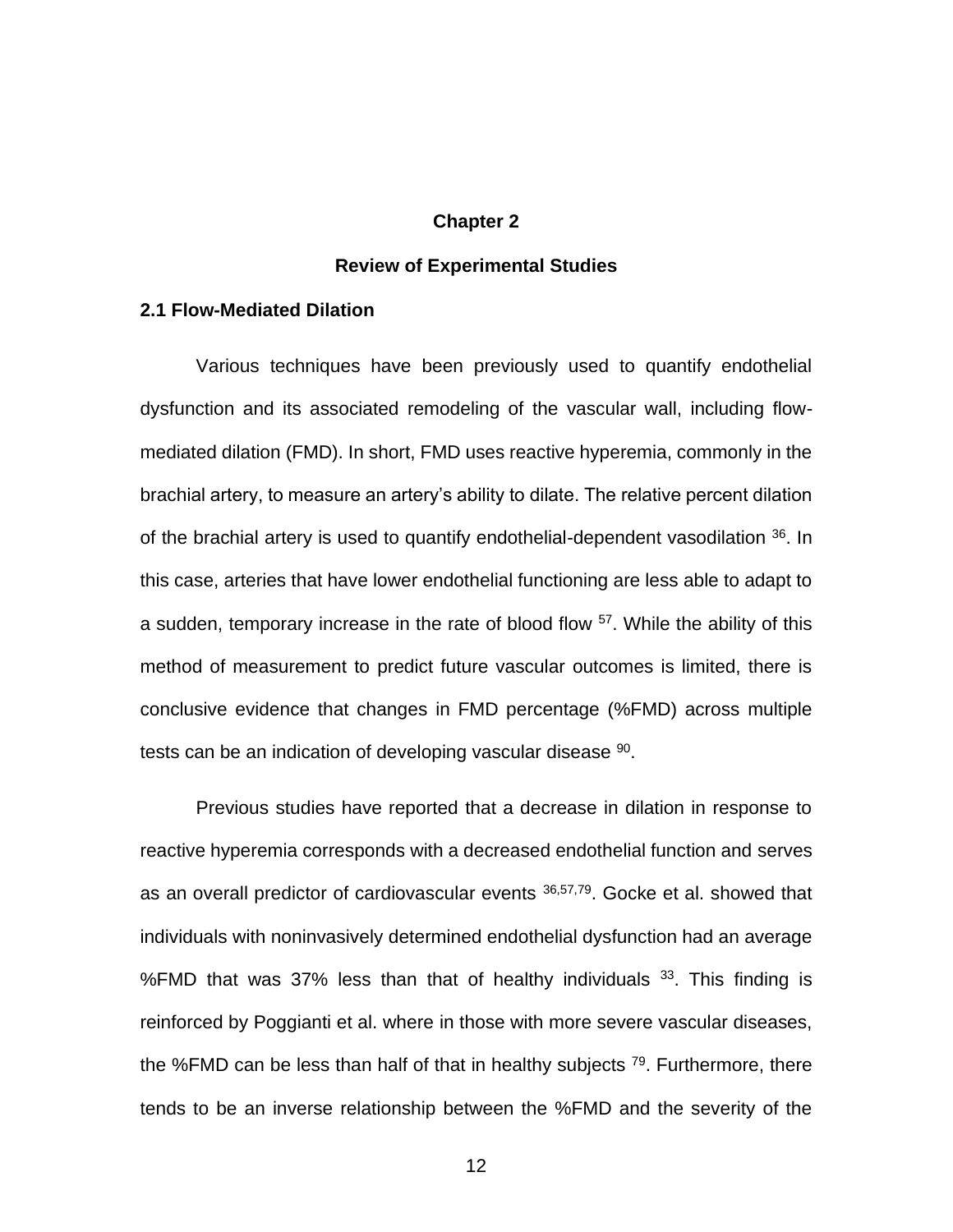# Chapter 2

# Review of Experimental Studies

## 2.1 Flow-Mediated Dilation

Various techniques have been previously used to quantify endothelial dysfunction and its associated remodeling of the vascular wall, including flow-mediated dilation (FMD). In short, FMD uses reactive hyperemia, commonly in the brachial artery, to measure an artery's ability to dilate. The relative percent dilation of the brachial artery is used to quantify endothelial-dependent vasodilation [36]. In this case, arteries that have lower endothelial functioning are less able to adapt to a sudden, temporary increase in the rate of blood flow [57]. While the ability of this method of measurement to predict future vascular outcomes is limited, there is conclusive evidence that changes in FMD percentage (%FMD) across multiple tests can be an indication of developing vascular disease [90].

Previous studies have reported that a decrease in dilation in response to reactive hyperemia corresponds with a decreased endothelial function and serves as an overall predictor of cardiovascular events [36,57,79]. Gocke et al. showed that individuals with noninvasively determined endothelial dysfunction had an average %FMD that was 37% less than that of healthy individuals [33]. This finding is reinforced by Poggianti et al. where in those with more severe vascular diseases, the %FMD can be less than half of that in healthy subjects [79]. Furthermore, there tends to be an inverse relationship between the %FMD and the severity of the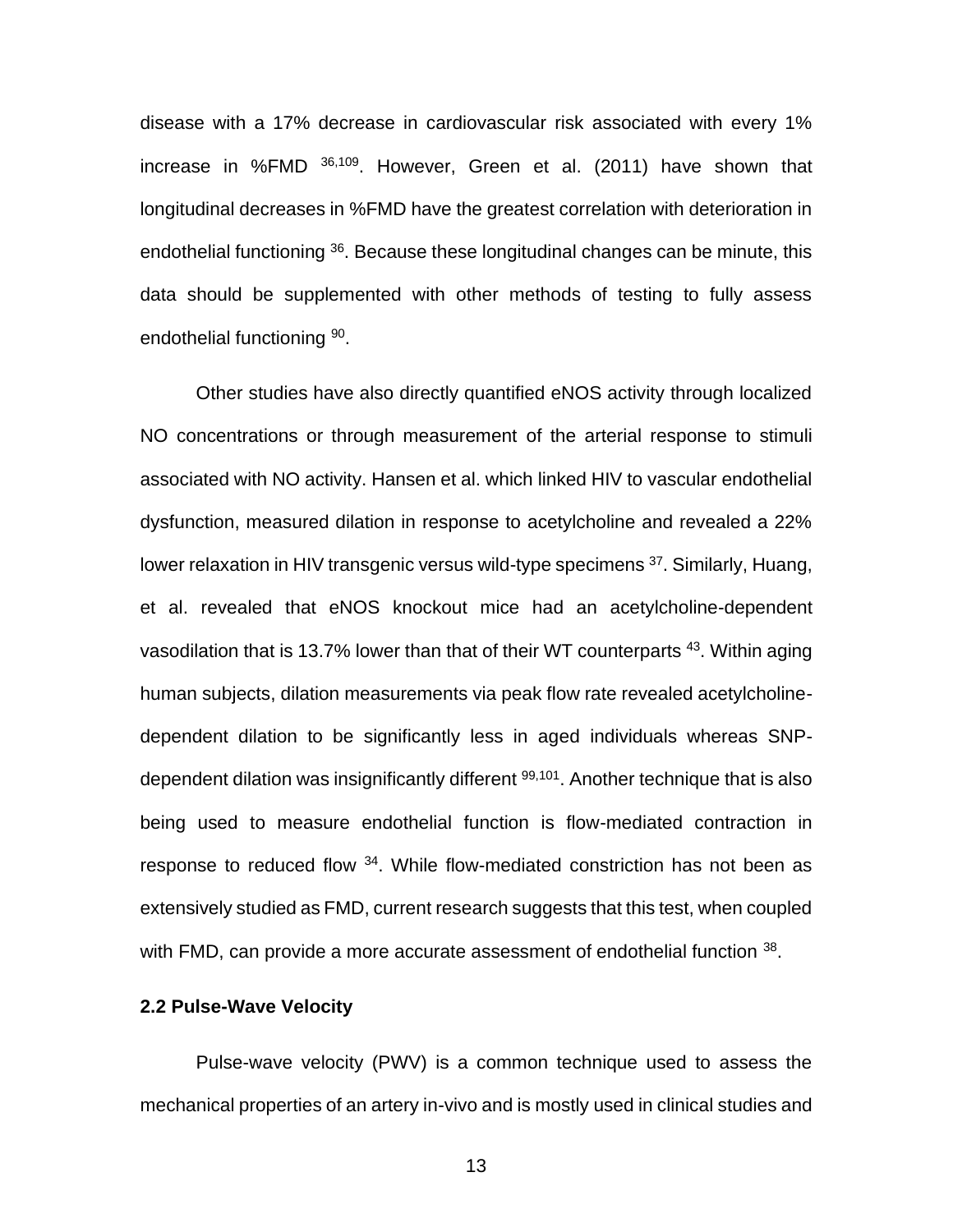disease with a 17% decrease in cardiovascular risk associated with every 1% increase in %FMD [36,109]. However, Green et al. (2011) have shown that longitudinal decreases in %FMD have the greatest correlation with deterioration in endothelial functioning [36]. Because these longitudinal changes can be minute, this data should be supplemented with other methods of testing to fully assess endothelial functioning [90].

Other studies have also directly quantified eNOS activity through localized NO concentrations or through measurement of the arterial response to stimuli associated with NO activity. Hansen et al. which linked HIV to vascular endothelial dysfunction, measured dilation in response to acetylcholine and revealed a 22% lower relaxation in HIV transgenic versus wild-type specimens [37]. Similarly, Huang, et al. revealed that eNOS knockout mice had an acetylcholine-dependent vasodilation that is 13.7% lower than that of their WT counterparts [43]. Within aging human subjects, dilation measurements via peak flow rate revealed acetylcholine-dependent dilation to be significantly less in aged individuals whereas SNP-dependent dilation was insignificantly different [99,101]. Another technique that is also being used to measure endothelial function is flow-mediated contraction in response to reduced flow [34]. While flow-mediated constriction has not been as extensively studied as FMD, current research suggests that this test, when coupled with FMD, can provide a more accurate assessment of endothelial function [38].

## 2.2 Pulse-Wave Velocity

Pulse-wave velocity (PWV) is a common technique used to assess the mechanical properties of an artery in-vivo and is mostly used in clinical studies and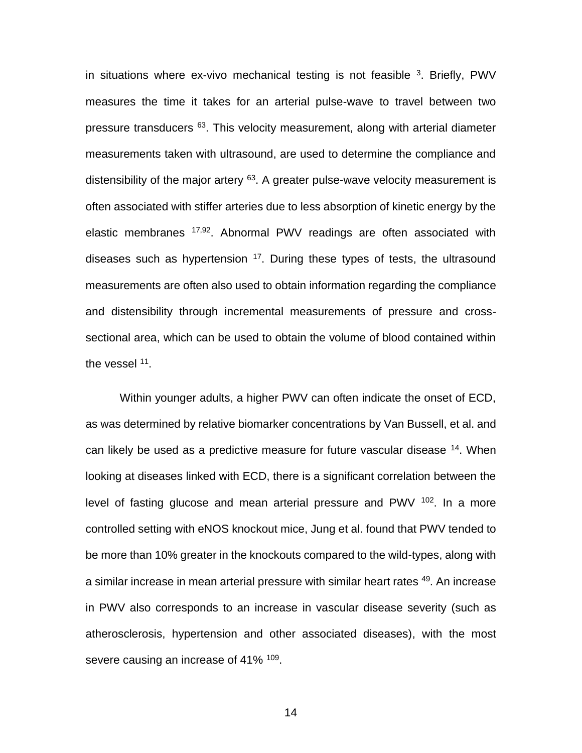in situations where ex-vivo mechanical testing is not feasible [3]. Briefly, PWV measures the time it takes for an arterial pulse-wave to travel between two pressure transducers [63]. This velocity measurement, along with arterial diameter measurements taken with ultrasound, are used to determine the compliance and distensibility of the major artery [63]. A greater pulse-wave velocity measurement is often associated with stiffer arteries due to less absorption of kinetic energy by the elastic membranes [17,92]. Abnormal PWV readings are often associated with diseases such as hypertension [17]. During these types of tests, the ultrasound measurements are often also used to obtain information regarding the compliance and distensibility through incremental measurements of pressure and cross-sectional area, which can be used to obtain the volume of blood contained within the vessel [11].

Within younger adults, a higher PWV can often indicate the onset of ECD, as was determined by relative biomarker concentrations by Van Bussell, et al. and can likely be used as a predictive measure for future vascular disease [14]. When looking at diseases linked with ECD, there is a significant correlation between the level of fasting glucose and mean arterial pressure and PWV [102]. In a more controlled setting with eNOS knockout mice, Jung et al. found that PWV tended to be more than 10% greater in the knockouts compared to the wild-types, along with a similar increase in mean arterial pressure with similar heart rates [49]. An increase in PWV also corresponds to an increase in vascular disease severity (such as atherosclerosis, hypertension and other associated diseases), with the most severe causing an increase of 41% [109].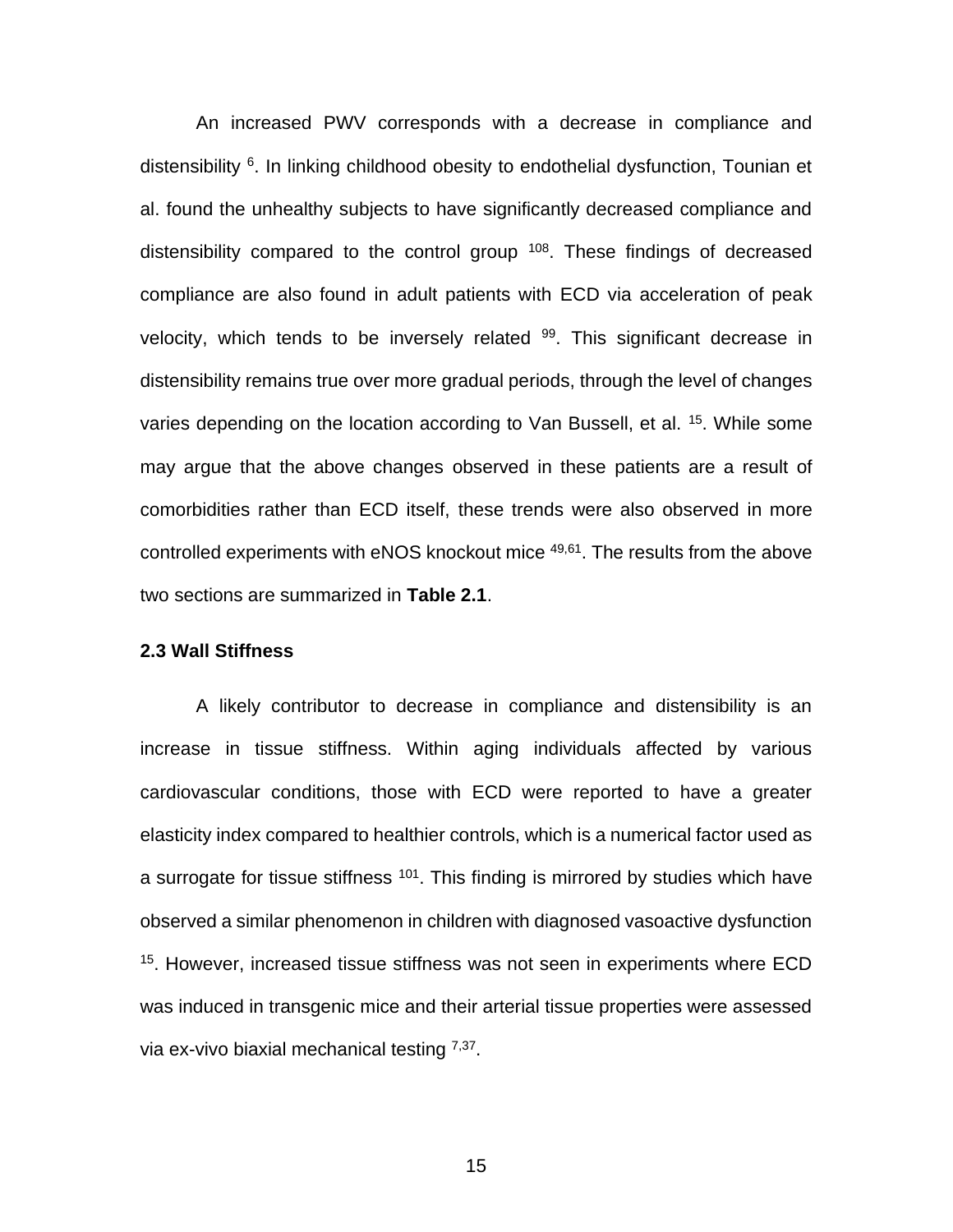An increased PWV corresponds with a decrease in compliance and distensibility [6]. In linking childhood obesity to endothelial dysfunction, Tounian et al. found the unhealthy subjects to have significantly decreased compliance and distensibility compared to the control group [108]. These findings of decreased compliance are also found in adult patients with ECD via acceleration of peak velocity, which tends to be inversely related [99]. This significant decrease in distensibility remains true over more gradual periods, through the level of changes varies depending on the location according to Van Bussell, et al. [15]. While some may argue that the above changes observed in these patients are a result of comorbidities rather than ECD itself, these trends were also observed in more controlled experiments with eNOS knockout mice [49,61]. The results from the above two sections are summarized in **Table 2.1**.

### 2.3 Wall Stiffness

A likely contributor to decrease in compliance and distensibility is an increase in tissue stiffness. Within aging individuals affected by various cardiovascular conditions, those with ECD were reported to have a greater elasticity index compared to healthier controls, which is a numerical factor used as a surrogate for tissue stiffness [101]. This finding is mirrored by studies which have observed a similar phenomenon in children with diagnosed vasoactive dysfunction [15]. However, increased tissue stiffness was not seen in experiments where ECD was induced in transgenic mice and their arterial tissue properties were assessed via ex-vivo biaxial mechanical testing [7,37].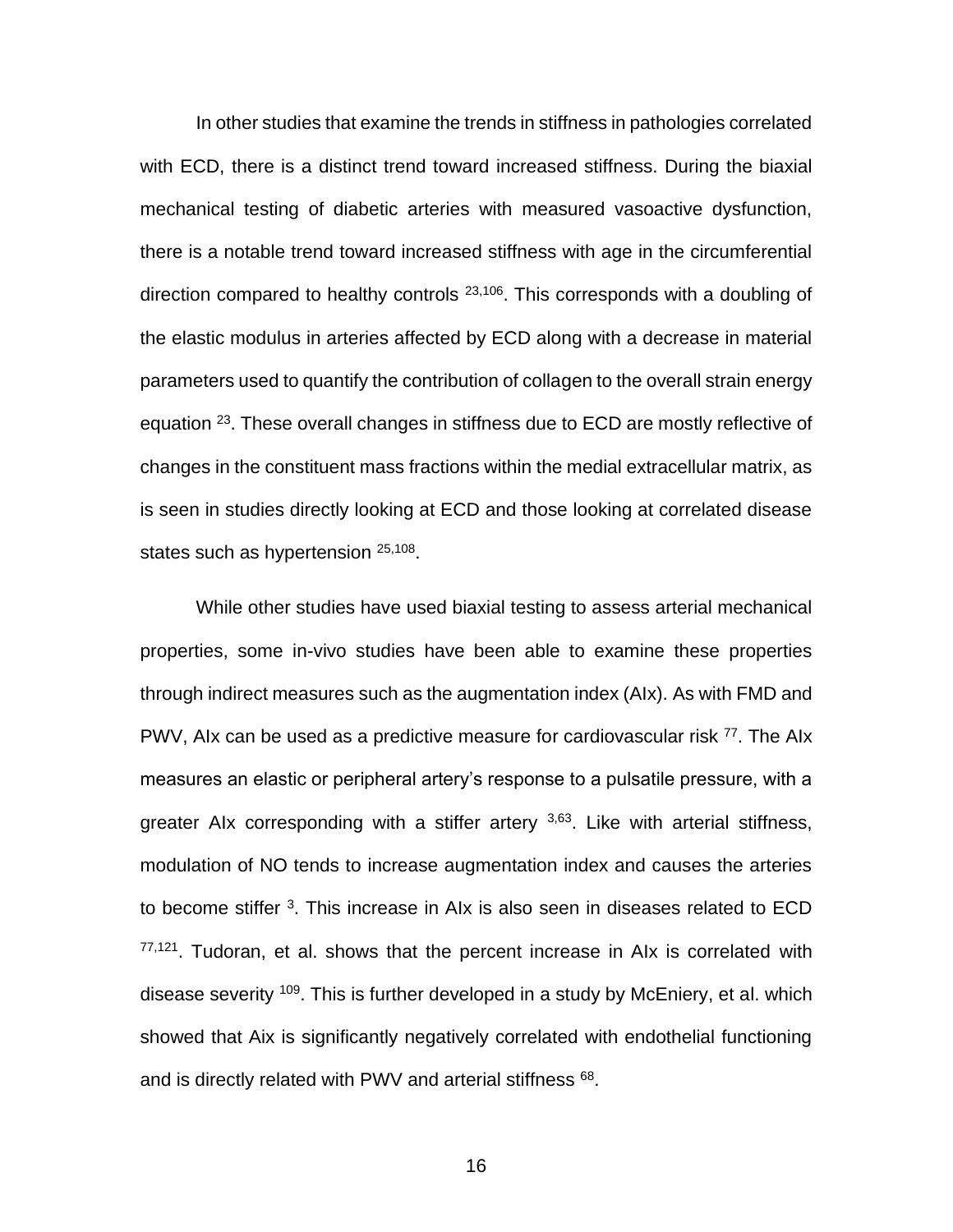In other studies that examine the trends in stiffness in pathologies correlated with ECD, there is a distinct trend toward increased stiffness. During the biaxial mechanical testing of diabetic arteries with measured vasoactive dysfunction, there is a notable trend toward increased stiffness with age in the circumferential direction compared to healthy controls [23,106]. This corresponds with a doubling of the elastic modulus in arteries affected by ECD along with a decrease in material parameters used to quantify the contribution of collagen to the overall strain energy equation [23]. These overall changes in stiffness due to ECD are mostly reflective of changes in the constituent mass fractions within the medial extracellular matrix, as is seen in studies directly looking at ECD and those looking at correlated disease states such as hypertension [25,108].

While other studies have used biaxial testing to assess arterial mechanical properties, some in-vivo studies have been able to examine these properties through indirect measures such as the augmentation index (AIx). As with FMD and PWV, AIx can be used as a predictive measure for cardiovascular risk [77]. The AIx measures an elastic or peripheral artery's response to a pulsatile pressure, with a greater AIx corresponding with a stiffer artery [3,63]. Like with arterial stiffness, modulation of NO tends to increase augmentation index and causes the arteries to become stiffer [3]. This increase in AIx is also seen in diseases related to ECD [77,121]. Tudoran, et al. shows that the percent increase in AIx is correlated with disease severity [109]. This is further developed in a study by McEniery, et al. which showed that Aix is significantly negatively correlated with endothelial functioning and is directly related with PWV and arterial stiffness [68].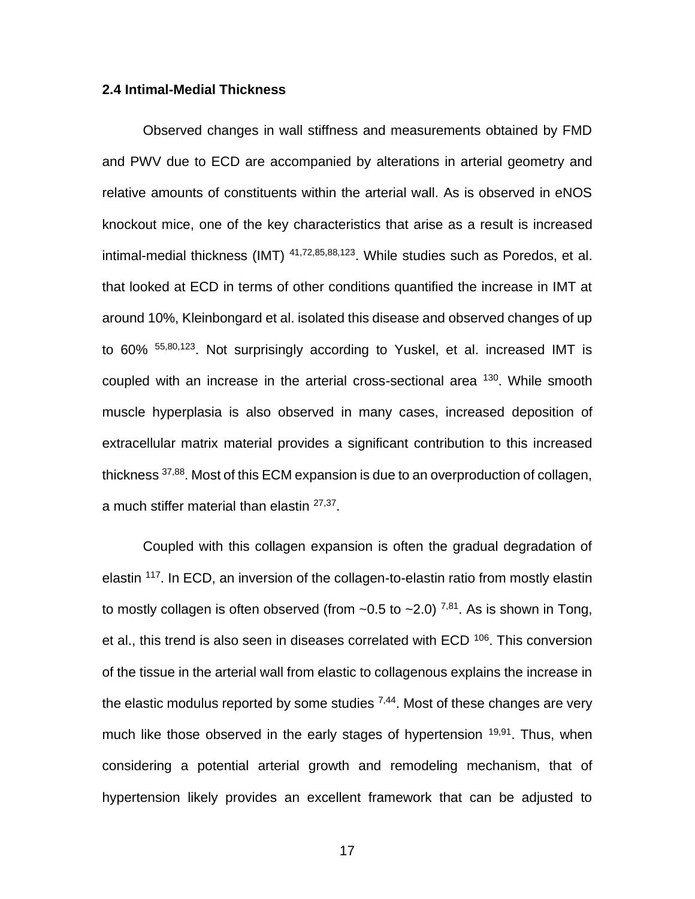### 2.4 Intimal-Medial Thickness

Observed changes in wall stiffness and measurements obtained by FMD and PWV due to ECD are accompanied by alterations in arterial geometry and relative amounts of constituents within the arterial wall. As is observed in eNOS knockout mice, one of the key characteristics that arise as a result is increased intimal-medial thickness (IMT) [41,72,85,88,123]. While studies such as Poredos, et al. that looked at ECD in terms of other conditions quantified the increase in IMT at around 10%, Kleinbongard et al. isolated this disease and observed changes of up to 60% [55,80,123]. Not surprisingly according to Yuskel, et al. increased IMT is coupled with an increase in the arterial cross-sectional area [130]. While smooth muscle hyperplasia is also observed in many cases, increased deposition of extracellular matrix material provides a significant contribution to this increased thickness [37,88]. Most of this ECM expansion is due to an overproduction of collagen, a much stiffer material than elastin [27,37].

Coupled with this collagen expansion is often the gradual degradation of elastin [117]. In ECD, an inversion of the collagen-to-elastin ratio from mostly elastin to mostly collagen is often observed (from ~0.5 to ~2.0) [7,81]. As is shown in Tong, et al., this trend is also seen in diseases correlated with ECD [106]. This conversion of the tissue in the arterial wall from elastic to collagenous explains the increase in the elastic modulus reported by some studies [7,44]. Most of these changes are very much like those observed in the early stages of hypertension [19,91]. Thus, when considering a potential arterial growth and remodeling mechanism, that of hypertension likely provides an excellent framework that can be adjusted to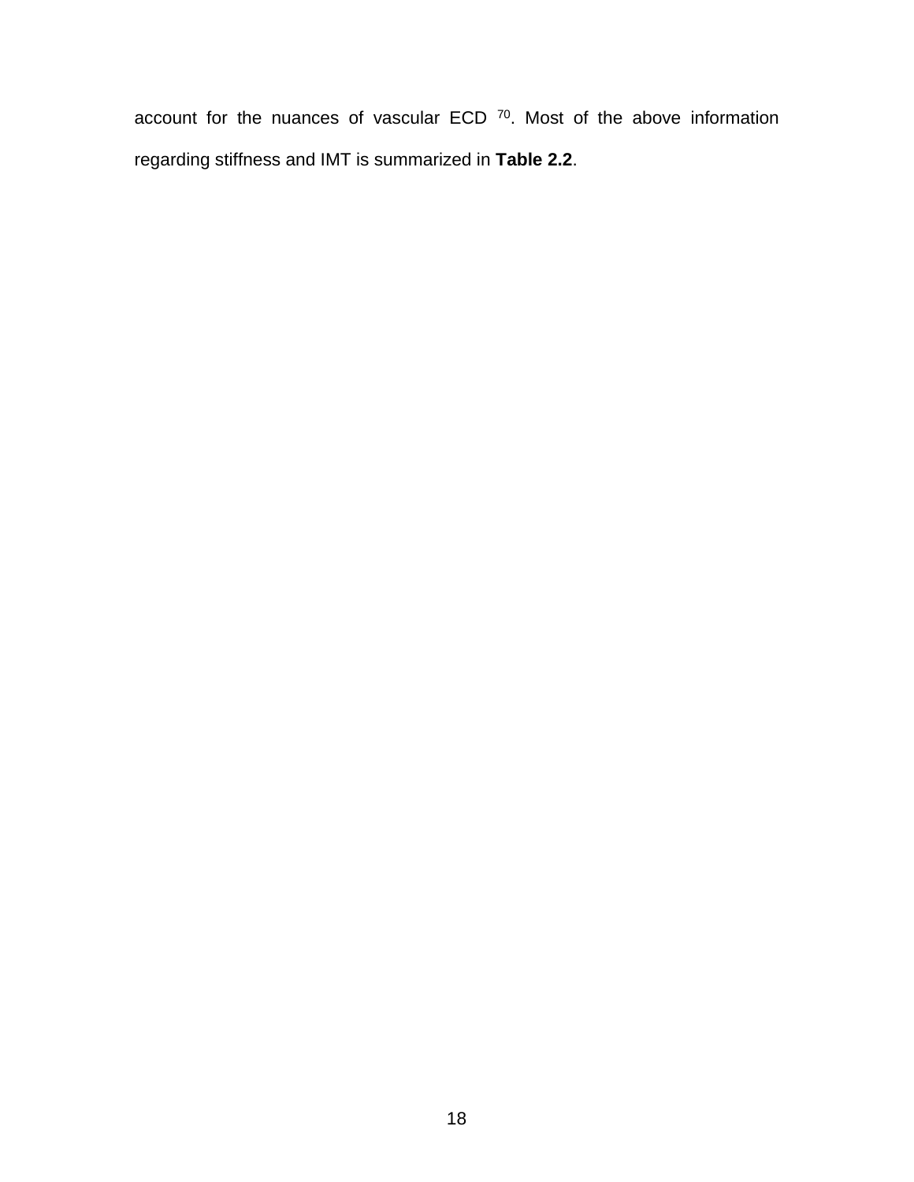account for the nuances of vascular ECD [70]. Most of the above information regarding stiffness and IMT is summarized in **Table 2.2**.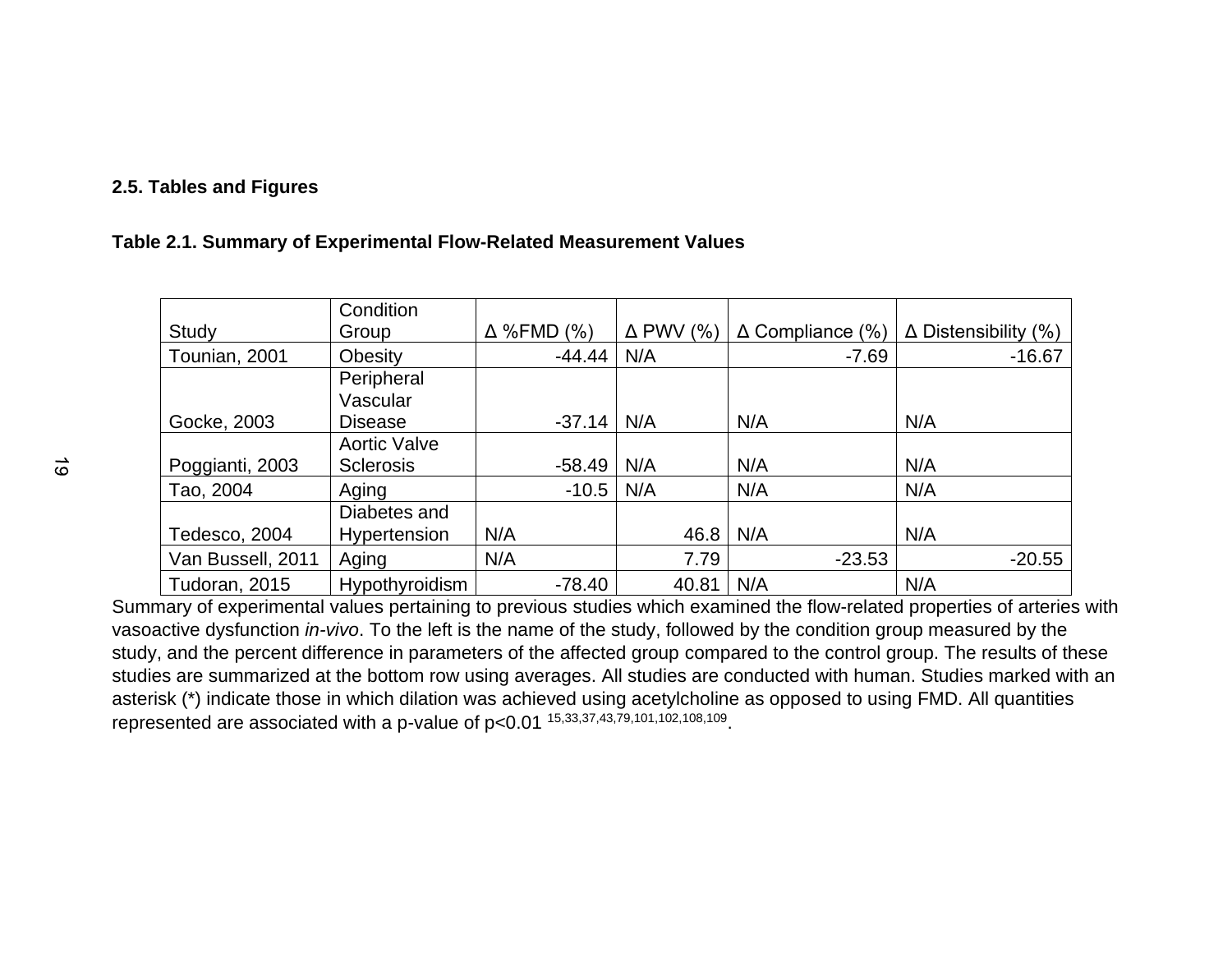### 2.5. Tables and Figures

**Table 2.1. Summary of Experimental Flow-Related Measurement Values**

| Study | Condition Group | Δ %FMD (%) | Δ PWV (%) | Δ Compliance (%) | Δ Distensibility (%) |
|---|---|---|---|---|---|
| Tounian, 2001 | Obesity | -44.44 | N/A | -7.69 | -16.67 |
| Gocke, 2003 | Peripheral Vascular Disease | -37.14 | N/A | N/A | N/A |
| Poggianti, 2003 | Aortic Valve Sclerosis | -58.49 | N/A | N/A | N/A |
| Tao, 2004 | Aging | -10.5 | N/A | N/A | N/A |
| Tedesco, 2004 | Diabetes and Hypertension | N/A | 46.8 | N/A | N/A |
| Van Bussell, 2011 | Aging | N/A | 7.79 | -23.53 | -20.55 |
| Tudoran, 2015 | Hypothyroidism | -78.40 | 40.81 | N/A | N/A |

Summary of experimental values pertaining to previous studies which examined the flow-related properties of arteries with vasoactive dysfunction *in-vivo*. To the left is the name of the study, followed by the condition group measured by the study, and the percent difference in parameters of the affected group compared to the control group. The results of these studies are summarized at the bottom row using averages. All studies are conducted with human. Studies marked with an asterisk (*) indicate those in which dilation was achieved using acetylcholine as opposed to using FMD. All quantities represented are associated with a p-value of $p<0.01$ [15,33,37,43,79,101,102,108,109].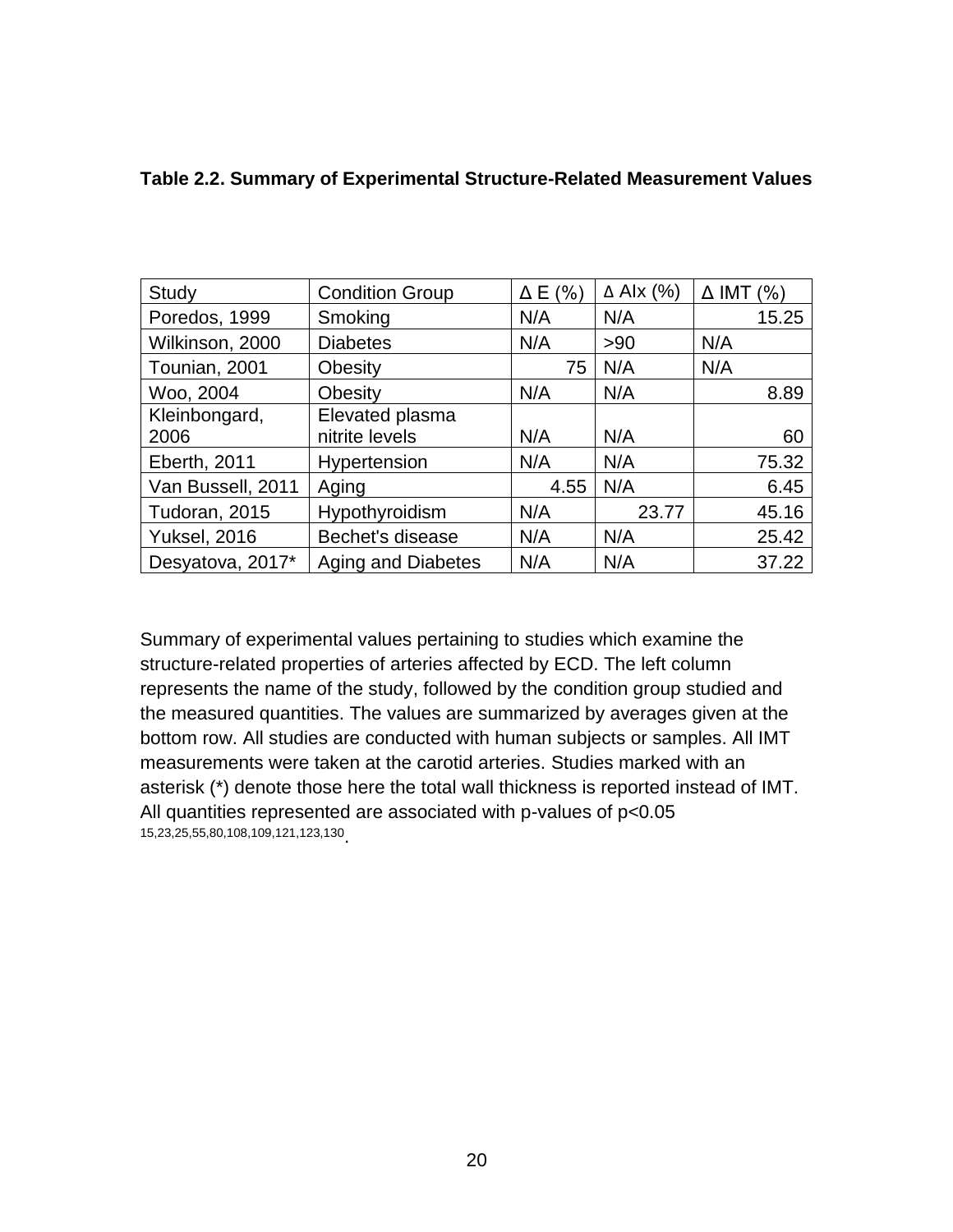**Table 2.2. Summary of Experimental Structure-Related Measurement Values**

| Study | Condition Group | Δ E (%) | Δ AIx (%) | Δ IMT (%) |
|---|---|---|---|---|
| Poredos, 1999 | Smoking | N/A | N/A | 15.25 |
| Wilkinson, 2000 | Diabetes | N/A | >90 | N/A |
| Tounian, 2001 | Obesity | 75 | N/A | N/A |
| Woo, 2004 | Obesity | N/A | N/A | 8.89 |
| Kleinbongard, 2006 | Elevated plasma nitrite levels | N/A | N/A | 60 |
| Eberth, 2011 | Hypertension | N/A | N/A | 75.32 |
| Van Bussell, 2011 | Aging | 4.55 | N/A | 6.45 |
| Tudoran, 2015 | Hypothyroidism | N/A | 23.77 | 45.16 |
| Yuksel, 2016 | Bechet's disease | N/A | N/A | 25.42 |
| Desyatova, 2017* | Aging and Diabetes | N/A | N/A | 37.22 |

Summary of experimental values pertaining to studies which examine the structure-related properties of arteries affected by ECD. The left column represents the name of the study, followed by the condition group studied and the measured quantities. The values are summarized by averages given at the bottom row. All studies are conducted with human subjects or samples. All IMT measurements were taken at the carotid arteries. Studies marked with an asterisk (*) denote those here the total wall thickness is reported instead of IMT. All quantities represented are associated with p-values of $p<0.05$ [15,23,25,55,80,108,109,121,123,130].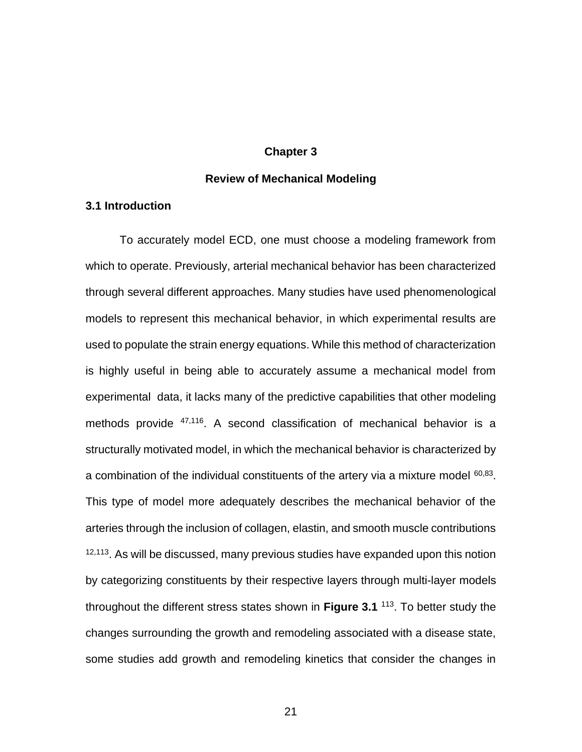# Chapter 3

## Review of Mechanical Modeling

### 3.1 Introduction

To accurately model ECD, one must choose a modeling framework from which to operate. Previously, arterial mechanical behavior has been characterized through several different approaches. Many studies have used phenomenological models to represent this mechanical behavior, in which experimental results are used to populate the strain energy equations. While this method of characterization is highly useful in being able to accurately assume a mechanical model from experimental data, it lacks many of the predictive capabilities that other modeling methods provide [47,116]. A second classification of mechanical behavior is a structurally motivated model, in which the mechanical behavior is characterized by a combination of the individual constituents of the artery via a mixture model [60,83]. This type of model more adequately describes the mechanical behavior of the arteries through the inclusion of collagen, elastin, and smooth muscle contributions [12,113]. As will be discussed, many previous studies have expanded upon this notion by categorizing constituents by their respective layers through multi-layer models throughout the different stress states shown in **Figure 3.1** [113]. To better study the changes surrounding the growth and remodeling associated with a disease state, some studies add growth and remodeling kinetics that consider the changes in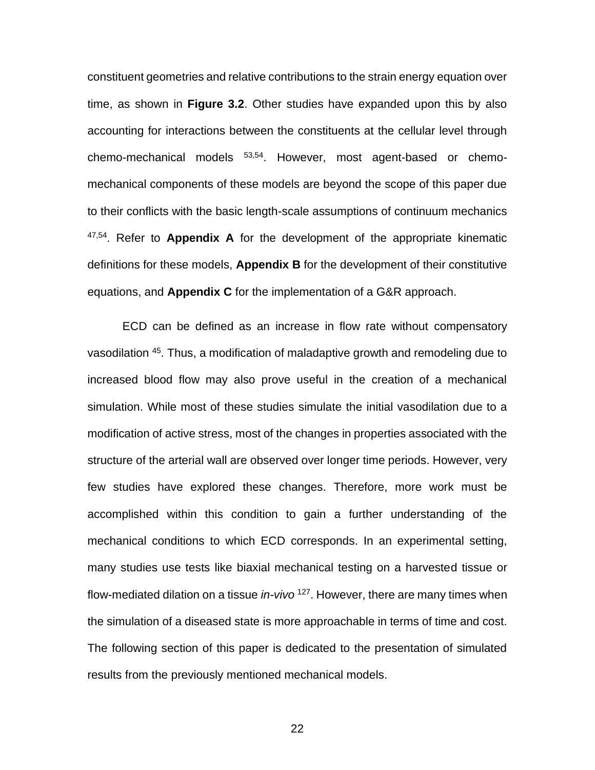constituent geometries and relative contributions to the strain energy equation over time, as shown in **Figure 3.2**. Other studies have expanded upon this by also accounting for interactions between the constituents at the cellular level through chemo-mechanical models [53,54]. However, most agent-based or chemo-mechanical components of these models are beyond the scope of this paper due to their conflicts with the basic length-scale assumptions of continuum mechanics [47,54]. Refer to **Appendix A** for the development of the appropriate kinematic definitions for these models, **Appendix B** for the development of their constitutive equations, and **Appendix C** for the implementation of a G&R approach.

ECD can be defined as an increase in flow rate without compensatory vasodilation [45]. Thus, a modification of maladaptive growth and remodeling due to increased blood flow may also prove useful in the creation of a mechanical simulation. While most of these studies simulate the initial vasodilation due to a modification of active stress, most of the changes in properties associated with the structure of the arterial wall are observed over longer time periods. However, very few studies have explored these changes. Therefore, more work must be accomplished within this condition to gain a further understanding of the mechanical conditions to which ECD corresponds. In an experimental setting, many studies use tests like biaxial mechanical testing on a harvested tissue or flow-mediated dilation on a tissue *in-vivo* [127]. However, there are many times when the simulation of a diseased state is more approachable in terms of time and cost. The following section of this paper is dedicated to the presentation of simulated results from the previously mentioned mechanical models.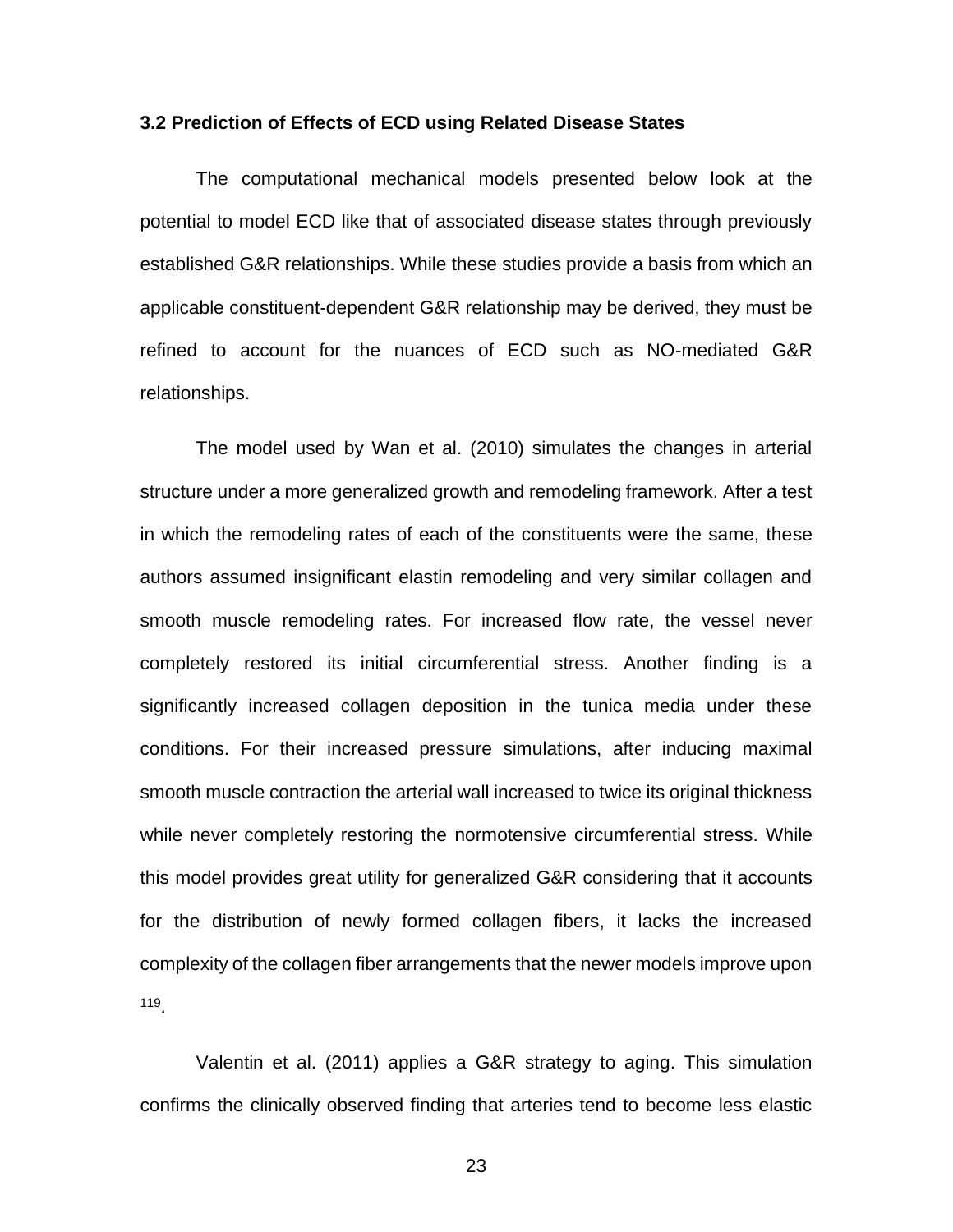### 3.2 Prediction of Effects of ECD using Related Disease States

The computational mechanical models presented below look at the potential to model ECD like that of associated disease states through previously established G&R relationships. While these studies provide a basis from which an applicable constituent-dependent G&R relationship may be derived, they must be refined to account for the nuances of ECD such as NO-mediated G&R relationships.

The model used by Wan et al. (2010) simulates the changes in arterial structure under a more generalized growth and remodeling framework. After a test in which the remodeling rates of each of the constituents were the same, these authors assumed insignificant elastin remodeling and very similar collagen and smooth muscle remodeling rates. For increased flow rate, the vessel never completely restored its initial circumferential stress. Another finding is a significantly increased collagen deposition in the tunica media under these conditions. For their increased pressure simulations, after inducing maximal smooth muscle contraction the arterial wall increased to twice its original thickness while never completely restoring the normotensive circumferential stress. While this model provides great utility for generalized G&R considering that it accounts for the distribution of newly formed collagen fibers, it lacks the increased complexity of the collagen fiber arrangements that the newer models improve upon [119].

Valentin et al. (2011) applies a G&R strategy to aging. This simulation confirms the clinically observed finding that arteries tend to become less elastic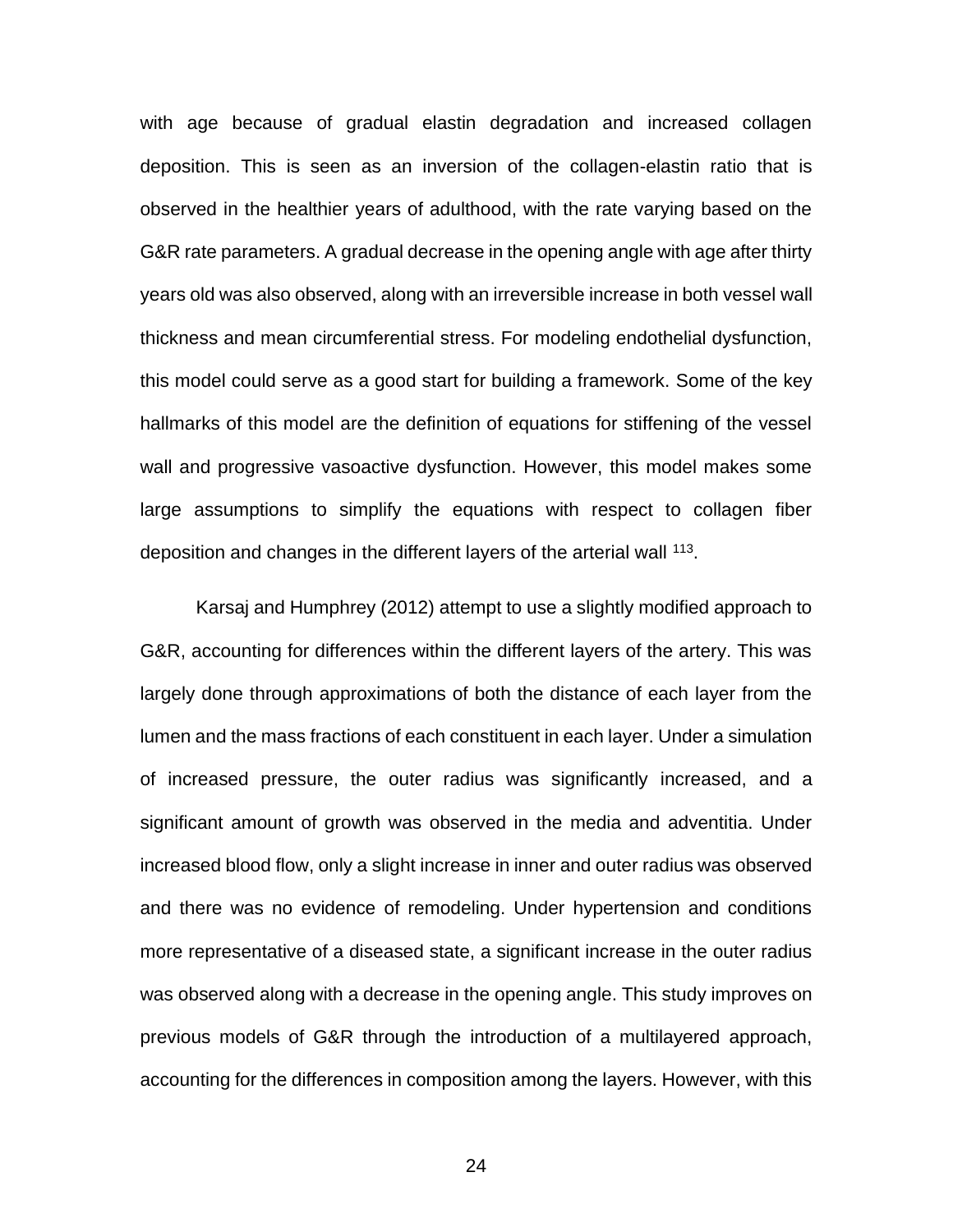with age because of gradual elastin degradation and increased collagen deposition. This is seen as an inversion of the collagen-elastin ratio that is observed in the healthier years of adulthood, with the rate varying based on the G&R rate parameters. A gradual decrease in the opening angle with age after thirty years old was also observed, along with an irreversible increase in both vessel wall thickness and mean circumferential stress. For modeling endothelial dysfunction, this model could serve as a good start for building a framework. Some of the key hallmarks of this model are the definition of equations for stiffening of the vessel wall and progressive vasoactive dysfunction. However, this model makes some large assumptions to simplify the equations with respect to collagen fiber deposition and changes in the different layers of the arterial wall [113].

Karsaj and Humphrey (2012) attempt to use a slightly modified approach to G&R, accounting for differences within the different layers of the artery. This was largely done through approximations of both the distance of each layer from the lumen and the mass fractions of each constituent in each layer. Under a simulation of increased pressure, the outer radius was significantly increased, and a significant amount of growth was observed in the media and adventitia. Under increased blood flow, only a slight increase in inner and outer radius was observed and there was no evidence of remodeling. Under hypertension and conditions more representative of a diseased state, a significant increase in the outer radius was observed along with a decrease in the opening angle. This study improves on previous models of G&R through the introduction of a multilayered approach, accounting for the differences in composition among the layers. However, with this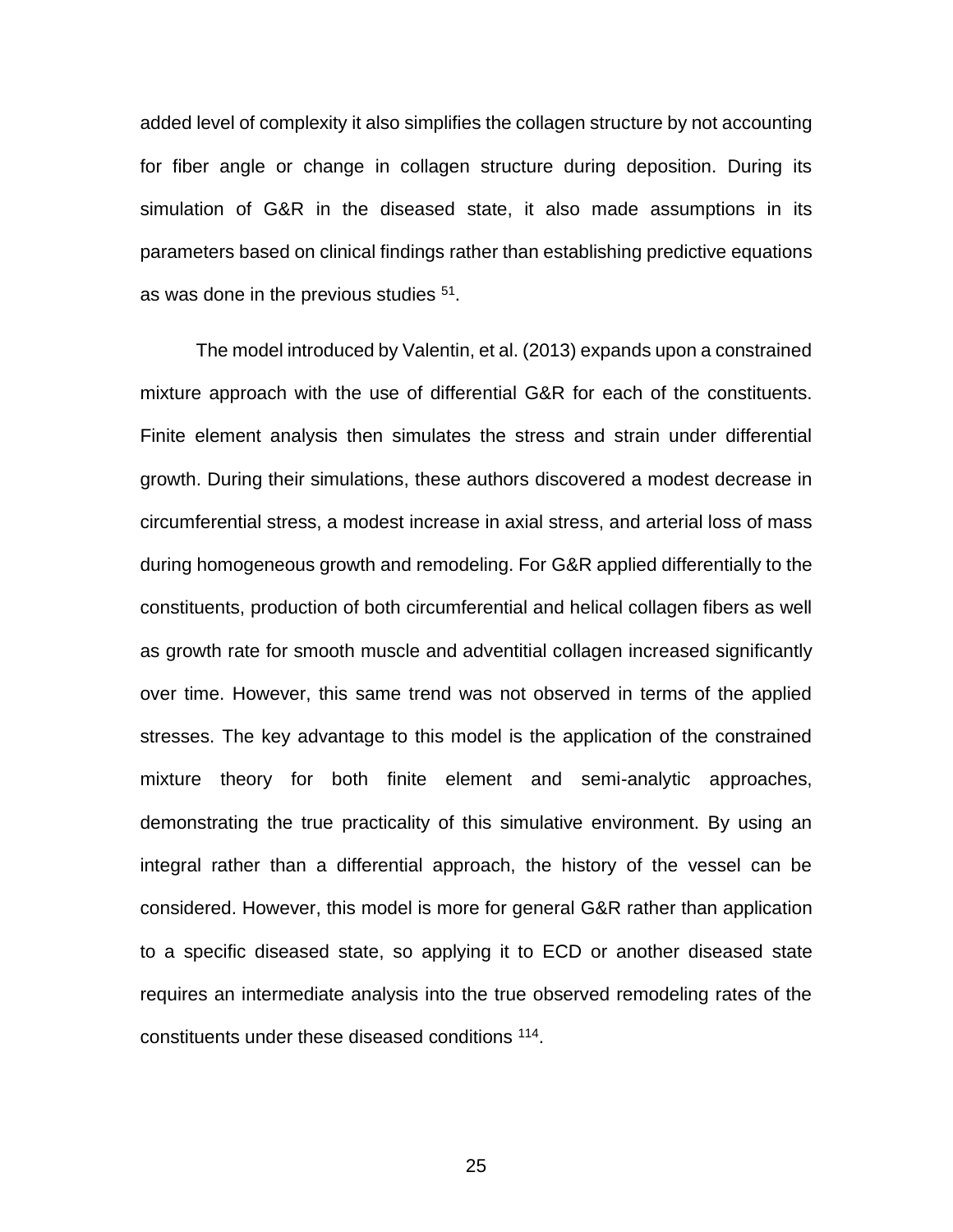added level of complexity it also simplifies the collagen structure by not accounting for fiber angle or change in collagen structure during deposition. During its simulation of G&R in the diseased state, it also made assumptions in its parameters based on clinical findings rather than establishing predictive equations as was done in the previous studies [51].

The model introduced by Valentin, et al. (2013) expands upon a constrained mixture approach with the use of differential G&R for each of the constituents. Finite element analysis then simulates the stress and strain under differential growth. During their simulations, these authors discovered a modest decrease in circumferential stress, a modest increase in axial stress, and arterial loss of mass during homogeneous growth and remodeling. For G&R applied differentially to the constituents, production of both circumferential and helical collagen fibers as well as growth rate for smooth muscle and adventitial collagen increased significantly over time. However, this same trend was not observed in terms of the applied stresses. The key advantage to this model is the application of the constrained mixture theory for both finite element and semi-analytic approaches, demonstrating the true practicality of this simulative environment. By using an integral rather than a differential approach, the history of the vessel can be considered. However, this model is more for general G&R rather than application to a specific diseased state, so applying it to ECD or another diseased state requires an intermediate analysis into the true observed remodeling rates of the constituents under these diseased conditions [114].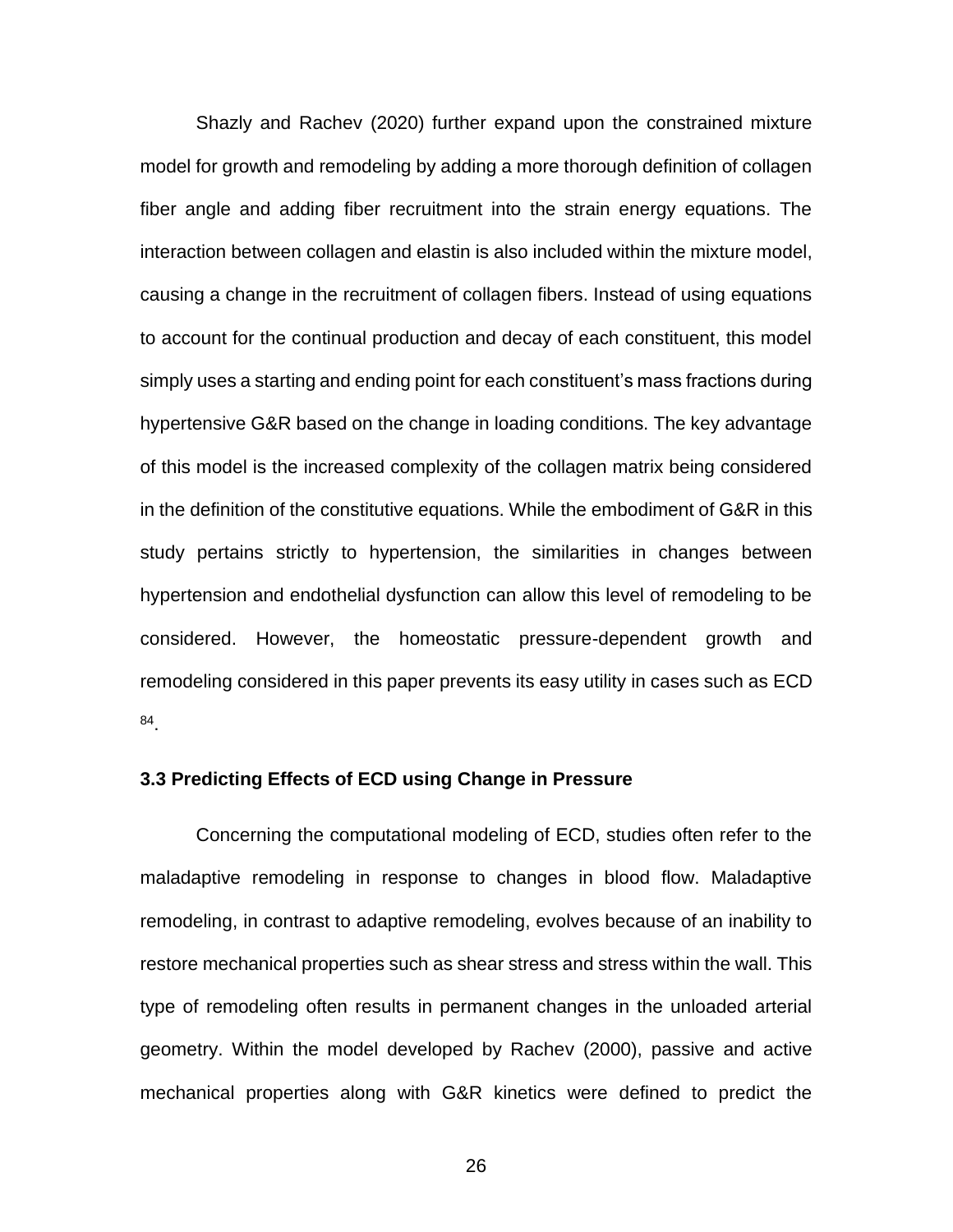Shazly and Rachev (2020) further expand upon the constrained mixture model for growth and remodeling by adding a more thorough definition of collagen fiber angle and adding fiber recruitment into the strain energy equations. The interaction between collagen and elastin is also included within the mixture model, causing a change in the recruitment of collagen fibers. Instead of using equations to account for the continual production and decay of each constituent, this model simply uses a starting and ending point for each constituent's mass fractions during hypertensive G&R based on the change in loading conditions. The key advantage of this model is the increased complexity of the collagen matrix being considered in the definition of the constitutive equations. While the embodiment of G&R in this study pertains strictly to hypertension, the similarities in changes between hypertension and endothelial dysfunction can allow this level of remodeling to be considered. However, the homeostatic pressure-dependent growth and remodeling considered in this paper prevents its easy utility in cases such as ECD [84].

### 3.3 Predicting Effects of ECD using Change in Pressure

Concerning the computational modeling of ECD, studies often refer to the maladaptive remodeling in response to changes in blood flow. Maladaptive remodeling, in contrast to adaptive remodeling, evolves because of an inability to restore mechanical properties such as shear stress and stress within the wall. This type of remodeling often results in permanent changes in the unloaded arterial geometry. Within the model developed by Rachev (2000), passive and active mechanical properties along with G&R kinetics were defined to predict the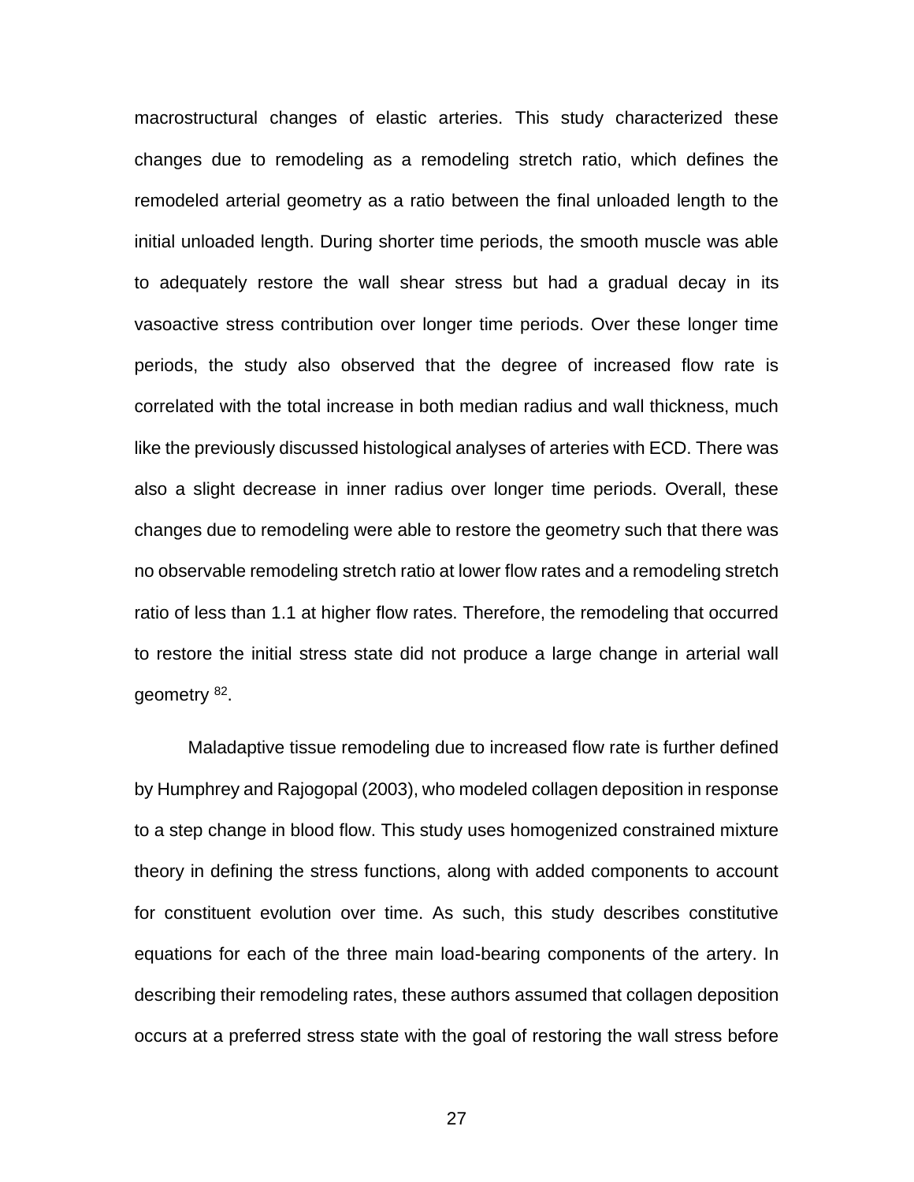macrostructural changes of elastic arteries. This study characterized these changes due to remodeling as a remodeling stretch ratio, which defines the remodeled arterial geometry as a ratio between the final unloaded length to the initial unloaded length. During shorter time periods, the smooth muscle was able to adequately restore the wall shear stress but had a gradual decay in its vasoactive stress contribution over longer time periods. Over these longer time periods, the study also observed that the degree of increased flow rate is correlated with the total increase in both median radius and wall thickness, much like the previously discussed histological analyses of arteries with ECD. There was also a slight decrease in inner radius over longer time periods. Overall, these changes due to remodeling were able to restore the geometry such that there was no observable remodeling stretch ratio at lower flow rates and a remodeling stretch ratio of less than 1.1 at higher flow rates. Therefore, the remodeling that occurred to restore the initial stress state did not produce a large change in arterial wall geometry [82].

Maladaptive tissue remodeling due to increased flow rate is further defined by Humphrey and Rajogopal (2003), who modeled collagen deposition in response to a step change in blood flow. This study uses homogenized constrained mixture theory in defining the stress functions, along with added components to account for constituent evolution over time. As such, this study describes constitutive equations for each of the three main load-bearing components of the artery. In describing their remodeling rates, these authors assumed that collagen deposition occurs at a preferred stress state with the goal of restoring the wall stress before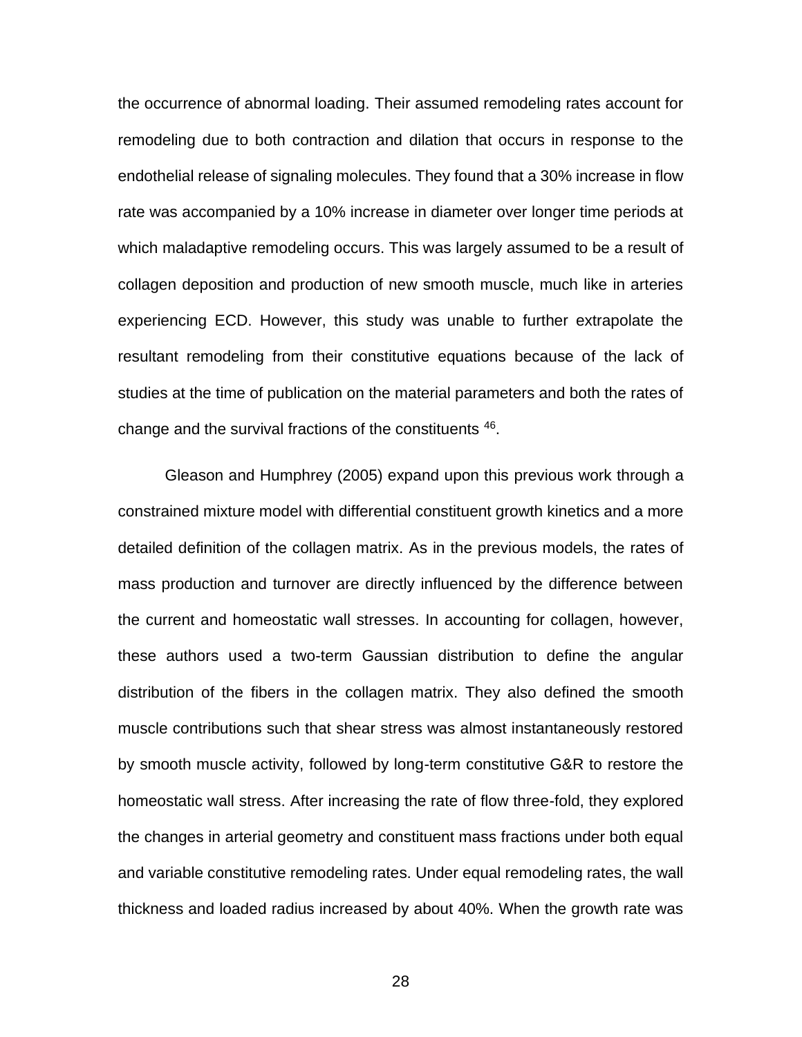the occurrence of abnormal loading. Their assumed remodeling rates account for remodeling due to both contraction and dilation that occurs in response to the endothelial release of signaling molecules. They found that a 30% increase in flow rate was accompanied by a 10% increase in diameter over longer time periods at which maladaptive remodeling occurs. This was largely assumed to be a result of collagen deposition and production of new smooth muscle, much like in arteries experiencing ECD. However, this study was unable to further extrapolate the resultant remodeling from their constitutive equations because of the lack of studies at the time of publication on the material parameters and both the rates of change and the survival fractions of the constituents [46].

Gleason and Humphrey (2005) expand upon this previous work through a constrained mixture model with differential constituent growth kinetics and a more detailed definition of the collagen matrix. As in the previous models, the rates of mass production and turnover are directly influenced by the difference between the current and homeostatic wall stresses. In accounting for collagen, however, these authors used a two-term Gaussian distribution to define the angular distribution of the fibers in the collagen matrix. They also defined the smooth muscle contributions such that shear stress was almost instantaneously restored by smooth muscle activity, followed by long-term constitutive G&R to restore the homeostatic wall stress. After increasing the rate of flow three-fold, they explored the changes in arterial geometry and constituent mass fractions under both equal and variable constitutive remodeling rates. Under equal remodeling rates, the wall thickness and loaded radius increased by about 40%. When the growth rate was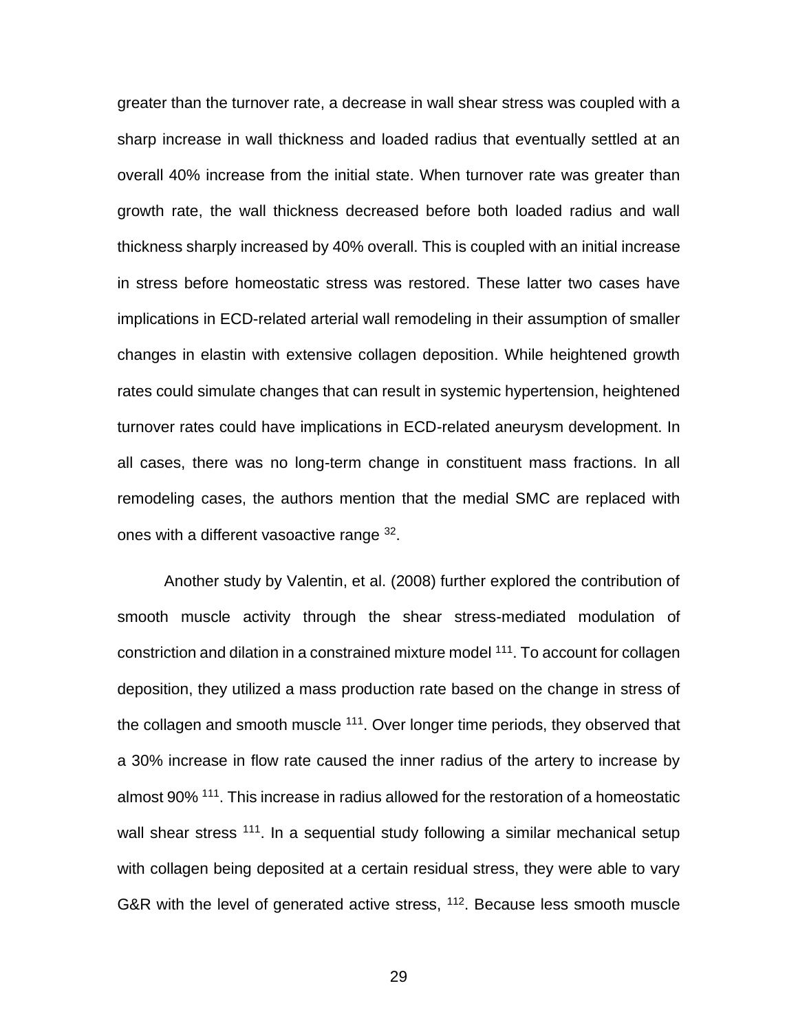greater than the turnover rate, a decrease in wall shear stress was coupled with a sharp increase in wall thickness and loaded radius that eventually settled at an overall 40% increase from the initial state. When turnover rate was greater than growth rate, the wall thickness decreased before both loaded radius and wall thickness sharply increased by 40% overall. This is coupled with an initial increase in stress before homeostatic stress was restored. These latter two cases have implications in ECD-related arterial wall remodeling in their assumption of smaller changes in elastin with extensive collagen deposition. While heightened growth rates could simulate changes that can result in systemic hypertension, heightened turnover rates could have implications in ECD-related aneurysm development. In all cases, there was no long-term change in constituent mass fractions. In all remodeling cases, the authors mention that the medial SMC are replaced with ones with a different vasoactive range [32].

Another study by Valentin, et al. (2008) further explored the contribution of smooth muscle activity through the shear stress-mediated modulation of constriction and dilation in a constrained mixture model [111]. To account for collagen deposition, they utilized a mass production rate based on the change in stress of the collagen and smooth muscle [111]. Over longer time periods, they observed that a 30% increase in flow rate caused the inner radius of the artery to increase by almost 90% [111]. This increase in radius allowed for the restoration of a homeostatic wall shear stress [111]. In a sequential study following a similar mechanical setup with collagen being deposited at a certain residual stress, they were able to vary G&R with the level of generated active stress, [112]. Because less smooth muscle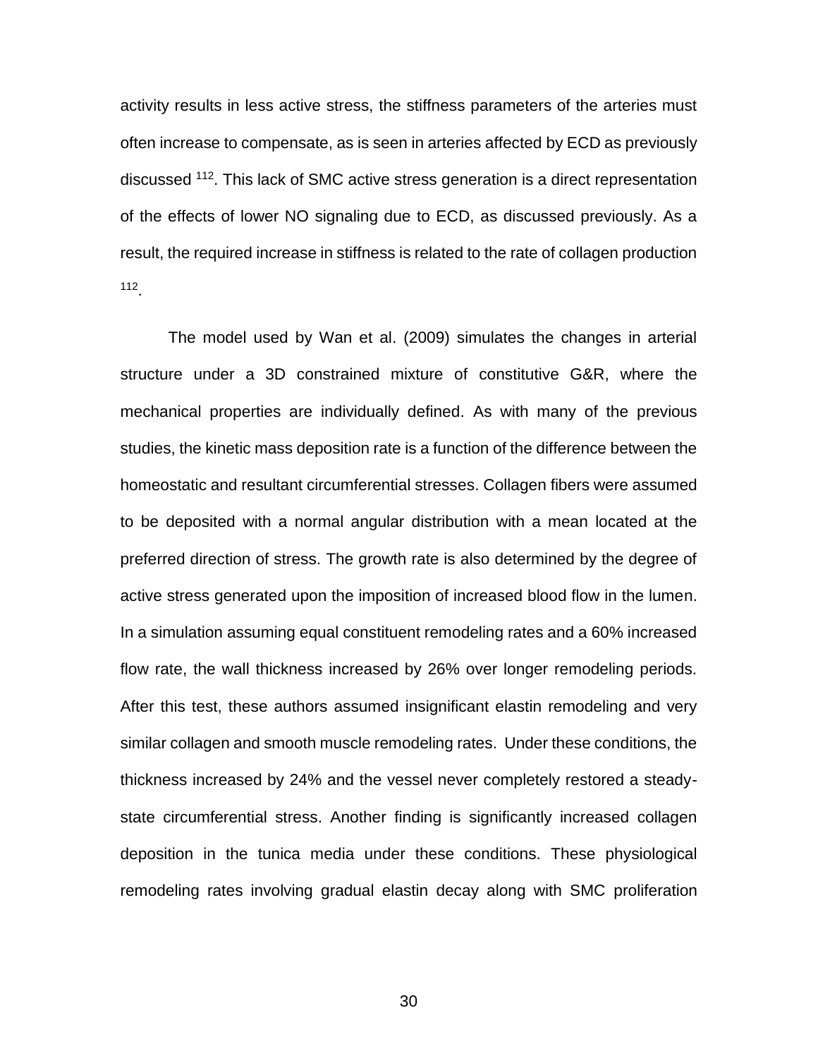activity results in less active stress, the stiffness parameters of the arteries must often increase to compensate, as is seen in arteries affected by ECD as previously discussed [112]. This lack of SMC active stress generation is a direct representation of the effects of lower NO signaling due to ECD, as discussed previously. As a result, the required increase in stiffness is related to the rate of collagen production [112].

The model used by Wan et al. (2009) simulates the changes in arterial structure under a 3D constrained mixture of constitutive G&R, where the mechanical properties are individually defined. As with many of the previous studies, the kinetic mass deposition rate is a function of the difference between the homeostatic and resultant circumferential stresses. Collagen fibers were assumed to be deposited with a normal angular distribution with a mean located at the preferred direction of stress. The growth rate is also determined by the degree of active stress generated upon the imposition of increased blood flow in the lumen. In a simulation assuming equal constituent remodeling rates and a 60% increased flow rate, the wall thickness increased by 26% over longer remodeling periods. After this test, these authors assumed insignificant elastin remodeling and very similar collagen and smooth muscle remodeling rates. Under these conditions, the thickness increased by 24% and the vessel never completely restored a steady-state circumferential stress. Another finding is significantly increased collagen deposition in the tunica media under these conditions. These physiological remodeling rates involving gradual elastin decay along with SMC proliferation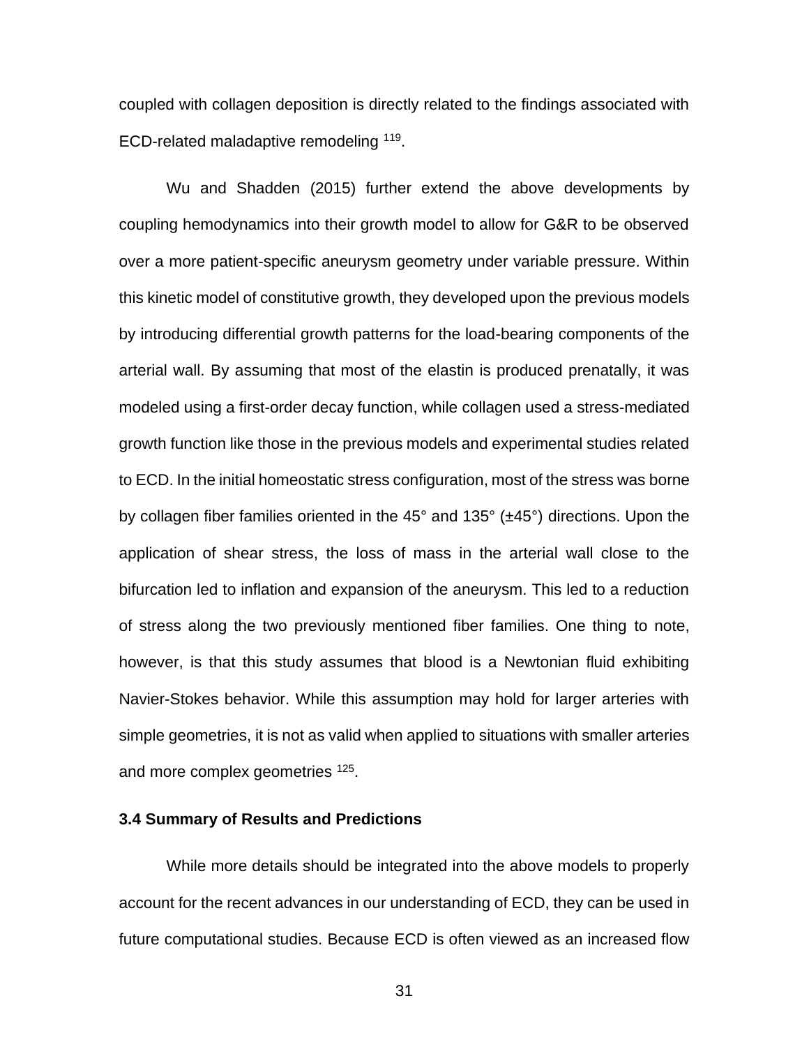coupled with collagen deposition is directly related to the findings associated with ECD-related maladaptive remodeling [119].

Wu and Shadden (2015) further extend the above developments by coupling hemodynamics into their growth model to allow for G&R to be observed over a more patient-specific aneurysm geometry under variable pressure. Within this kinetic model of constitutive growth, they developed upon the previous models by introducing differential growth patterns for the load-bearing components of the arterial wall. By assuming that most of the elastin is produced prenatally, it was modeled using a first-order decay function, while collagen used a stress-mediated growth function like those in the previous models and experimental studies related to ECD. In the initial homeostatic stress configuration, most of the stress was borne by collagen fiber families oriented in the 45° and 135° (±45°) directions. Upon the application of shear stress, the loss of mass in the arterial wall close to the bifurcation led to inflation and expansion of the aneurysm. This led to a reduction of stress along the two previously mentioned fiber families. One thing to note, however, is that this study assumes that blood is a Newtonian fluid exhibiting Navier-Stokes behavior. While this assumption may hold for larger arteries with simple geometries, it is not as valid when applied to situations with smaller arteries and more complex geometries [125].

### 3.4 Summary of Results and Predictions

While more details should be integrated into the above models to properly account for the recent advances in our understanding of ECD, they can be used in future computational studies. Because ECD is often viewed as an increased flow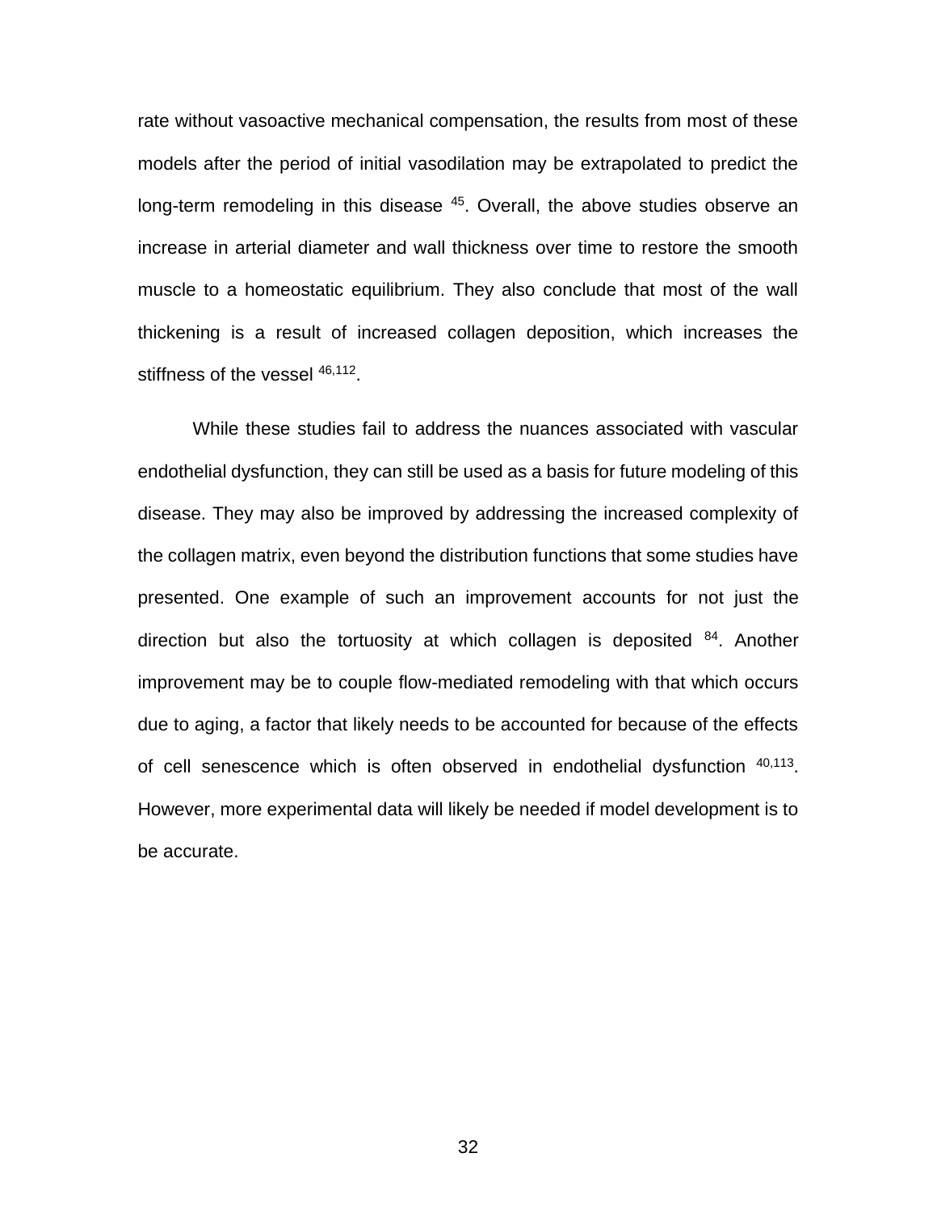rate without vasoactive mechanical compensation, the results from most of these models after the period of initial vasodilation may be extrapolated to predict the long-term remodeling in this disease [45]. Overall, the above studies observe an increase in arterial diameter and wall thickness over time to restore the smooth muscle to a homeostatic equilibrium. They also conclude that most of the wall thickening is a result of increased collagen deposition, which increases the stiffness of the vessel [46,112].

While these studies fail to address the nuances associated with vascular endothelial dysfunction, they can still be used as a basis for future modeling of this disease. They may also be improved by addressing the increased complexity of the collagen matrix, even beyond the distribution functions that some studies have presented. One example of such an improvement accounts for not just the direction but also the tortuosity at which collagen is deposited [84]. Another improvement may be to couple flow-mediated remodeling with that which occurs due to aging, a factor that likely needs to be accounted for because of the effects of cell senescence which is often observed in endothelial dysfunction [40,113]. However, more experimental data will likely be needed if model development is to be accurate.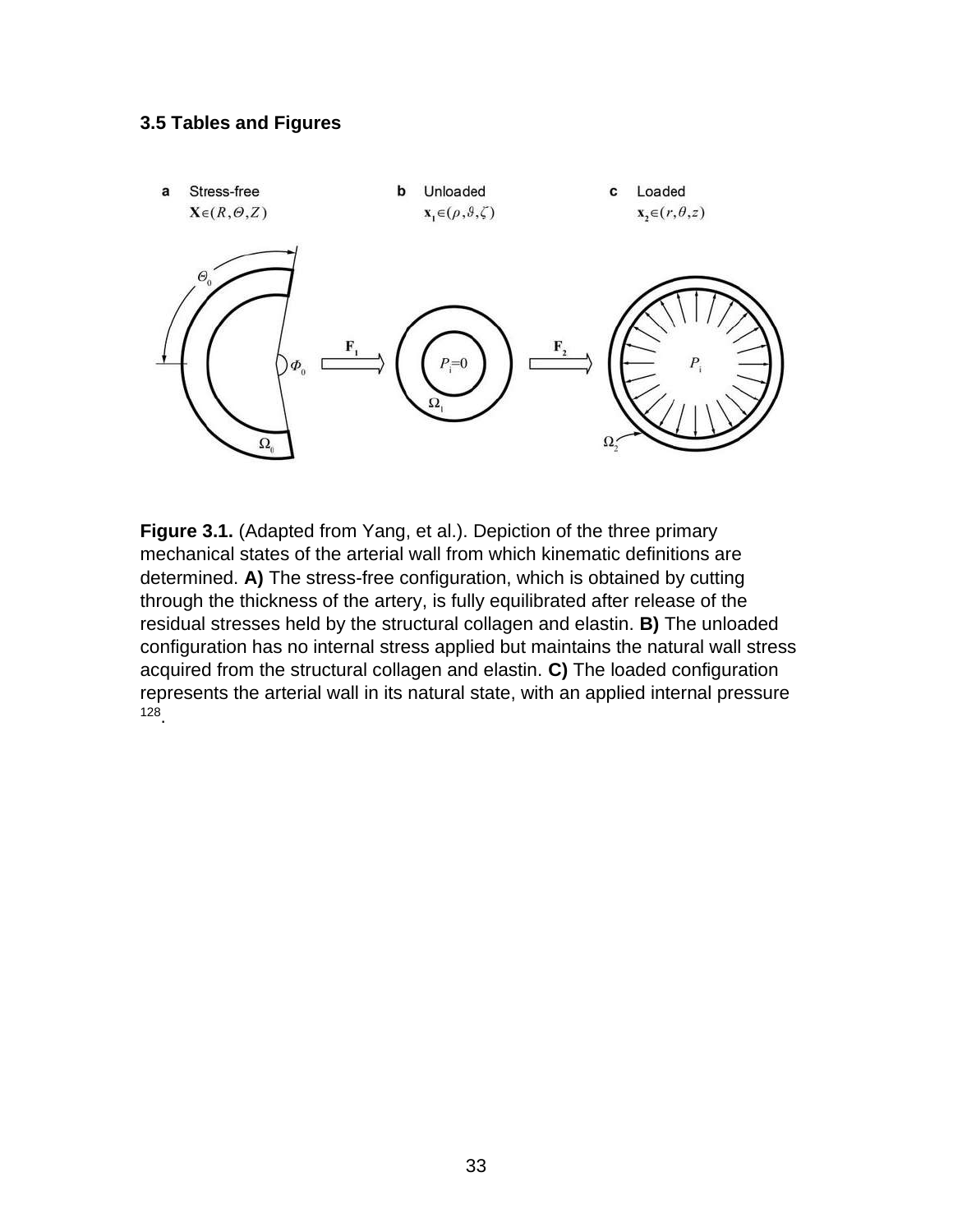### 3.5 Tables and Figures

**a** Stress-free
$\mathbf{X} \in (R, \Theta, Z)$

**b** Unloaded
$\mathbf{x}_1 \in (\rho, \vartheta, \zeta)$

**c** Loaded
$\mathbf{x}_2 \in (r, \theta, z)$

$\Theta_0$

$\Phi_0$

$\Omega_0$

$\mathbf{F}_1$

$P_i=0$

$\Omega_1$

$\mathbf{F}_2$

$P_i$

$\Omega_2$

**Figure 3.1.** (Adapted from Yang, et al.). Depiction of the three primary mechanical states of the arterial wall from which kinematic definitions are determined. **A)** The stress-free configuration, which is obtained by cutting through the thickness of the artery, is fully equilibrated after release of the residual stresses held by the structural collagen and elastin. **B)** The unloaded configuration has no internal stress applied but maintains the natural wall stress acquired from the structural collagen and elastin. **C)** The loaded configuration represents the arterial wall in its natural state, with an applied internal pressure [128].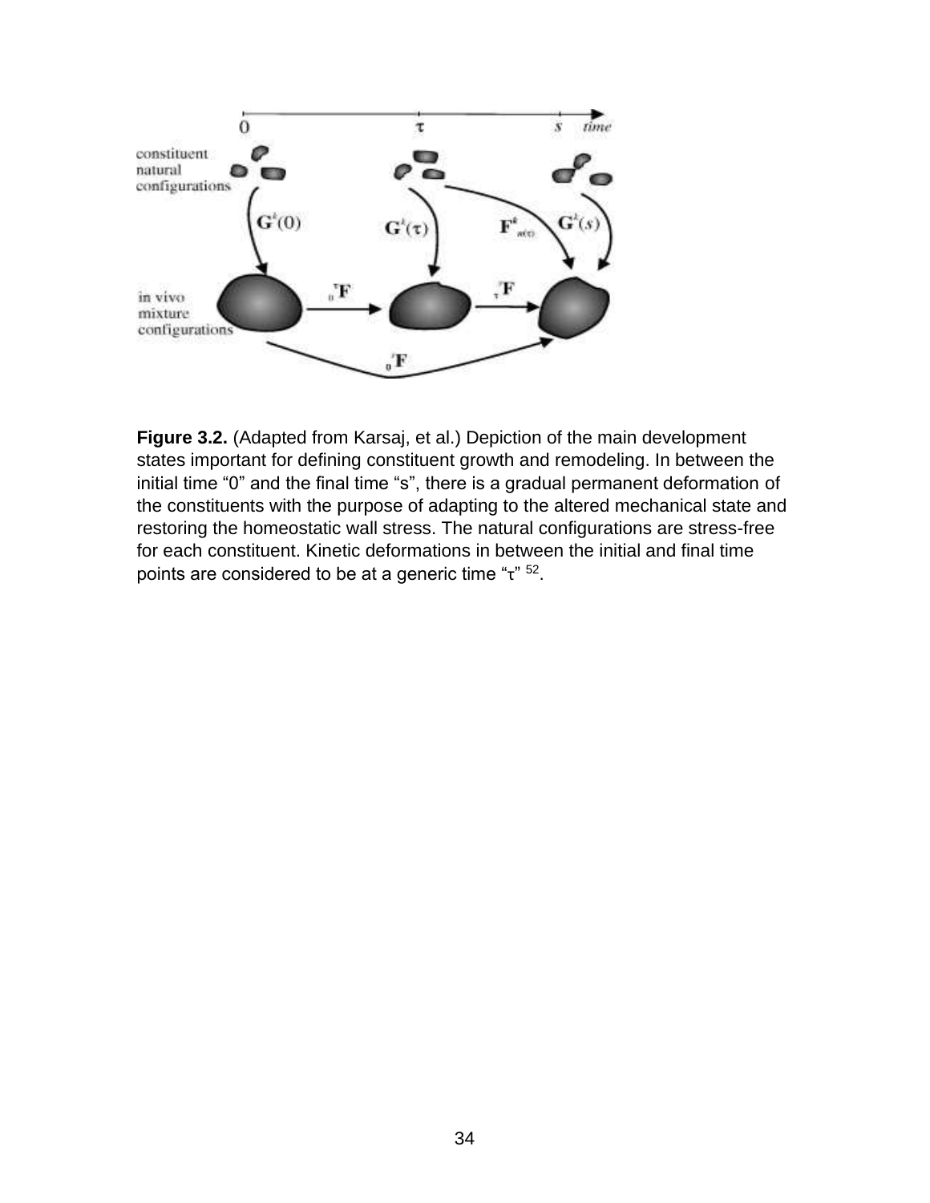0

τ

s time

constituent natural configurations

$\mathbf{G}^k(0)$

$\mathbf{G}^k(\tau)$

$\mathbf{F}^k_{n(\tau)}$

$\mathbf{G}^k(s)$

in vivo mixture configurations

${}_0^\tau\mathbf{F}$

${}_\tau^s\mathbf{F}$

${}_0^s\mathbf{F}$

**Figure 3.2.** (Adapted from Karsaj, et al.) Depiction of the main development states important for defining constituent growth and remodeling. In between the initial time "0" and the final time "s", there is a gradual permanent deformation of the constituents with the purpose of adapting to the altered mechanical state and restoring the homeostatic wall stress. The natural configurations are stress-free for each constituent. Kinetic deformations in between the initial and final time points are considered to be at a generic time "τ" [52].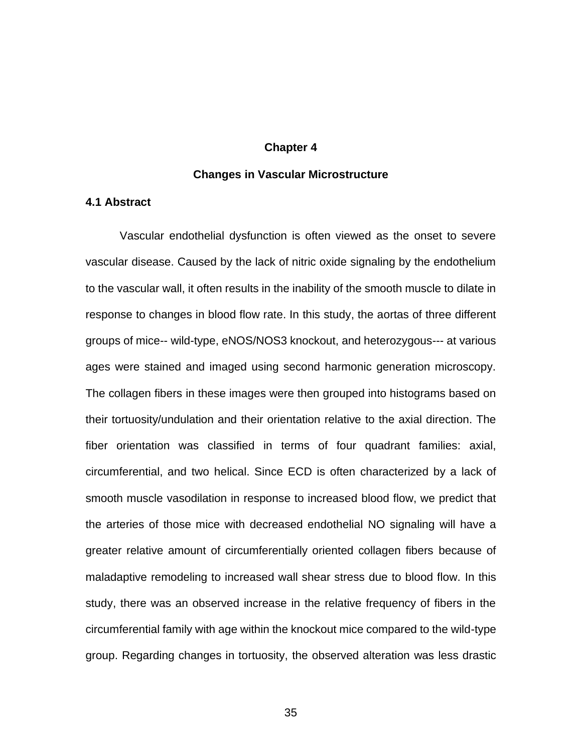# Chapter 4

# Changes in Vascular Microstructure

## 4.1 Abstract

Vascular endothelial dysfunction is often viewed as the onset to severe vascular disease. Caused by the lack of nitric oxide signaling by the endothelium to the vascular wall, it often results in the inability of the smooth muscle to dilate in response to changes in blood flow rate. In this study, the aortas of three different groups of mice-- wild-type, eNOS/NOS3 knockout, and heterozygous--- at various ages were stained and imaged using second harmonic generation microscopy. The collagen fibers in these images were then grouped into histograms based on their tortuosity/undulation and their orientation relative to the axial direction. The fiber orientation was classified in terms of four quadrant families: axial, circumferential, and two helical. Since ECD is often characterized by a lack of smooth muscle vasodilation in response to increased blood flow, we predict that the arteries of those mice with decreased endothelial NO signaling will have a greater relative amount of circumferentially oriented collagen fibers because of maladaptive remodeling to increased wall shear stress due to blood flow. In this study, there was an observed increase in the relative frequency of fibers in the circumferential family with age within the knockout mice compared to the wild-type group. Regarding changes in tortuosity, the observed alteration was less drastic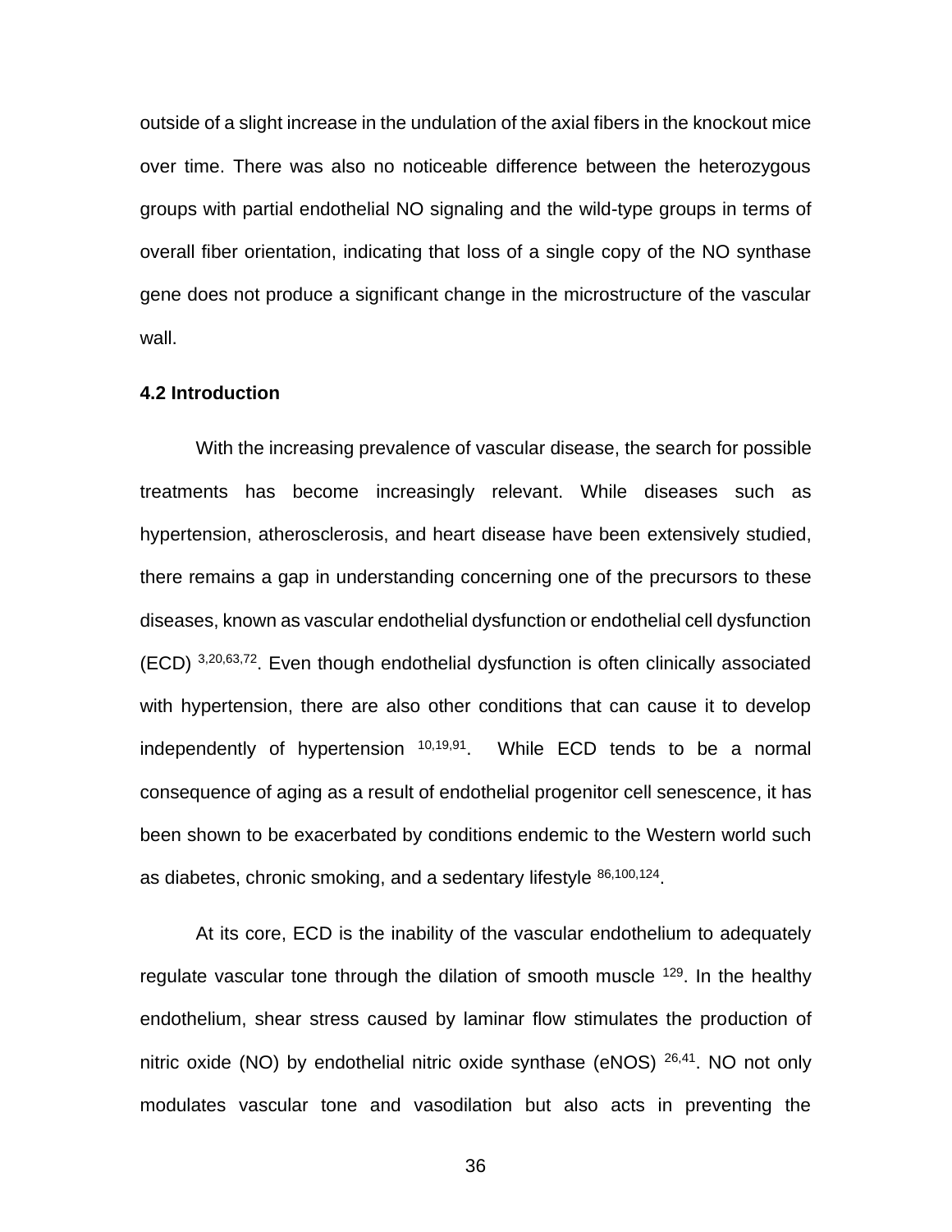outside of a slight increase in the undulation of the axial fibers in the knockout mice over time. There was also no noticeable difference between the heterozygous groups with partial endothelial NO signaling and the wild-type groups in terms of overall fiber orientation, indicating that loss of a single copy of the NO synthase gene does not produce a significant change in the microstructure of the vascular wall.

### 4.2 Introduction

With the increasing prevalence of vascular disease, the search for possible treatments has become increasingly relevant. While diseases such as hypertension, atherosclerosis, and heart disease have been extensively studied, there remains a gap in understanding concerning one of the precursors to these diseases, known as vascular endothelial dysfunction or endothelial cell dysfunction (ECD) [3,20,63,72]. Even though endothelial dysfunction is often clinically associated with hypertension, there are also other conditions that can cause it to develop independently of hypertension [10,19,91]. While ECD tends to be a normal consequence of aging as a result of endothelial progenitor cell senescence, it has been shown to be exacerbated by conditions endemic to the Western world such as diabetes, chronic smoking, and a sedentary lifestyle [86,100,124].

At its core, ECD is the inability of the vascular endothelium to adequately regulate vascular tone through the dilation of smooth muscle [129]. In the healthy endothelium, shear stress caused by laminar flow stimulates the production of nitric oxide (NO) by endothelial nitric oxide synthase (eNOS) [26,41]. NO not only modulates vascular tone and vasodilation but also acts in preventing the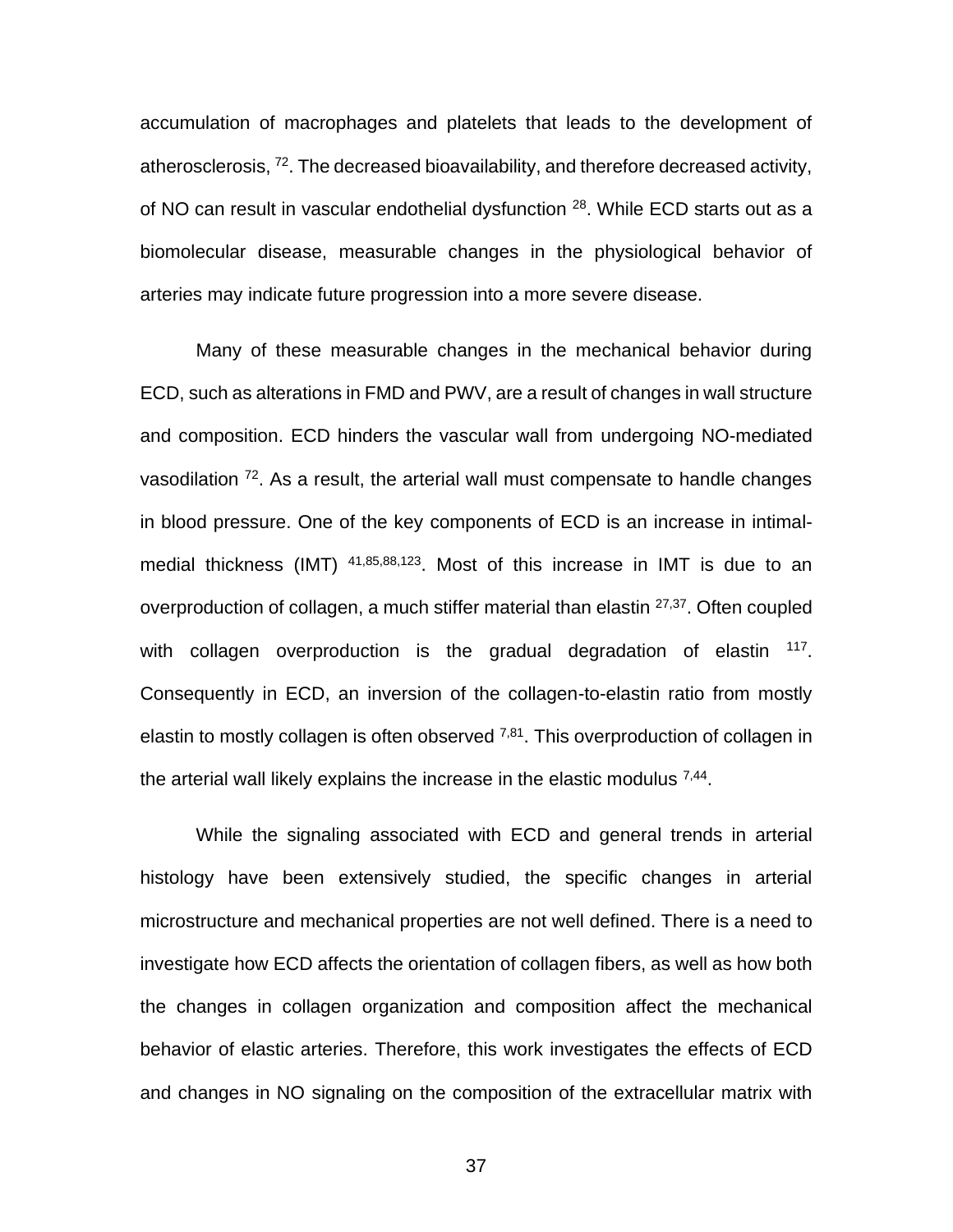accumulation of macrophages and platelets that leads to the development of atherosclerosis, [72]. The decreased bioavailability, and therefore decreased activity, of NO can result in vascular endothelial dysfunction [28]. While ECD starts out as a biomolecular disease, measurable changes in the physiological behavior of arteries may indicate future progression into a more severe disease.

Many of these measurable changes in the mechanical behavior during ECD, such as alterations in FMD and PWV, are a result of changes in wall structure and composition. ECD hinders the vascular wall from undergoing NO-mediated vasodilation [72]. As a result, the arterial wall must compensate to handle changes in blood pressure. One of the key components of ECD is an increase in intimal-medial thickness (IMT) [41,85,88,123]. Most of this increase in IMT is due to an overproduction of collagen, a much stiffer material than elastin [27,37]. Often coupled with collagen overproduction is the gradual degradation of elastin [117]. Consequently in ECD, an inversion of the collagen-to-elastin ratio from mostly elastin to mostly collagen is often observed [7,81]. This overproduction of collagen in the arterial wall likely explains the increase in the elastic modulus [7,44].

While the signaling associated with ECD and general trends in arterial histology have been extensively studied, the specific changes in arterial microstructure and mechanical properties are not well defined. There is a need to investigate how ECD affects the orientation of collagen fibers, as well as how both the changes in collagen organization and composition affect the mechanical behavior of elastic arteries. Therefore, this work investigates the effects of ECD and changes in NO signaling on the composition of the extracellular matrix with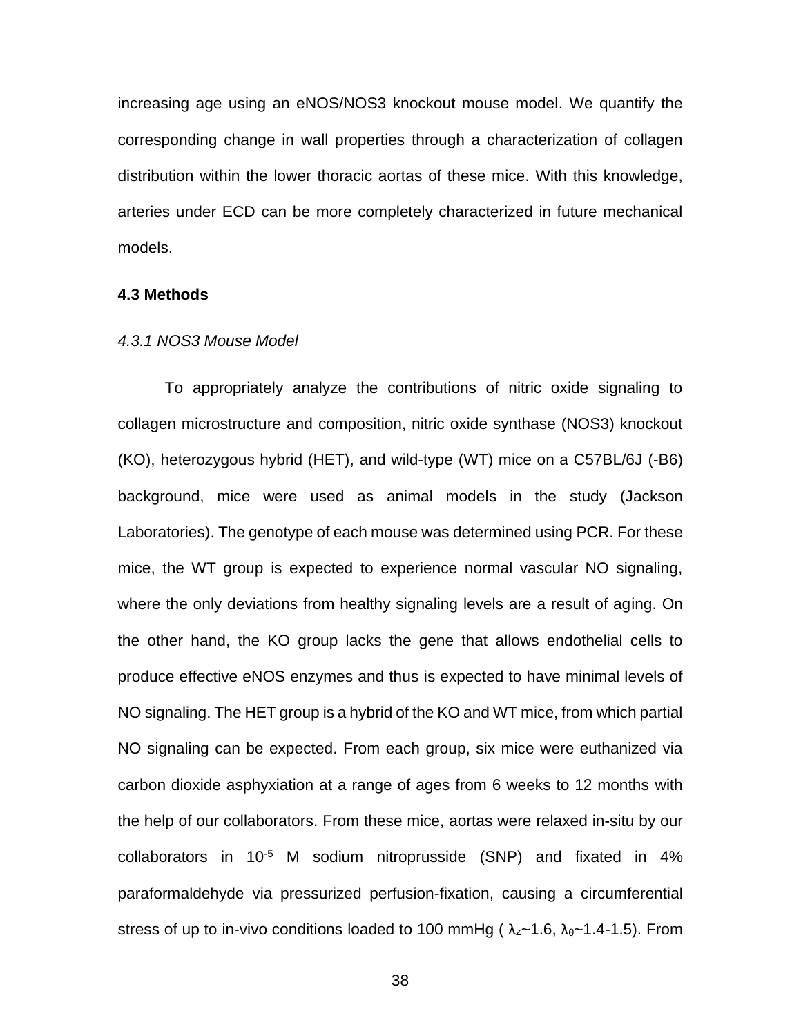increasing age using an eNOS/NOS3 knockout mouse model. We quantify the corresponding change in wall properties through a characterization of collagen distribution within the lower thoracic aortas of these mice. With this knowledge, arteries under ECD can be more completely characterized in future mechanical models.

### 4.3 Methods

*4.3.1 NOS3 Mouse Model*

To appropriately analyze the contributions of nitric oxide signaling to collagen microstructure and composition, nitric oxide synthase (NOS3) knockout (KO), heterozygous hybrid (HET), and wild-type (WT) mice on a C57BL/6J (-B6) background, mice were used as animal models in the study (Jackson Laboratories). The genotype of each mouse was determined using PCR. For these mice, the WT group is expected to experience normal vascular NO signaling, where the only deviations from healthy signaling levels are a result of aging. On the other hand, the KO group lacks the gene that allows endothelial cells to produce effective eNOS enzymes and thus is expected to have minimal levels of NO signaling. The HET group is a hybrid of the KO and WT mice, from which partial NO signaling can be expected. From each group, six mice were euthanized via carbon dioxide asphyxiation at a range of ages from 6 weeks to 12 months with the help of our collaborators. From these mice, aortas were relaxed in-situ by our collaborators in $10^{-5}$ M sodium nitroprusside (SNP) and fixated in 4% paraformaldehyde via pressurized perfusion-fixation, causing a circumferential stress of up to in-vivo conditions loaded to 100 mmHg ( $\lambda_z$~1.6, $\lambda_\theta$~1.4-1.5). From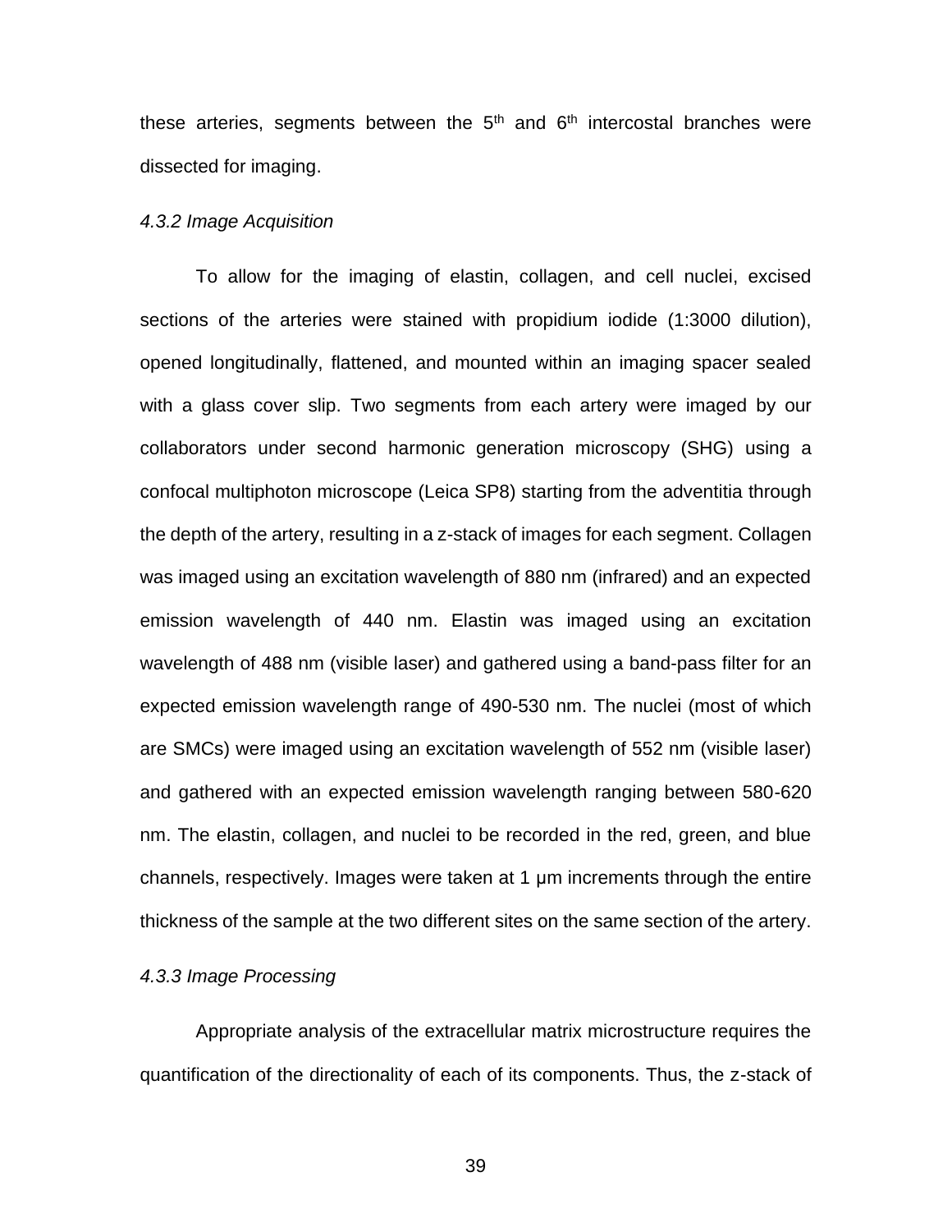these arteries, segments between the 5th and 6th intercostal branches were dissected for imaging.

### *4.3.2 Image Acquisition*

To allow for the imaging of elastin, collagen, and cell nuclei, excised sections of the arteries were stained with propidium iodide (1:3000 dilution), opened longitudinally, flattened, and mounted within an imaging spacer sealed with a glass cover slip. Two segments from each artery were imaged by our collaborators under second harmonic generation microscopy (SHG) using a confocal multiphoton microscope (Leica SP8) starting from the adventitia through the depth of the artery, resulting in a z-stack of images for each segment. Collagen was imaged using an excitation wavelength of 880 nm (infrared) and an expected emission wavelength of 440 nm. Elastin was imaged using an excitation wavelength of 488 nm (visible laser) and gathered using a band-pass filter for an expected emission wavelength range of 490-530 nm. The nuclei (most of which are SMCs) were imaged using an excitation wavelength of 552 nm (visible laser) and gathered with an expected emission wavelength ranging between 580-620 nm. The elastin, collagen, and nuclei to be recorded in the red, green, and blue channels, respectively. Images were taken at 1 μm increments through the entire thickness of the sample at the two different sites on the same section of the artery.

### *4.3.3 Image Processing*

Appropriate analysis of the extracellular matrix microstructure requires the quantification of the directionality of each of its components. Thus, the z-stack of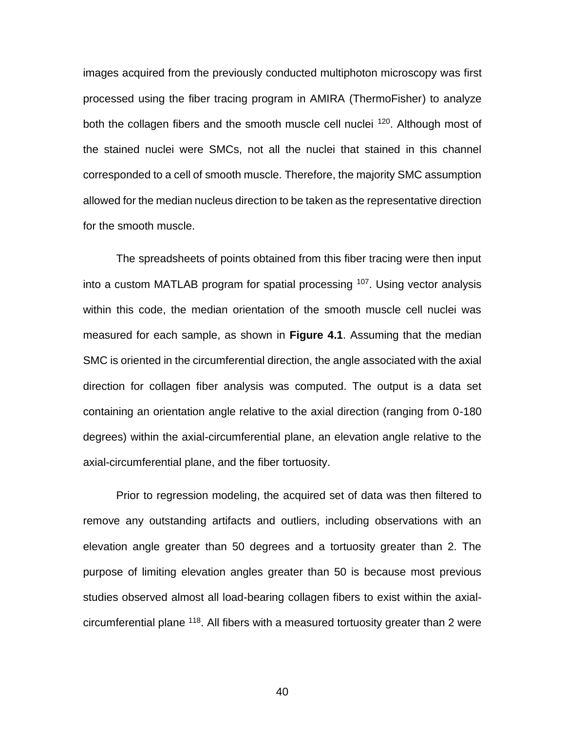images acquired from the previously conducted multiphoton microscopy was first processed using the fiber tracing program in AMIRA (ThermoFisher) to analyze both the collagen fibers and the smooth muscle cell nuclei [120]. Although most of the stained nuclei were SMCs, not all the nuclei that stained in this channel corresponded to a cell of smooth muscle. Therefore, the majority SMC assumption allowed for the median nucleus direction to be taken as the representative direction for the smooth muscle.

The spreadsheets of points obtained from this fiber tracing were then input into a custom MATLAB program for spatial processing [107]. Using vector analysis within this code, the median orientation of the smooth muscle cell nuclei was measured for each sample, as shown in **Figure 4.1**. Assuming that the median SMC is oriented in the circumferential direction, the angle associated with the axial direction for collagen fiber analysis was computed. The output is a data set containing an orientation angle relative to the axial direction (ranging from 0-180 degrees) within the axial-circumferential plane, an elevation angle relative to the axial-circumferential plane, and the fiber tortuosity.

Prior to regression modeling, the acquired set of data was then filtered to remove any outstanding artifacts and outliers, including observations with an elevation angle greater than 50 degrees and a tortuosity greater than 2. The purpose of limiting elevation angles greater than 50 is because most previous studies observed almost all load-bearing collagen fibers to exist within the axial-circumferential plane [118]. All fibers with a measured tortuosity greater than 2 were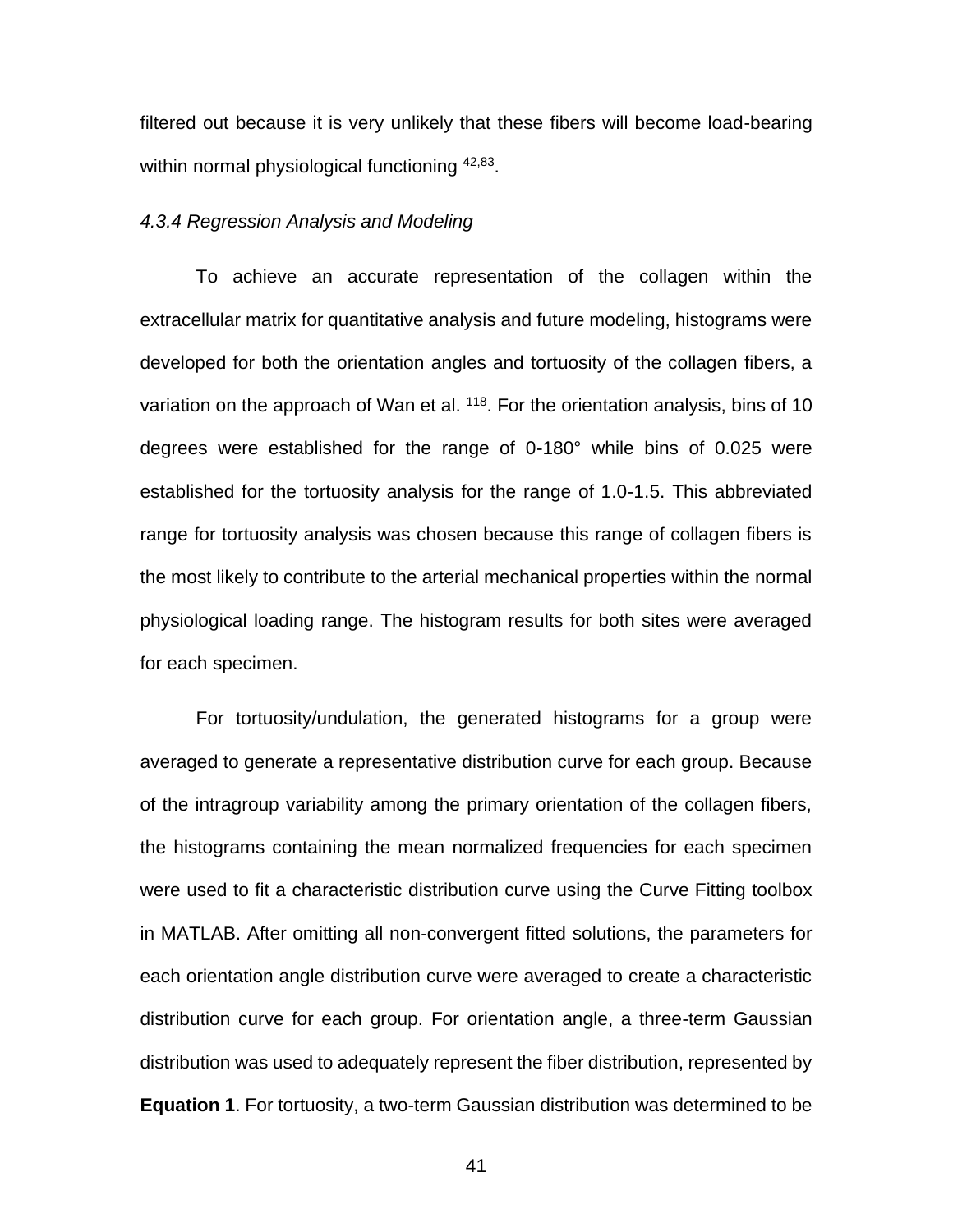filtered out because it is very unlikely that these fibers will become load-bearing within normal physiological functioning [42,83].

### *4.3.4 Regression Analysis and Modeling*

To achieve an accurate representation of the collagen within the extracellular matrix for quantitative analysis and future modeling, histograms were developed for both the orientation angles and tortuosity of the collagen fibers, a variation on the approach of Wan et al. [118]. For the orientation analysis, bins of 10 degrees were established for the range of 0-180° while bins of 0.025 were established for the tortuosity analysis for the range of 1.0-1.5. This abbreviated range for tortuosity analysis was chosen because this range of collagen fibers is the most likely to contribute to the arterial mechanical properties within the normal physiological loading range. The histogram results for both sites were averaged for each specimen.

For tortuosity/undulation, the generated histograms for a group were averaged to generate a representative distribution curve for each group. Because of the intragroup variability among the primary orientation of the collagen fibers, the histograms containing the mean normalized frequencies for each specimen were used to fit a characteristic distribution curve using the Curve Fitting toolbox in MATLAB. After omitting all non-convergent fitted solutions, the parameters for each orientation angle distribution curve were averaged to create a characteristic distribution curve for each group. For orientation angle, a three-term Gaussian distribution was used to adequately represent the fiber distribution, represented by **Equation 1**. For tortuosity, a two-term Gaussian distribution was determined to be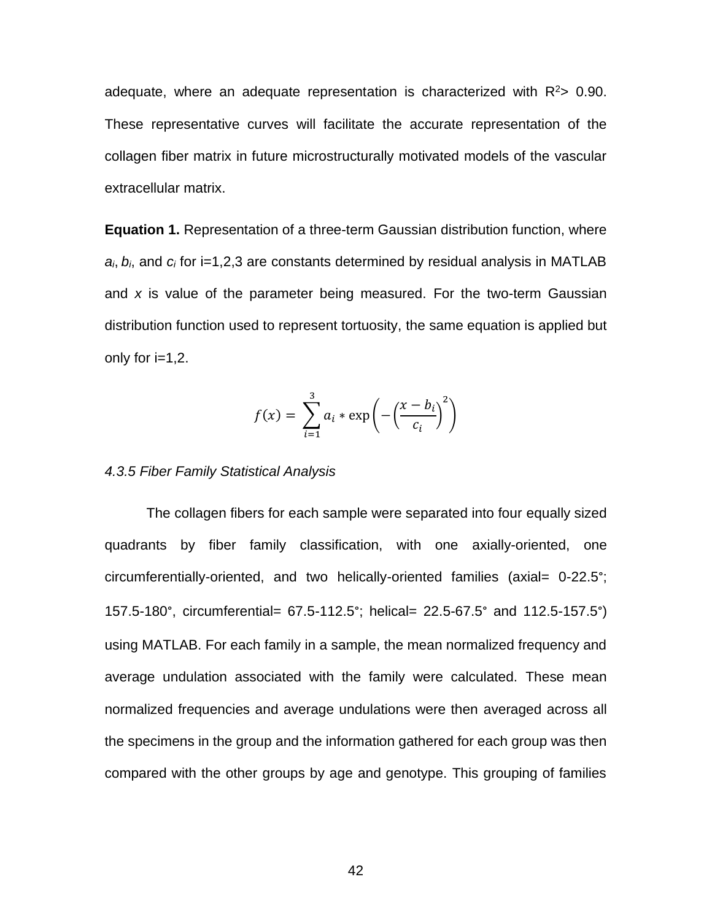adequate, where an adequate representation is characterized with $R^2 > 0.90$. These representative curves will facilitate the accurate representation of the collagen fiber matrix in future microstructurally motivated models of the vascular extracellular matrix.

**Equation 1.** Representation of a three-term Gaussian distribution function, where $a_i$, $b_i$, and $c_i$ for i=1,2,3 are constants determined by residual analysis in MATLAB and $x$ is value of the parameter being measured. For the two-term Gaussian distribution function used to represent tortuosity, the same equation is applied but only for i=1,2.

$$f(x) = \sum_{i=1}^{3} a_i * \exp\left(-\left(\frac{x - b_i}{c_i}\right)^2\right)$$

*4.3.5 Fiber Family Statistical Analysis*

The collagen fibers for each sample were separated into four equally sized quadrants by fiber family classification, with one axially-oriented, one circumferentially-oriented, and two helically-oriented families (axial= 0-22.5°; 157.5-180°, circumferential= 67.5-112.5°; helical= 22.5-67.5° and 112.5-157.5°) using MATLAB. For each family in a sample, the mean normalized frequency and average undulation associated with the family were calculated. These mean normalized frequencies and average undulations were then averaged across all the specimens in the group and the information gathered for each group was then compared with the other groups by age and genotype. This grouping of families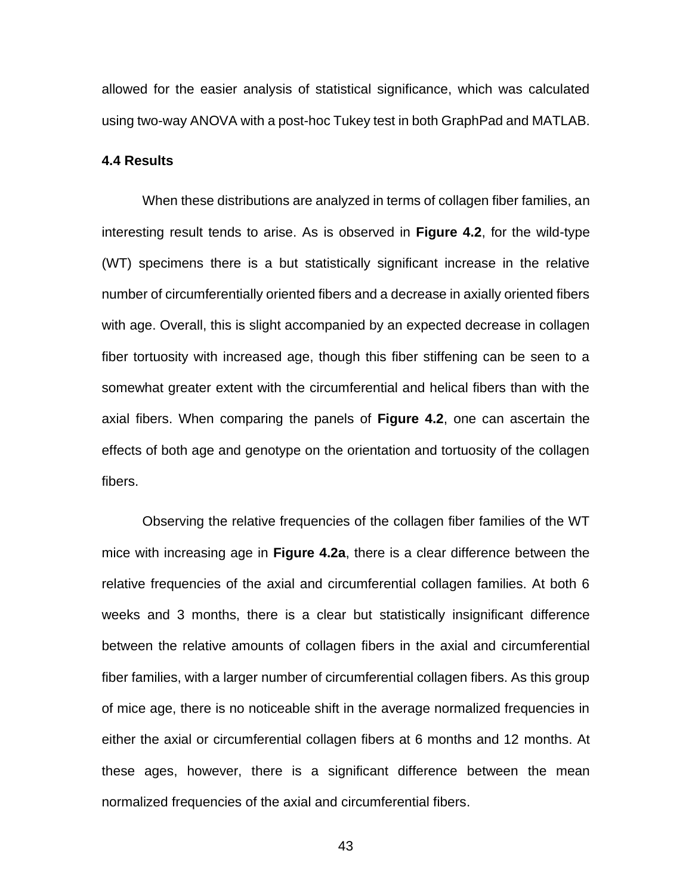allowed for the easier analysis of statistical significance, which was calculated using two-way ANOVA with a post-hoc Tukey test in both GraphPad and MATLAB.

### 4.4 Results

When these distributions are analyzed in terms of collagen fiber families, an interesting result tends to arise. As is observed in **Figure 4.2**, for the wild-type (WT) specimens there is a but statistically significant increase in the relative number of circumferentially oriented fibers and a decrease in axially oriented fibers with age. Overall, this is slight accompanied by an expected decrease in collagen fiber tortuosity with increased age, though this fiber stiffening can be seen to a somewhat greater extent with the circumferential and helical fibers than with the axial fibers. When comparing the panels of **Figure 4.2**, one can ascertain the effects of both age and genotype on the orientation and tortuosity of the collagen fibers.

Observing the relative frequencies of the collagen fiber families of the WT mice with increasing age in **Figure 4.2a**, there is a clear difference between the relative frequencies of the axial and circumferential collagen families. At both 6 weeks and 3 months, there is a clear but statistically insignificant difference between the relative amounts of collagen fibers in the axial and circumferential fiber families, with a larger number of circumferential collagen fibers. As this group of mice age, there is no noticeable shift in the average normalized frequencies in either the axial or circumferential collagen fibers at 6 months and 12 months. At these ages, however, there is a significant difference between the mean normalized frequencies of the axial and circumferential fibers.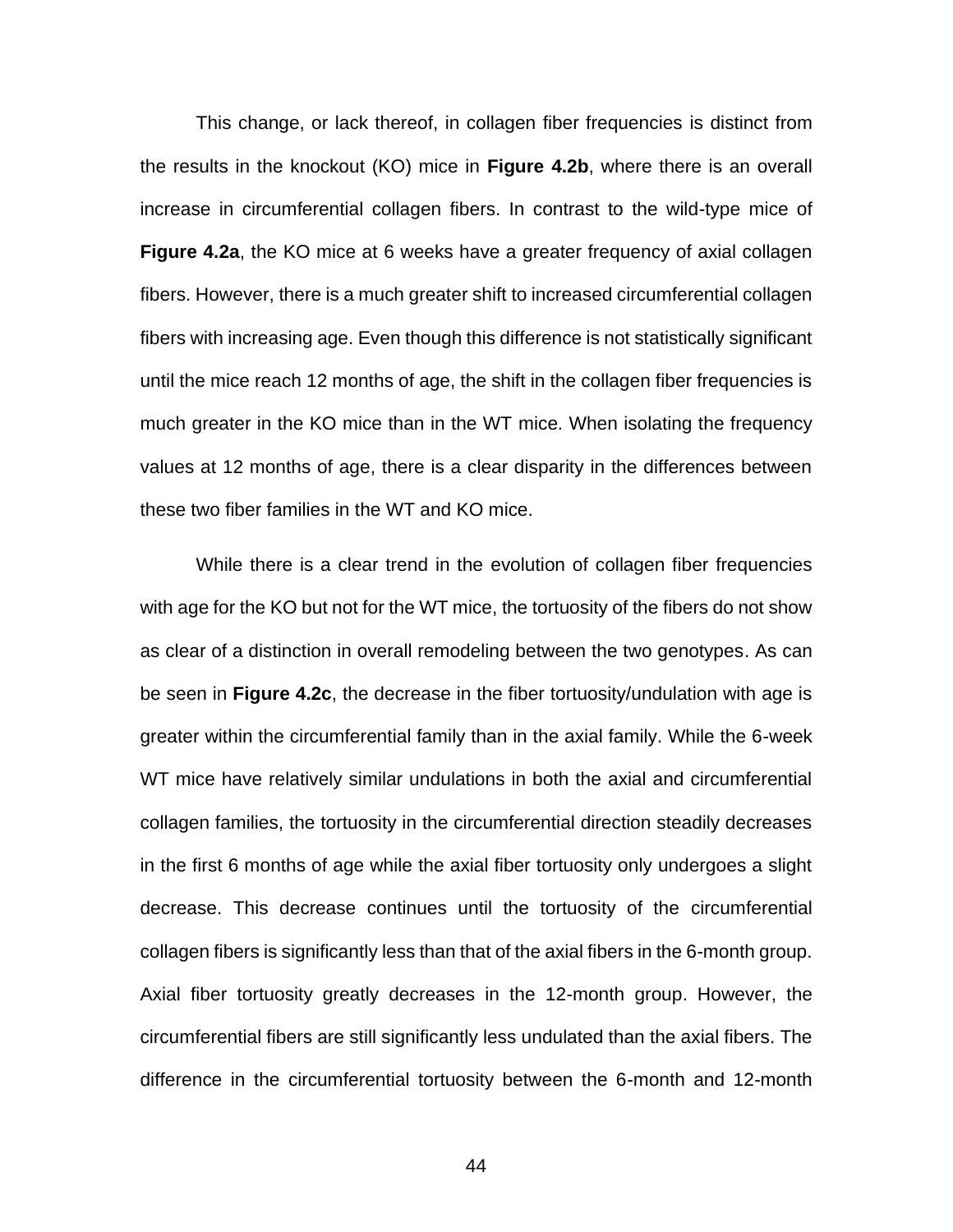This change, or lack thereof, in collagen fiber frequencies is distinct from the results in the knockout (KO) mice in **Figure 4.2b**, where there is an overall increase in circumferential collagen fibers. In contrast to the wild-type mice of **Figure 4.2a**, the KO mice at 6 weeks have a greater frequency of axial collagen fibers. However, there is a much greater shift to increased circumferential collagen fibers with increasing age. Even though this difference is not statistically significant until the mice reach 12 months of age, the shift in the collagen fiber frequencies is much greater in the KO mice than in the WT mice. When isolating the frequency values at 12 months of age, there is a clear disparity in the differences between these two fiber families in the WT and KO mice.

While there is a clear trend in the evolution of collagen fiber frequencies with age for the KO but not for the WT mice, the tortuosity of the fibers do not show as clear of a distinction in overall remodeling between the two genotypes. As can be seen in **Figure 4.2c**, the decrease in the fiber tortuosity/undulation with age is greater within the circumferential family than in the axial family. While the 6-week WT mice have relatively similar undulations in both the axial and circumferential collagen families, the tortuosity in the circumferential direction steadily decreases in the first 6 months of age while the axial fiber tortuosity only undergoes a slight decrease. This decrease continues until the tortuosity of the circumferential collagen fibers is significantly less than that of the axial fibers in the 6-month group. Axial fiber tortuosity greatly decreases in the 12-month group. However, the circumferential fibers are still significantly less undulated than the axial fibers. The difference in the circumferential tortuosity between the 6-month and 12-month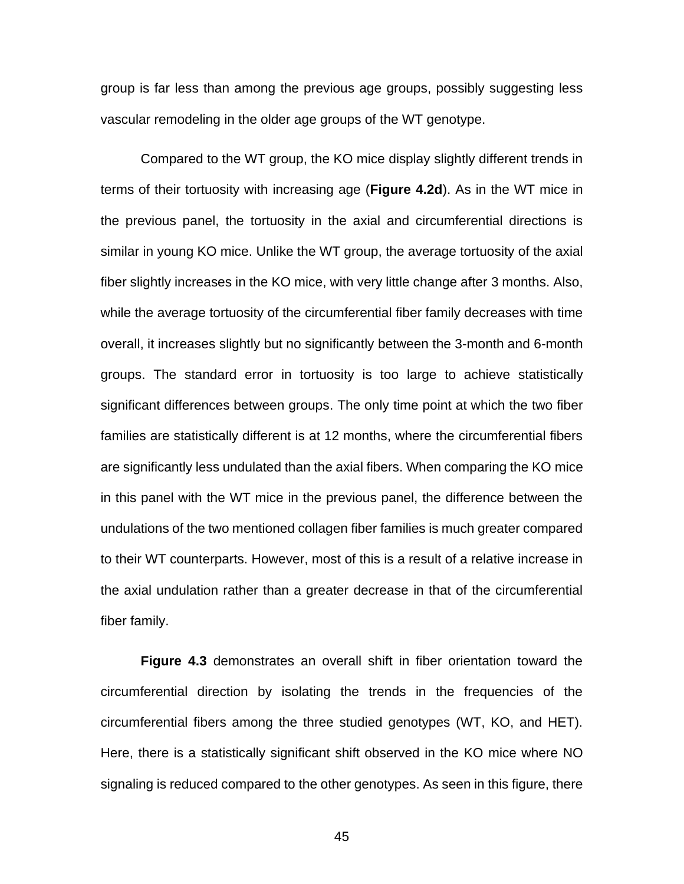group is far less than among the previous age groups, possibly suggesting less vascular remodeling in the older age groups of the WT genotype.

Compared to the WT group, the KO mice display slightly different trends in terms of their tortuosity with increasing age (**Figure 4.2d**). As in the WT mice in the previous panel, the tortuosity in the axial and circumferential directions is similar in young KO mice. Unlike the WT group, the average tortuosity of the axial fiber slightly increases in the KO mice, with very little change after 3 months. Also, while the average tortuosity of the circumferential fiber family decreases with time overall, it increases slightly but no significantly between the 3-month and 6-month groups. The standard error in tortuosity is too large to achieve statistically significant differences between groups. The only time point at which the two fiber families are statistically different is at 12 months, where the circumferential fibers are significantly less undulated than the axial fibers. When comparing the KO mice in this panel with the WT mice in the previous panel, the difference between the undulations of the two mentioned collagen fiber families is much greater compared to their WT counterparts. However, most of this is a result of a relative increase in the axial undulation rather than a greater decrease in that of the circumferential fiber family.

**Figure 4.3** demonstrates an overall shift in fiber orientation toward the circumferential direction by isolating the trends in the frequencies of the circumferential fibers among the three studied genotypes (WT, KO, and HET). Here, there is a statistically significant shift observed in the KO mice where NO signaling is reduced compared to the other genotypes. As seen in this figure, there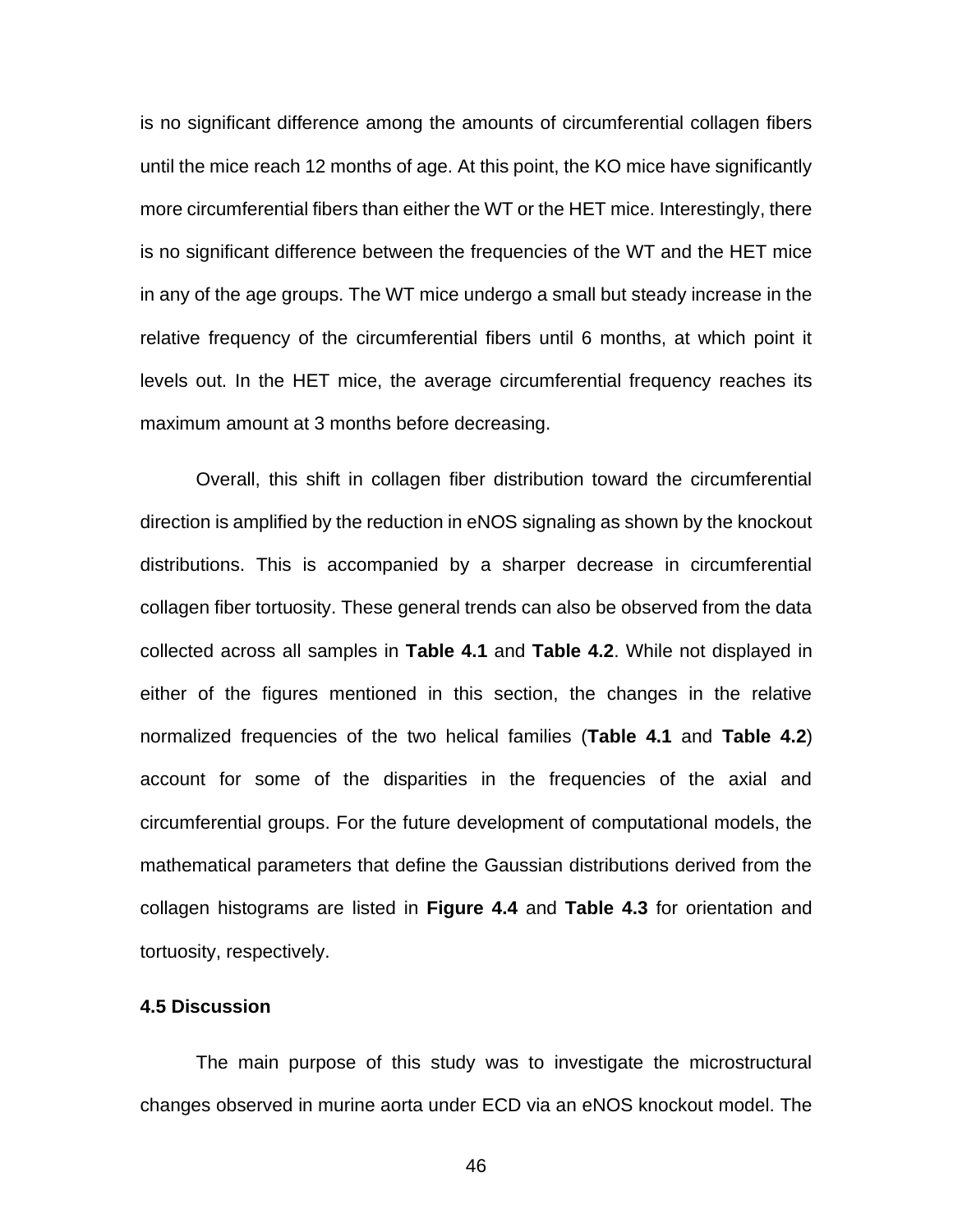is no significant difference among the amounts of circumferential collagen fibers until the mice reach 12 months of age. At this point, the KO mice have significantly more circumferential fibers than either the WT or the HET mice. Interestingly, there is no significant difference between the frequencies of the WT and the HET mice in any of the age groups. The WT mice undergo a small but steady increase in the relative frequency of the circumferential fibers until 6 months, at which point it levels out. In the HET mice, the average circumferential frequency reaches its maximum amount at 3 months before decreasing.

Overall, this shift in collagen fiber distribution toward the circumferential direction is amplified by the reduction in eNOS signaling as shown by the knockout distributions. This is accompanied by a sharper decrease in circumferential collagen fiber tortuosity. These general trends can also be observed from the data collected across all samples in **Table 4.1** and **Table 4.2**. While not displayed in either of the figures mentioned in this section, the changes in the relative normalized frequencies of the two helical families (**Table 4.1** and **Table 4.2**) account for some of the disparities in the frequencies of the axial and circumferential groups. For the future development of computational models, the mathematical parameters that define the Gaussian distributions derived from the collagen histograms are listed in **Figure 4.4** and **Table 4.3** for orientation and tortuosity, respectively.

### 4.5 Discussion

The main purpose of this study was to investigate the microstructural changes observed in murine aorta under ECD via an eNOS knockout model. The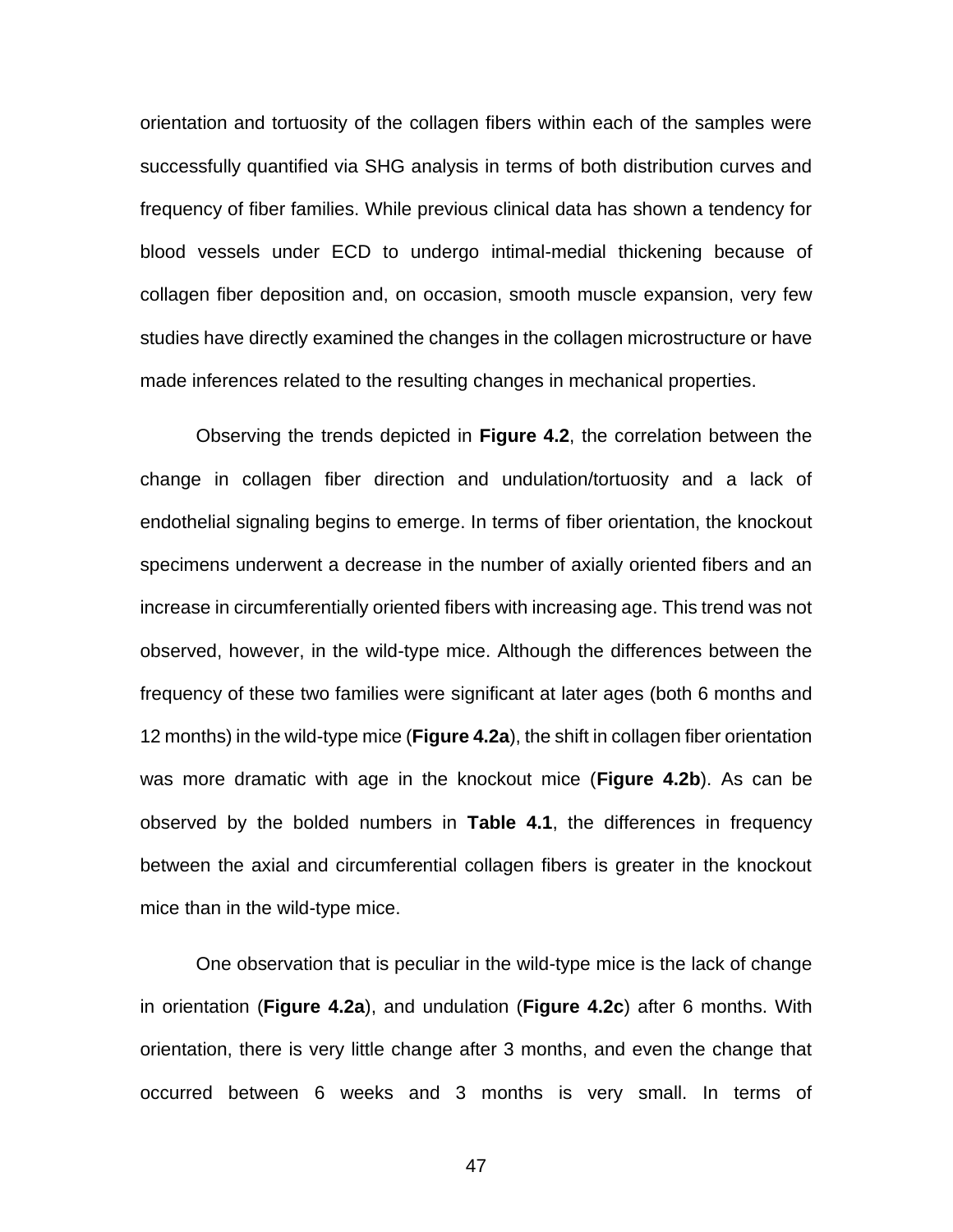orientation and tortuosity of the collagen fibers within each of the samples were successfully quantified via SHG analysis in terms of both distribution curves and frequency of fiber families. While previous clinical data has shown a tendency for blood vessels under ECD to undergo intimal-medial thickening because of collagen fiber deposition and, on occasion, smooth muscle expansion, very few studies have directly examined the changes in the collagen microstructure or have made inferences related to the resulting changes in mechanical properties.

Observing the trends depicted in **Figure 4.2**, the correlation between the change in collagen fiber direction and undulation/tortuosity and a lack of endothelial signaling begins to emerge. In terms of fiber orientation, the knockout specimens underwent a decrease in the number of axially oriented fibers and an increase in circumferentially oriented fibers with increasing age. This trend was not observed, however, in the wild-type mice. Although the differences between the frequency of these two families were significant at later ages (both 6 months and 12 months) in the wild-type mice (**Figure 4.2a**), the shift in collagen fiber orientation was more dramatic with age in the knockout mice (**Figure 4.2b**). As can be observed by the bolded numbers in **Table 4.1**, the differences in frequency between the axial and circumferential collagen fibers is greater in the knockout mice than in the wild-type mice.

One observation that is peculiar in the wild-type mice is the lack of change in orientation (**Figure 4.2a**), and undulation (**Figure 4.2c**) after 6 months. With orientation, there is very little change after 3 months, and even the change that occurred between 6 weeks and 3 months is very small. In terms of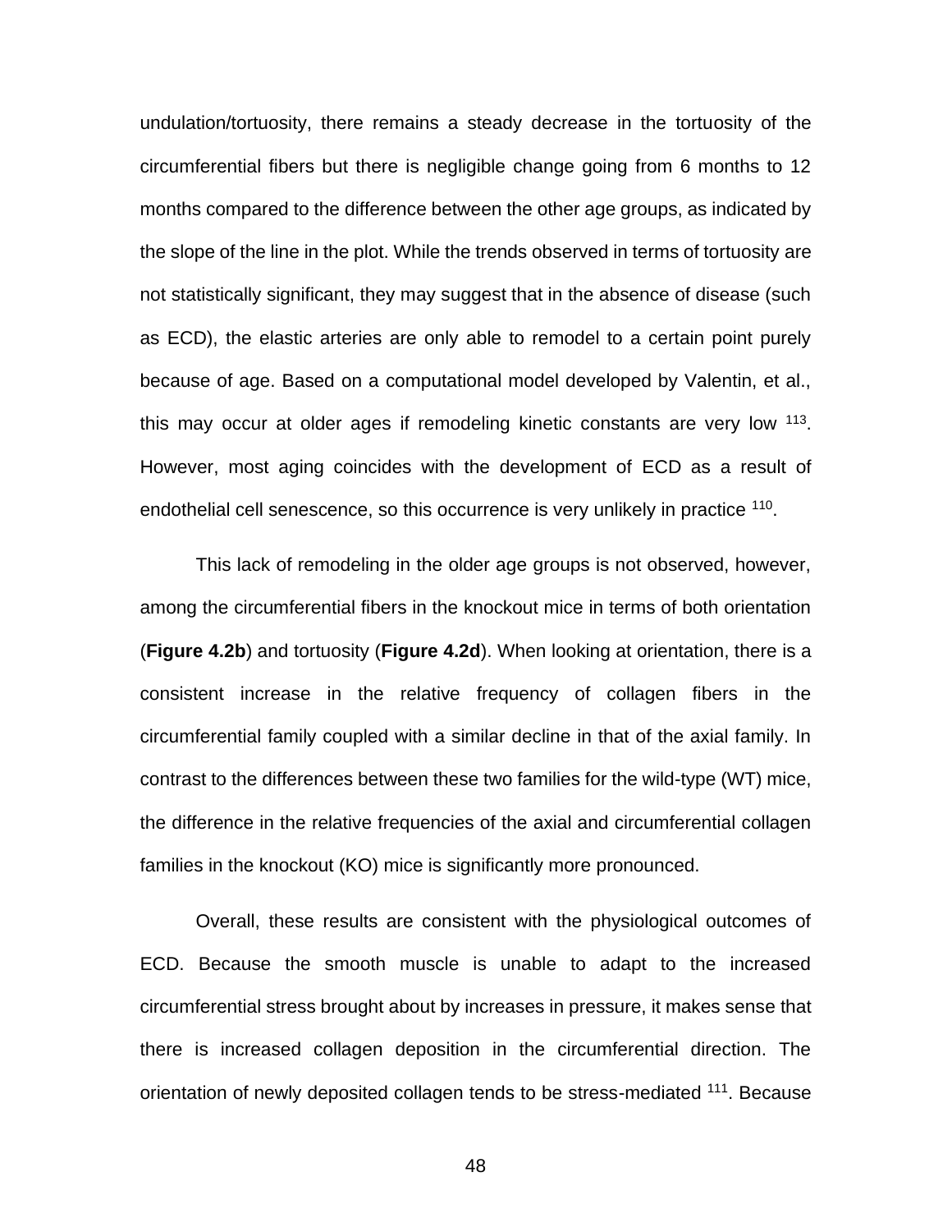undulation/tortuosity, there remains a steady decrease in the tortuosity of the circumferential fibers but there is negligible change going from 6 months to 12 months compared to the difference between the other age groups, as indicated by the slope of the line in the plot. While the trends observed in terms of tortuosity are not statistically significant, they may suggest that in the absence of disease (such as ECD), the elastic arteries are only able to remodel to a certain point purely because of age. Based on a computational model developed by Valentin, et al., this may occur at older ages if remodeling kinetic constants are very low [113]. However, most aging coincides with the development of ECD as a result of endothelial cell senescence, so this occurrence is very unlikely in practice [110].

This lack of remodeling in the older age groups is not observed, however, among the circumferential fibers in the knockout mice in terms of both orientation (**Figure 4.2b**) and tortuosity (**Figure 4.2d**). When looking at orientation, there is a consistent increase in the relative frequency of collagen fibers in the circumferential family coupled with a similar decline in that of the axial family. In contrast to the differences between these two families for the wild-type (WT) mice, the difference in the relative frequencies of the axial and circumferential collagen families in the knockout (KO) mice is significantly more pronounced.

Overall, these results are consistent with the physiological outcomes of ECD. Because the smooth muscle is unable to adapt to the increased circumferential stress brought about by increases in pressure, it makes sense that there is increased collagen deposition in the circumferential direction. The orientation of newly deposited collagen tends to be stress-mediated [111]. Because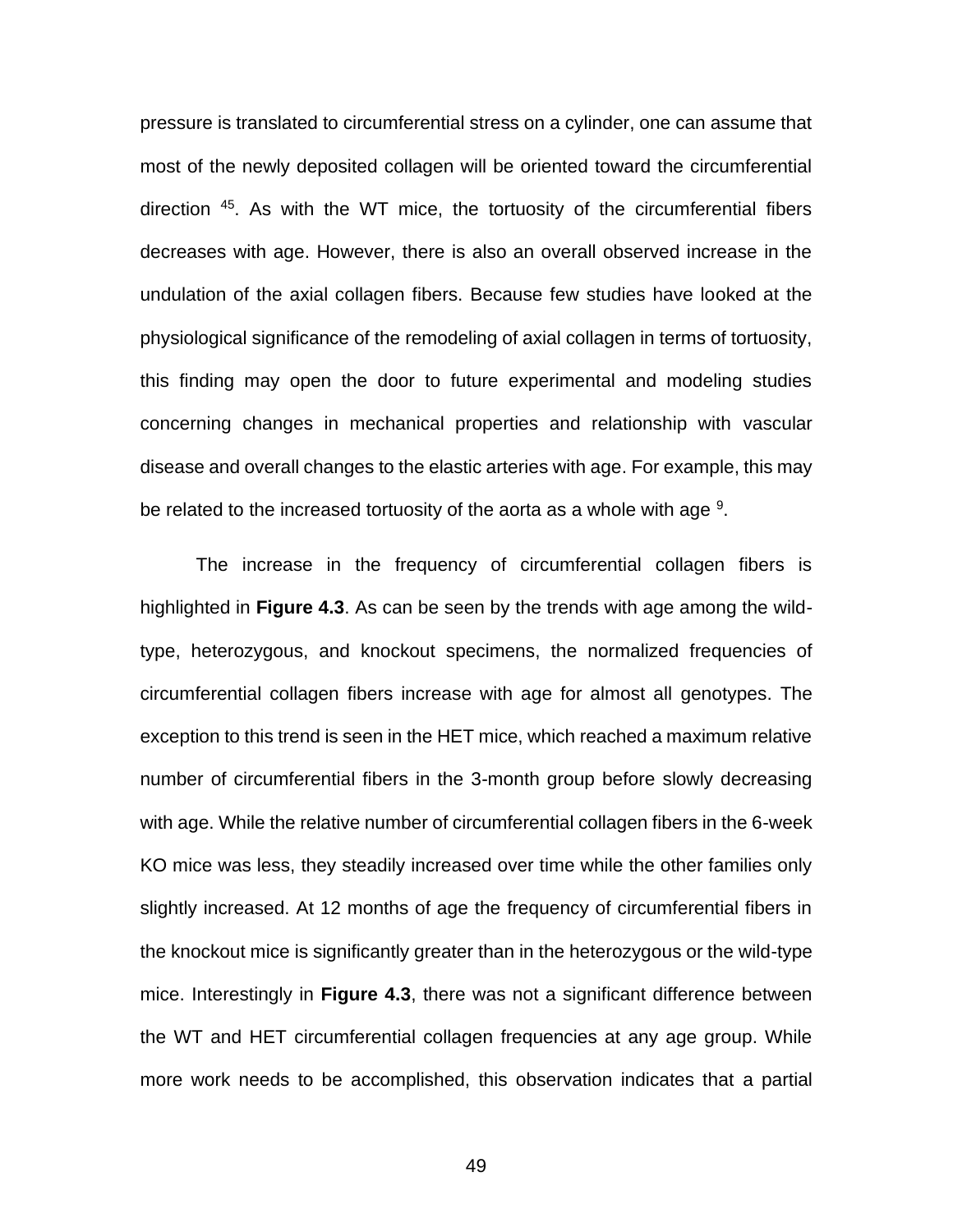pressure is translated to circumferential stress on a cylinder, one can assume that most of the newly deposited collagen will be oriented toward the circumferential direction [45]. As with the WT mice, the tortuosity of the circumferential fibers decreases with age. However, there is also an overall observed increase in the undulation of the axial collagen fibers. Because few studies have looked at the physiological significance of the remodeling of axial collagen in terms of tortuosity, this finding may open the door to future experimental and modeling studies concerning changes in mechanical properties and relationship with vascular disease and overall changes to the elastic arteries with age. For example, this may be related to the increased tortuosity of the aorta as a whole with age [9].

The increase in the frequency of circumferential collagen fibers is highlighted in **Figure 4.3**. As can be seen by the trends with age among the wild-type, heterozygous, and knockout specimens, the normalized frequencies of circumferential collagen fibers increase with age for almost all genotypes. The exception to this trend is seen in the HET mice, which reached a maximum relative number of circumferential fibers in the 3-month group before slowly decreasing with age. While the relative number of circumferential collagen fibers in the 6-week KO mice was less, they steadily increased over time while the other families only slightly increased. At 12 months of age the frequency of circumferential fibers in the knockout mice is significantly greater than in the heterozygous or the wild-type mice. Interestingly in **Figure 4.3**, there was not a significant difference between the WT and HET circumferential collagen frequencies at any age group. While more work needs to be accomplished, this observation indicates that a partial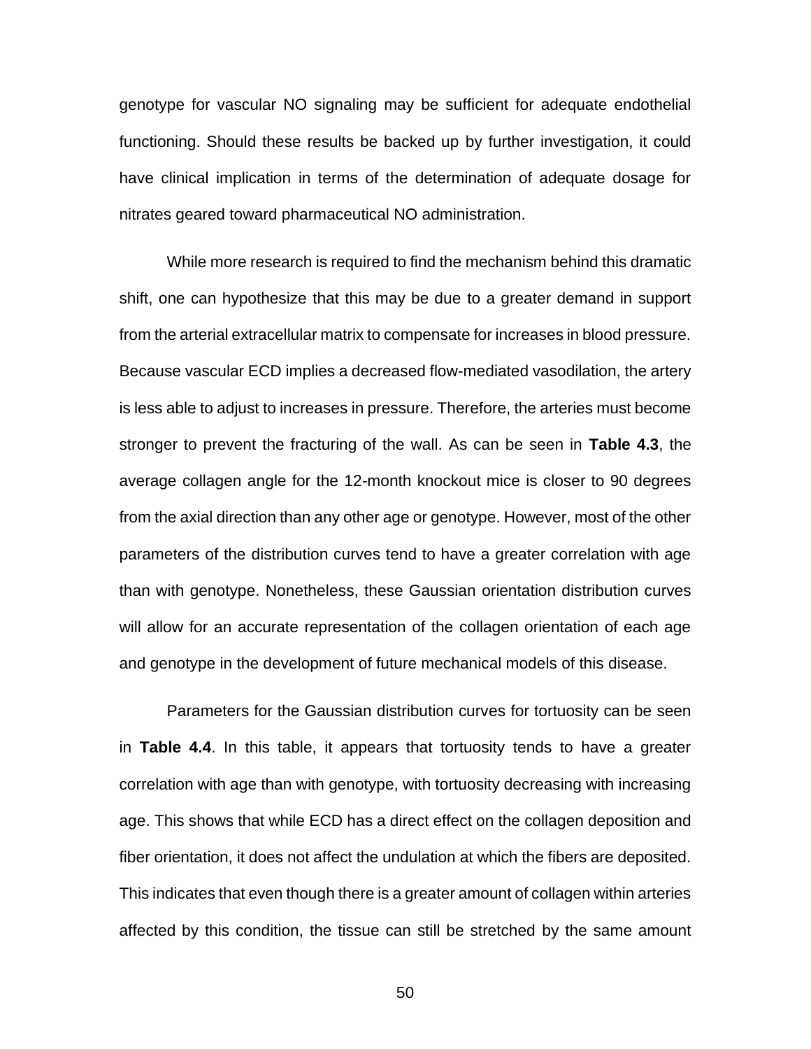genotype for vascular NO signaling may be sufficient for adequate endothelial functioning. Should these results be backed up by further investigation, it could have clinical implication in terms of the determination of adequate dosage for nitrates geared toward pharmaceutical NO administration.

While more research is required to find the mechanism behind this dramatic shift, one can hypothesize that this may be due to a greater demand in support from the arterial extracellular matrix to compensate for increases in blood pressure. Because vascular ECD implies a decreased flow-mediated vasodilation, the artery is less able to adjust to increases in pressure. Therefore, the arteries must become stronger to prevent the fracturing of the wall. As can be seen in **Table 4.3**, the average collagen angle for the 12-month knockout mice is closer to 90 degrees from the axial direction than any other age or genotype. However, most of the other parameters of the distribution curves tend to have a greater correlation with age than with genotype. Nonetheless, these Gaussian orientation distribution curves will allow for an accurate representation of the collagen orientation of each age and genotype in the development of future mechanical models of this disease.

Parameters for the Gaussian distribution curves for tortuosity can be seen in **Table 4.4**. In this table, it appears that tortuosity tends to have a greater correlation with age than with genotype, with tortuosity decreasing with increasing age. This shows that while ECD has a direct effect on the collagen deposition and fiber orientation, it does not affect the undulation at which the fibers are deposited. This indicates that even though there is a greater amount of collagen within arteries affected by this condition, the tissue can still be stretched by the same amount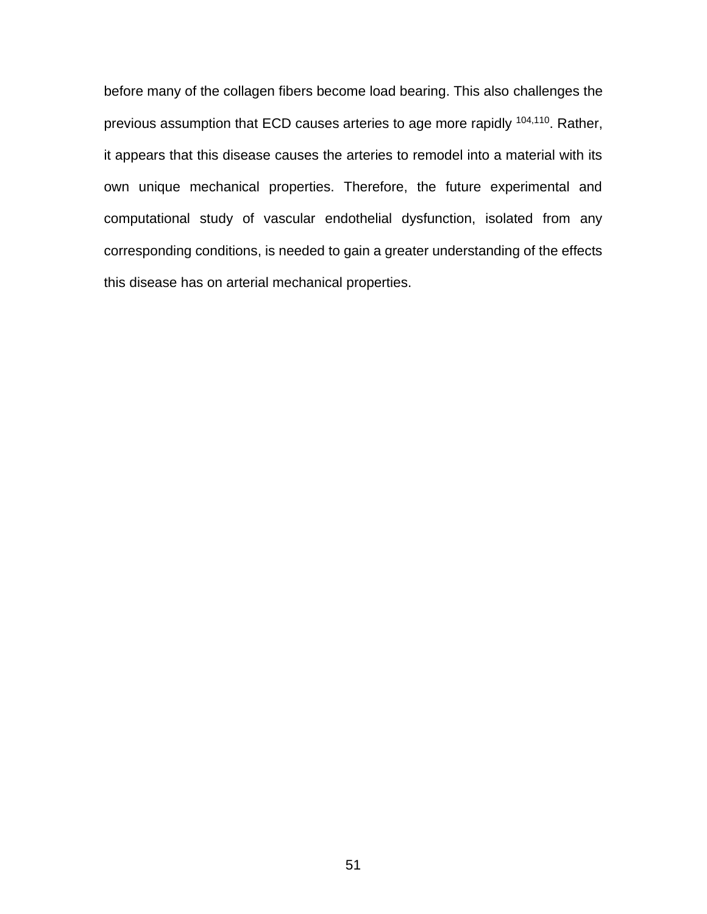before many of the collagen fibers become load bearing. This also challenges the previous assumption that ECD causes arteries to age more rapidly [104,110]. Rather, it appears that this disease causes the arteries to remodel into a material with its own unique mechanical properties. Therefore, the future experimental and computational study of vascular endothelial dysfunction, isolated from any corresponding conditions, is needed to gain a greater understanding of the effects this disease has on arterial mechanical properties.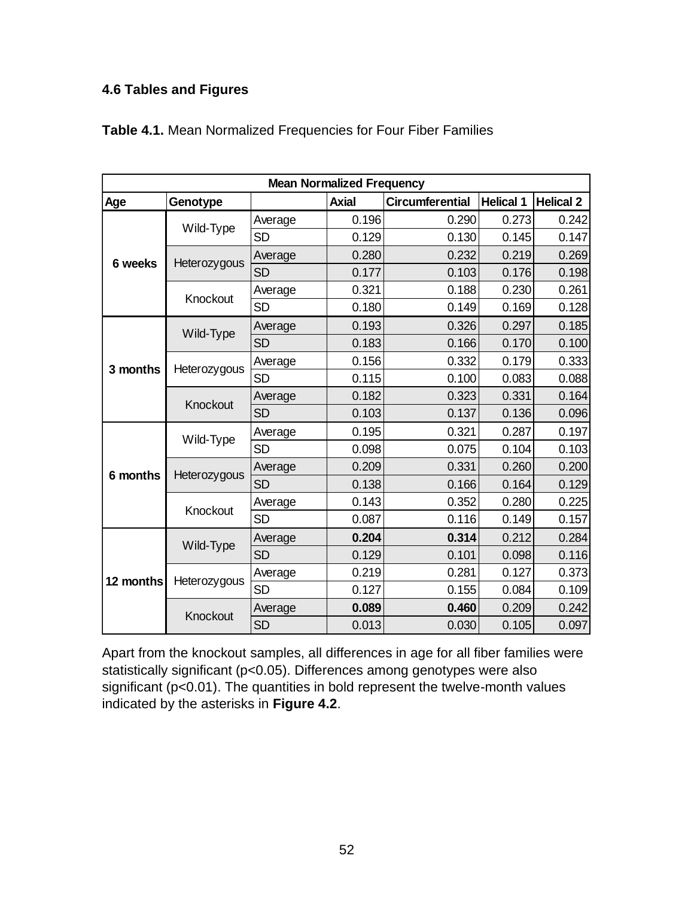### 4.6 Tables and Figures

**Table 4.1.** Mean Normalized Frequencies for Four Fiber Families

| Mean Normalized Frequency | | | | | | |
|---|---|---|---|---|---|---|
| **Age** | **Genotype** | | **Axial** | **Circumferential** | **Helical 1** | **Helical 2** |
| **6 weeks** | Wild-Type | Average | 0.196 | 0.290 | 0.273 | 0.242 |
| | | SD | 0.129 | 0.130 | 0.145 | 0.147 |
| | Heterozygous | Average | 0.280 | 0.232 | 0.219 | 0.269 |
| | | SD | 0.177 | 0.103 | 0.176 | 0.198 |
| | Knockout | Average | 0.321 | 0.188 | 0.230 | 0.261 |
| | | SD | 0.180 | 0.149 | 0.169 | 0.128 |
| **3 months** | Wild-Type | Average | 0.193 | 0.326 | 0.297 | 0.185 |
| | | SD | 0.183 | 0.166 | 0.170 | 0.100 |
| | Heterozygous | Average | 0.156 | 0.332 | 0.179 | 0.333 |
| | | SD | 0.115 | 0.100 | 0.083 | 0.088 |
| | Knockout | Average | 0.182 | 0.323 | 0.331 | 0.164 |
| | | SD | 0.103 | 0.137 | 0.136 | 0.096 |
| **6 months** | Wild-Type | Average | 0.195 | 0.321 | 0.287 | 0.197 |
| | | SD | 0.098 | 0.075 | 0.104 | 0.103 |
| | Heterozygous | Average | 0.209 | 0.331 | 0.260 | 0.200 |
| | | SD | 0.138 | 0.166 | 0.164 | 0.129 |
| | Knockout | Average | 0.143 | 0.352 | 0.280 | 0.225 |
| | | SD | 0.087 | 0.116 | 0.149 | 0.157 |
| **12 months** | Wild-Type | Average | **0.204** | **0.314** | 0.212 | 0.284 |
| | | SD | 0.129 | 0.101 | 0.098 | 0.116 |
| | Heterozygous | Average | 0.219 | 0.281 | 0.127 | 0.373 |
| | | SD | 0.127 | 0.155 | 0.084 | 0.109 |
| | Knockout | Average | **0.089** | **0.460** | 0.209 | 0.242 |
| | | SD | 0.013 | 0.030 | 0.105 | 0.097 |

Apart from the knockout samples, all differences in age for all fiber families were statistically significant ($p<0.05$). Differences among genotypes were also significant ($p<0.01$). The quantities in bold represent the twelve-month values indicated by the asterisks in **Figure 4.2**.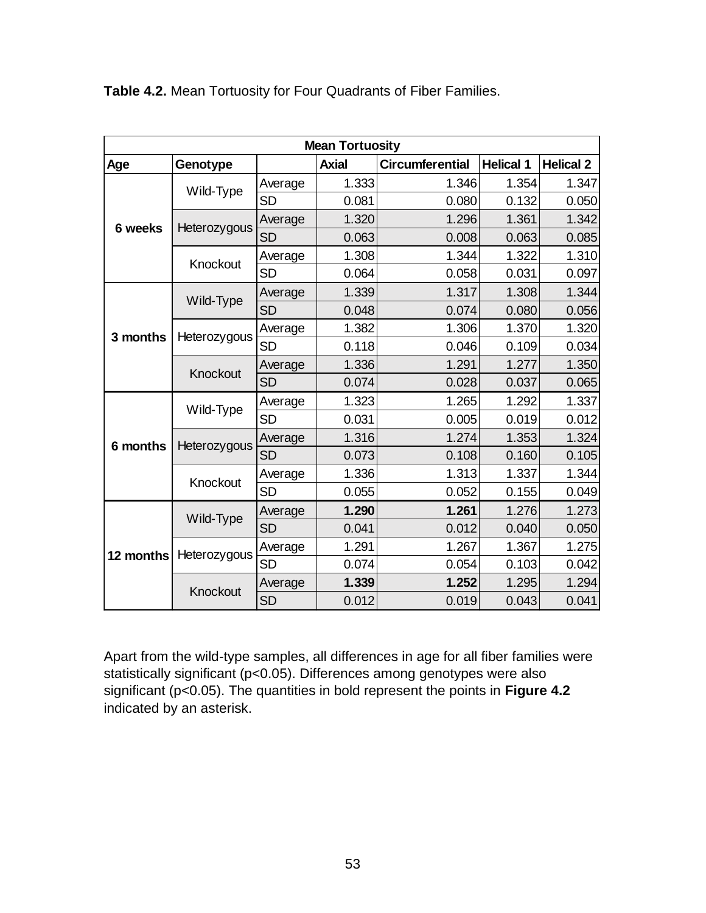**Table 4.2.** Mean Tortuosity for Four Quadrants of Fiber Families.

| Mean Tortuosity | | | | | | |
|---|---|---|---|---|---|---|
| **Age** | **Genotype** | | **Axial** | **Circumferential** | **Helical 1** | **Helical 2** |
| **6 weeks** | Wild-Type | Average | 1.333 | 1.346 | 1.354 | 1.347 |
| | | SD | 0.081 | 0.080 | 0.132 | 0.050 |
| | Heterozygous | Average | 1.320 | 1.296 | 1.361 | 1.342 |
| | | SD | 0.063 | 0.008 | 0.063 | 0.085 |
| | Knockout | Average | 1.308 | 1.344 | 1.322 | 1.310 |
| | | SD | 0.064 | 0.058 | 0.031 | 0.097 |
| **3 months** | Wild-Type | Average | 1.339 | 1.317 | 1.308 | 1.344 |
| | | SD | 0.048 | 0.074 | 0.080 | 0.056 |
| | Heterozygous | Average | 1.382 | 1.306 | 1.370 | 1.320 |
| | | SD | 0.118 | 0.046 | 0.109 | 0.034 |
| | Knockout | Average | 1.336 | 1.291 | 1.277 | 1.350 |
| | | SD | 0.074 | 0.028 | 0.037 | 0.065 |
| **6 months** | Wild-Type | Average | 1.323 | 1.265 | 1.292 | 1.337 |
| | | SD | 0.031 | 0.005 | 0.019 | 0.012 |
| | Heterozygous | Average | 1.316 | 1.274 | 1.353 | 1.324 |
| | | SD | 0.073 | 0.108 | 0.160 | 0.105 |
| | Knockout | Average | 1.336 | 1.313 | 1.337 | 1.344 |
| | | SD | 0.055 | 0.052 | 0.155 | 0.049 |
| **12 months** | Wild-Type | Average | **1.290** | **1.261** | 1.276 | 1.273 |
| | | SD | 0.041 | 0.012 | 0.040 | 0.050 |
| | Heterozygous | Average | 1.291 | 1.267 | 1.367 | 1.275 |
| | | SD | 0.074 | 0.054 | 0.103 | 0.042 |
| | Knockout | Average | **1.339** | **1.252** | 1.295 | 1.294 |
| | | SD | 0.012 | 0.019 | 0.043 | 0.041 |

Apart from the wild-type samples, all differences in age for all fiber families were statistically significant ($p<0.05$). Differences among genotypes were also significant ($p<0.05$). The quantities in bold represent the points in **Figure 4.2** indicated by an asterisk.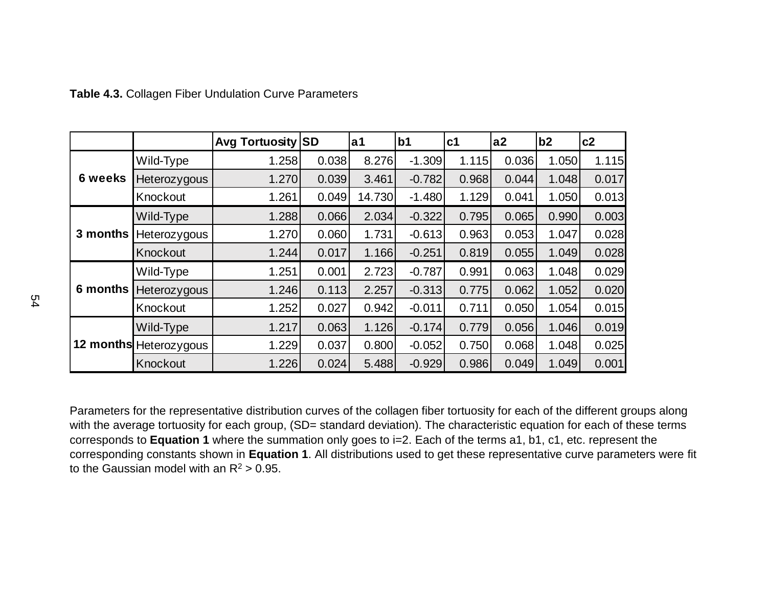**Table 4.3.** Collagen Fiber Undulation Curve Parameters

| | | Avg Tortuosity | SD | a1 | b1 | c1 | a2 | b2 | c2 |
|---|---|---|---|---|---|---|---|---|---|
| **6 weeks** | Wild-Type | 1.258 | 0.038 | 8.276 | -1.309 | 1.115 | 0.036 | 1.050 | 1.115 |
| | Heterozygous | 1.270 | 0.039 | 3.461 | -0.782 | 0.968 | 0.044 | 1.048 | 0.017 |
| | Knockout | 1.261 | 0.049 | 14.730 | -1.480 | 1.129 | 0.041 | 1.050 | 0.013 |
| **3 months** | Wild-Type | 1.288 | 0.066 | 2.034 | -0.322 | 0.795 | 0.065 | 0.990 | 0.003 |
| | Heterozygous | 1.270 | 0.060 | 1.731 | -0.613 | 0.963 | 0.053 | 1.047 | 0.028 |
| | Knockout | 1.244 | 0.017 | 1.166 | -0.251 | 0.819 | 0.055 | 1.049 | 0.028 |
| **6 months** | Wild-Type | 1.251 | 0.001 | 2.723 | -0.787 | 0.991 | 0.063 | 1.048 | 0.029 |
| | Heterozygous | 1.246 | 0.113 | 2.257 | -0.313 | 0.775 | 0.062 | 1.052 | 0.020 |
| | Knockout | 1.252 | 0.027 | 0.942 | -0.011 | 0.711 | 0.050 | 1.054 | 0.015 |
| **12 months** | Wild-Type | 1.217 | 0.063 | 1.126 | -0.174 | 0.779 | 0.056 | 1.046 | 0.019 |
| | Heterozygous | 1.229 | 0.037 | 0.800 | -0.052 | 0.750 | 0.068 | 1.048 | 0.025 |
| | Knockout | 1.226 | 0.024 | 5.488 | -0.929 | 0.986 | 0.049 | 1.049 | 0.001 |

Parameters for the representative distribution curves of the collagen fiber tortuosity for each of the different groups along with the average tortuosity for each group, (SD= standard deviation). The characteristic equation for each of these terms corresponds to **Equation 1** where the summation only goes to i=2. Each of the terms a1, b1, c1, etc. represent the corresponding constants shown in **Equation 1**. All distributions used to get these representative curve parameters were fit to the Gaussian model with an $R^2 > 0.95$.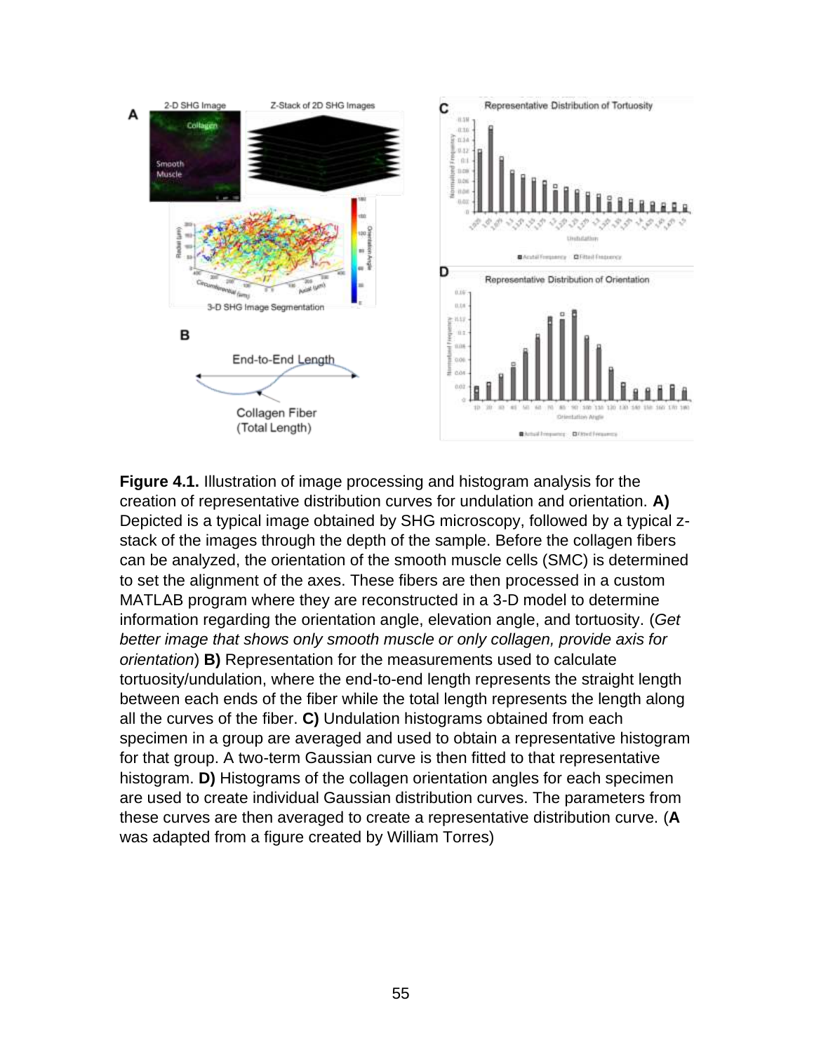A

2-D SHG Image

Collagen

Smooth Muscle

Z-Stack of 2D SHG Images

3-D SHG Image Segmentation

B

End-to-End Length

Collagen Fiber (Total Length)

C

Representative Distribution of Tortuosity

D

Representative Distribution of Orientation

**Figure 4.1.** Illustration of image processing and histogram analysis for the creation of representative distribution curves for undulation and orientation. **A)** Depicted is a typical image obtained by SHG microscopy, followed by a typical z-stack of the images through the depth of the sample. Before the collagen fibers can be analyzed, the orientation of the smooth muscle cells (SMC) is determined to set the alignment of the axes. These fibers are then processed in a custom MATLAB program where they are reconstructed in a 3-D model to determine information regarding the orientation angle, elevation angle, and tortuosity. (*Get better image that shows only smooth muscle or only collagen, provide axis for orientation*) **B)** Representation for the measurements used to calculate tortuosity/undulation, where the end-to-end length represents the straight length between each ends of the fiber while the total length represents the length along all the curves of the fiber. **C)** Undulation histograms obtained from each specimen in a group are averaged and used to obtain a representative histogram for that group. A two-term Gaussian curve is then fitted to that representative histogram. **D)** Histograms of the collagen orientation angles for each specimen are used to create individual Gaussian distribution curves. The parameters from these curves are then averaged to create a representative distribution curve. (**A** was adapted from a figure created by William Torres)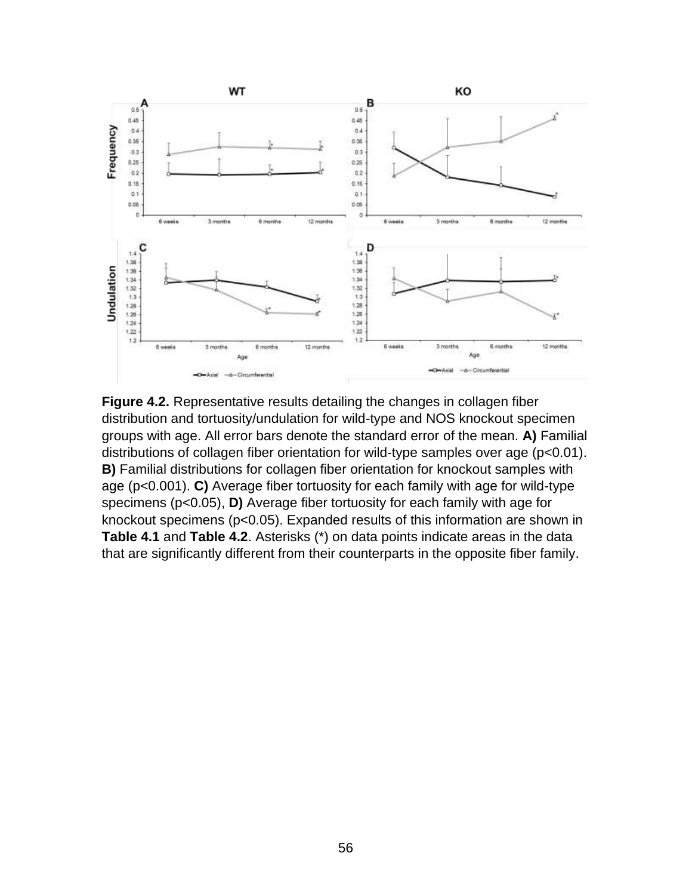WT

KO

A

B

Frequency

0.5
0.45
0.4
0.35
0.3
0.25
0.2
0.15
0.1
0.05
0

6 weeks
3 months
6 months
12 months

C

D

Undulation

1.4
1.38
1.36
1.34
1.32
1.3
1.28
1.26
1.24
1.22
1.2

6 weeks
3 months
6 months
12 months

Age

Axial
Circumferential

**Figure 4.2.** Representative results detailing the changes in collagen fiber distribution and tortuosity/undulation for wild-type and NOS knockout specimen groups with age. All error bars denote the standard error of the mean. **A)** Familial distributions of collagen fiber orientation for wild-type samples over age ($p<0.01$). **B)** Familial distributions for collagen fiber orientation for knockout samples with age ($p<0.001$). **C)** Average fiber tortuosity for each family with age for wild-type specimens ($p<0.05$), **D)** Average fiber tortuosity for each family with age for knockout specimens ($p<0.05$). Expanded results of this information are shown in **Table 4.1** and **Table 4.2**. Asterisks (*) on data points indicate areas in the data that are significantly different from their counterparts in the opposite fiber family.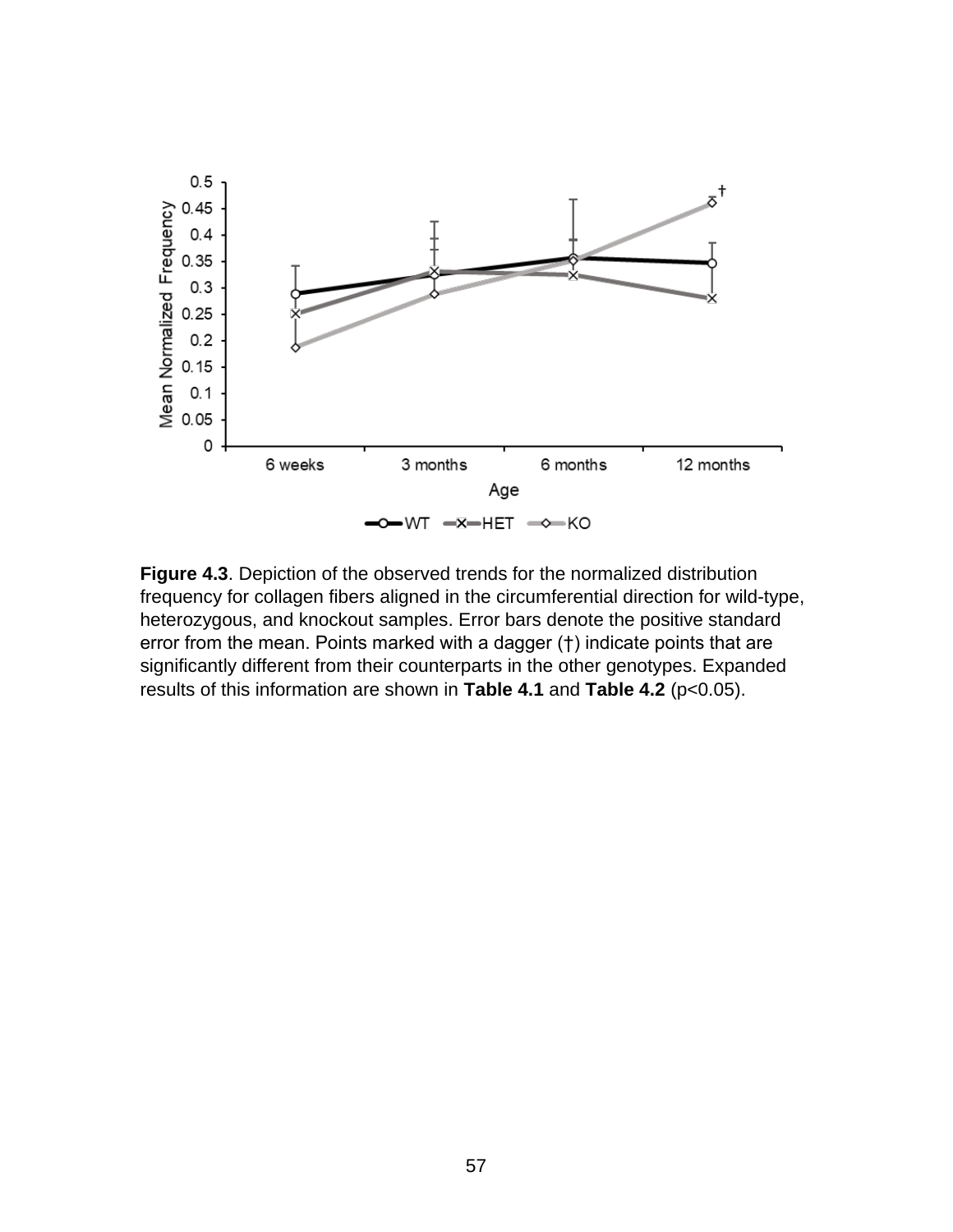0.5
0.45
0.4
0.35
0.3
0.25
0.2
0.15
0.1
0.05
0

Mean Normalized Frequency

6 weeks
3 months
6 months
12 months

Age

†

WT HET KO

**Figure 4.3**. Depiction of the observed trends for the normalized distribution frequency for collagen fibers aligned in the circumferential direction for wild-type, heterozygous, and knockout samples. Error bars denote the positive standard error from the mean. Points marked with a dagger (†) indicate points that are significantly different from their counterparts in the other genotypes. Expanded results of this information are shown in **Table 4.1** and **Table 4.2** ($p<0.05$).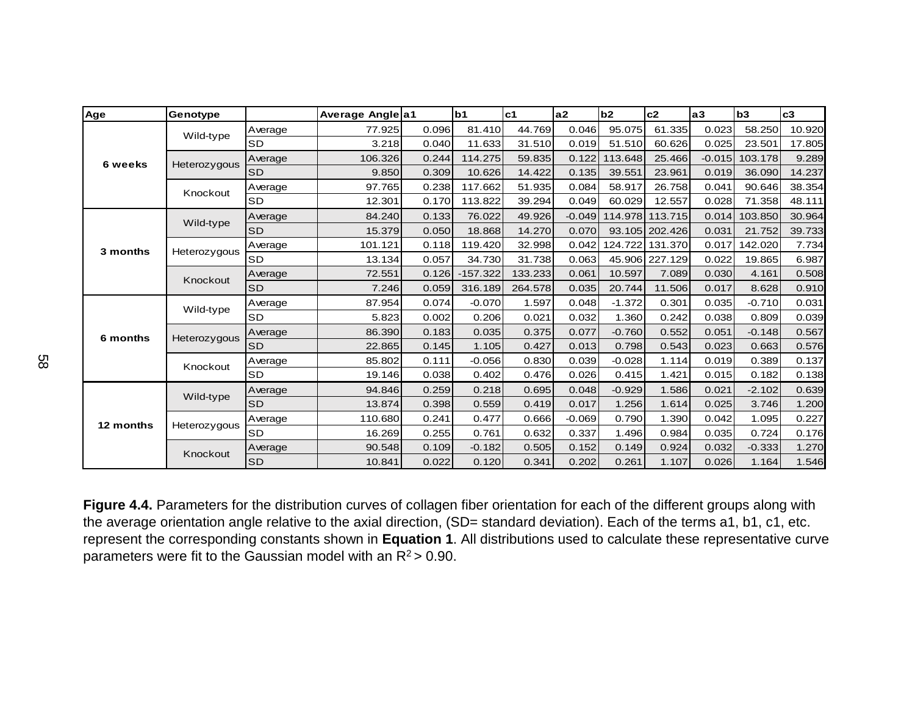| Age | Genotype | | Average Angle | a1 | b1 | c1 | a2 | b2 | c2 | a3 | b3 | c3 |
|---|---|---|---|---|---|---|---|---|---|---|---|---|
| 6 weeks | Wild-type | Average | 77.925 | 0.096 | 81.410 | 44.769 | 0.046 | 95.075 | 61.335 | 0.023 | 58.250 | 10.920 |
| | | SD | 3.218 | 0.040 | 11.633 | 31.510 | 0.019 | 51.510 | 60.626 | 0.025 | 23.501 | 17.805 |
| | Heterozygous | Average | 106.326 | 0.244 | 114.275 | 59.835 | 0.122 | 113.648 | 25.466 | -0.015 | 103.178 | 9.289 |
| | | SD | 9.850 | 0.309 | 10.626 | 14.422 | 0.135 | 39.551 | 23.961 | 0.019 | 36.090 | 14.237 |
| | Knockout | Average | 97.765 | 0.238 | 117.662 | 51.935 | 0.084 | 58.917 | 26.758 | 0.041 | 90.646 | 38.354 |
| | | SD | 12.301 | 0.170 | 113.822 | 39.294 | 0.049 | 60.029 | 12.557 | 0.028 | 71.358 | 48.111 |
| 3 months | Wild-type | Average | 84.240 | 0.133 | 76.022 | 49.926 | -0.049 | 114.978 | 113.715 | 0.014 | 103.850 | 30.964 |
| | | SD | 15.379 | 0.050 | 18.868 | 14.270 | 0.070 | 93.105 | 202.426 | 0.031 | 21.752 | 39.733 |
| | Heterozygous | Average | 101.121 | 0.118 | 119.420 | 32.998 | 0.042 | 124.722 | 131.370 | 0.017 | 142.020 | 7.734 |
| | | SD | 13.134 | 0.057 | 34.730 | 31.738 | 0.063 | 45.906 | 227.129 | 0.022 | 19.865 | 6.987 |
| | Knockout | Average | 72.551 | 0.126 | -157.322 | 133.233 | 0.061 | 10.597 | 7.089 | 0.030 | 4.161 | 0.508 |
| | | SD | 7.246 | 0.059 | 316.189 | 264.578 | 0.035 | 20.744 | 11.506 | 0.017 | 8.628 | 0.910 |
| 6 months | Wild-type | Average | 87.954 | 0.074 | -0.070 | 1.597 | 0.048 | -1.372 | 0.301 | 0.035 | -0.710 | 0.031 |
| | | SD | 5.823 | 0.002 | 0.206 | 0.021 | 0.032 | 1.360 | 0.242 | 0.038 | 0.809 | 0.039 |
| | Heterozygous | Average | 86.390 | 0.183 | 0.035 | 0.375 | 0.077 | -0.760 | 0.552 | 0.051 | -0.148 | 0.567 |
| | | SD | 22.865 | 0.145 | 1.105 | 0.427 | 0.013 | 0.798 | 0.543 | 0.023 | 0.663 | 0.576 |
| | Knockout | Average | 85.802 | 0.111 | -0.056 | 0.830 | 0.039 | -0.028 | 1.114 | 0.019 | 0.389 | 0.137 |
| | | SD | 19.146 | 0.038 | 0.402 | 0.476 | 0.026 | 0.415 | 1.421 | 0.015 | 0.182 | 0.138 |
| 12 months | Wild-type | Average | 94.846 | 0.259 | 0.218 | 0.695 | 0.048 | -0.929 | 1.586 | 0.021 | -2.102 | 0.639 |
| | | SD | 13.874 | 0.398 | 0.559 | 0.419 | 0.017 | 1.256 | 1.614 | 0.025 | 3.746 | 1.200 |
| | Heterozygous | Average | 110.680 | 0.241 | 0.477 | 0.666 | -0.069 | 0.790 | 1.390 | 0.042 | 1.095 | 0.227 |
| | | SD | 16.269 | 0.255 | 0.761 | 0.632 | 0.337 | 1.496 | 0.984 | 0.035 | 0.724 | 0.176 |
| | Knockout | Average | 90.548 | 0.109 | -0.182 | 0.505 | 0.152 | 0.149 | 0.924 | 0.032 | -0.333 | 1.270 |
| | | SD | 10.841 | 0.022 | 0.120 | 0.341 | 0.202 | 0.261 | 1.107 | 0.026 | 1.164 | 1.546 |

**Figure 4.4.** Parameters for the distribution curves of collagen fiber orientation for each of the different groups along with the average orientation angle relative to the axial direction, (SD= standard deviation). Each of the terms a1, b1, c1, etc. represent the corresponding constants shown in **Equation 1**. All distributions used to calculate these representative curve parameters were fit to the Gaussian model with an $R^2 > 0.90$.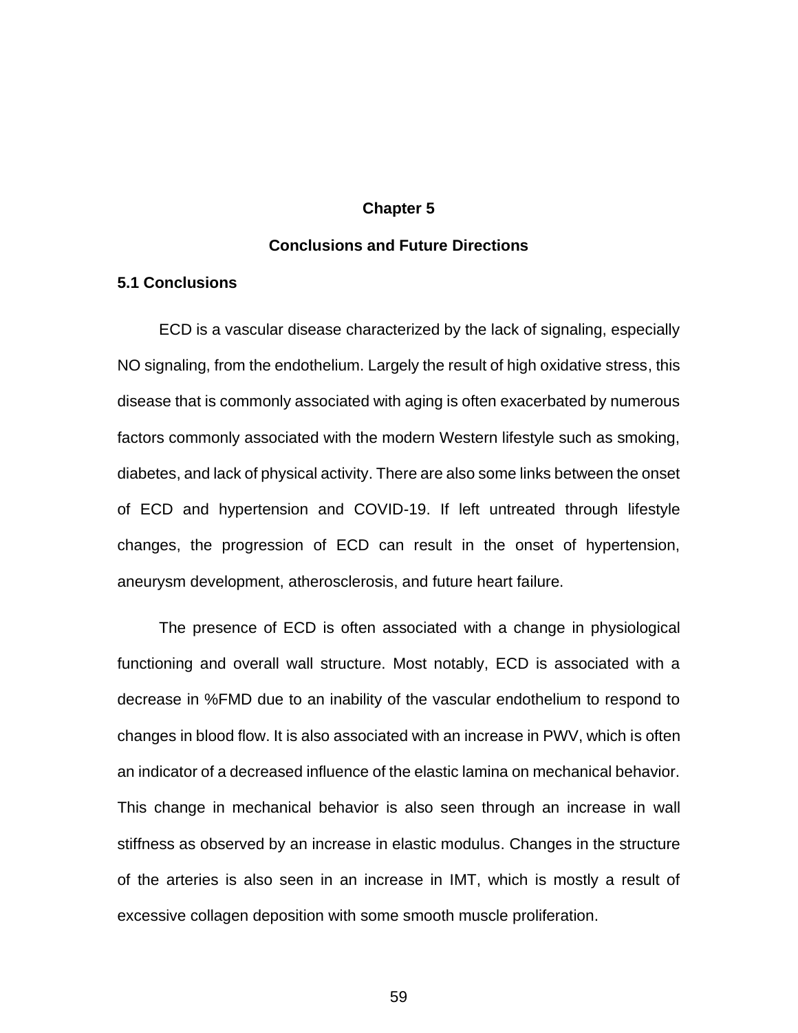# Chapter 5

# Conclusions and Future Directions

## 5.1 Conclusions

ECD is a vascular disease characterized by the lack of signaling, especially NO signaling, from the endothelium. Largely the result of high oxidative stress, this disease that is commonly associated with aging is often exacerbated by numerous factors commonly associated with the modern Western lifestyle such as smoking, diabetes, and lack of physical activity. There are also some links between the onset of ECD and hypertension and COVID-19. If left untreated through lifestyle changes, the progression of ECD can result in the onset of hypertension, aneurysm development, atherosclerosis, and future heart failure.

The presence of ECD is often associated with a change in physiological functioning and overall wall structure. Most notably, ECD is associated with a decrease in %FMD due to an inability of the vascular endothelium to respond to changes in blood flow. It is also associated with an increase in PWV, which is often an indicator of a decreased influence of the elastic lamina on mechanical behavior. This change in mechanical behavior is also seen through an increase in wall stiffness as observed by an increase in elastic modulus. Changes in the structure of the arteries is also seen in an increase in IMT, which is mostly a result of excessive collagen deposition with some smooth muscle proliferation.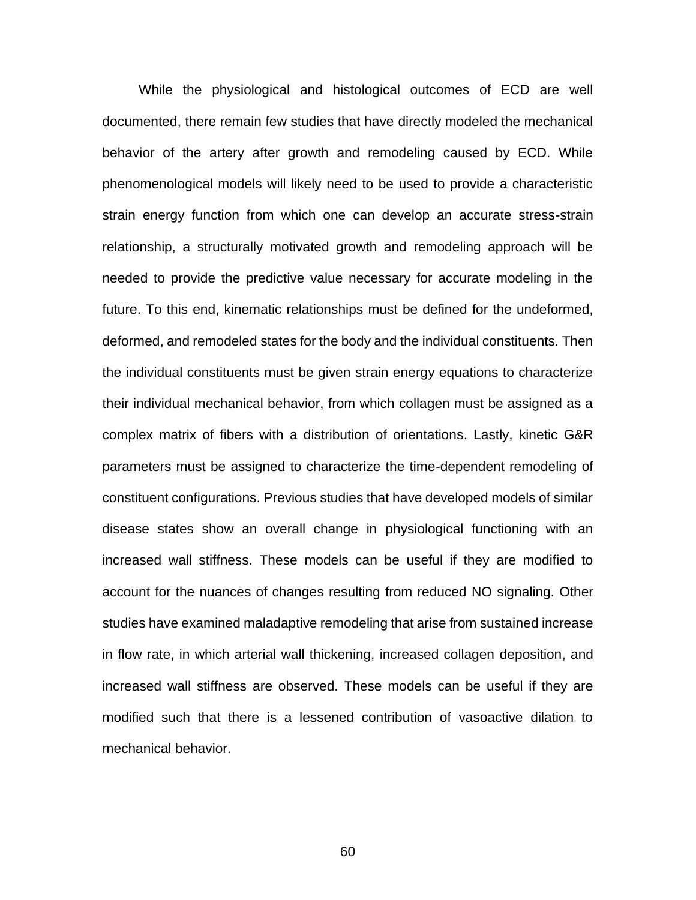While the physiological and histological outcomes of ECD are well documented, there remain few studies that have directly modeled the mechanical behavior of the artery after growth and remodeling caused by ECD. While phenomenological models will likely need to be used to provide a characteristic strain energy function from which one can develop an accurate stress-strain relationship, a structurally motivated growth and remodeling approach will be needed to provide the predictive value necessary for accurate modeling in the future. To this end, kinematic relationships must be defined for the undeformed, deformed, and remodeled states for the body and the individual constituents. Then the individual constituents must be given strain energy equations to characterize their individual mechanical behavior, from which collagen must be assigned as a complex matrix of fibers with a distribution of orientations. Lastly, kinetic G&R parameters must be assigned to characterize the time-dependent remodeling of constituent configurations. Previous studies that have developed models of similar disease states show an overall change in physiological functioning with an increased wall stiffness. These models can be useful if they are modified to account for the nuances of changes resulting from reduced NO signaling. Other studies have examined maladaptive remodeling that arise from sustained increase in flow rate, in which arterial wall thickening, increased collagen deposition, and increased wall stiffness are observed. These models can be useful if they are modified such that there is a lessened contribution of vasoactive dilation to mechanical behavior.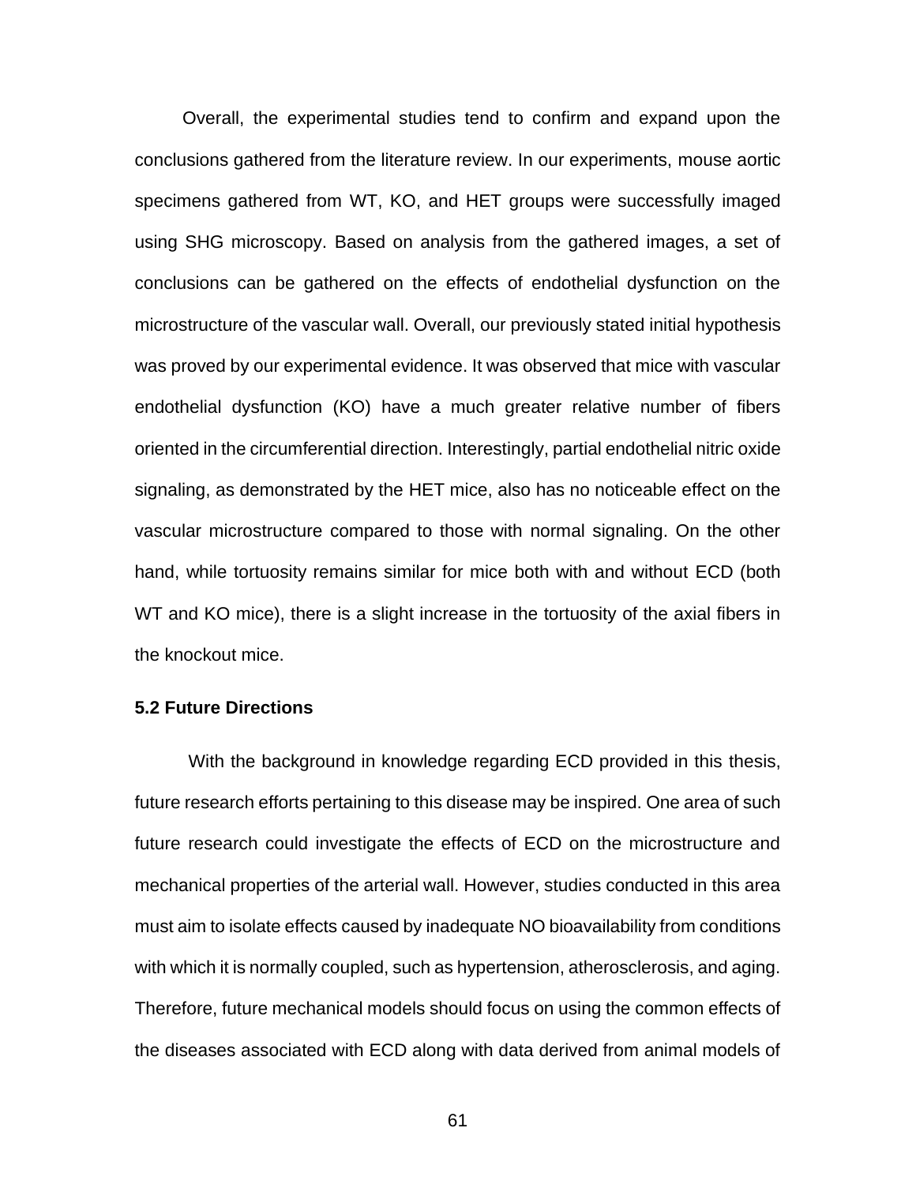Overall, the experimental studies tend to confirm and expand upon the conclusions gathered from the literature review. In our experiments, mouse aortic specimens gathered from WT, KO, and HET groups were successfully imaged using SHG microscopy. Based on analysis from the gathered images, a set of conclusions can be gathered on the effects of endothelial dysfunction on the microstructure of the vascular wall. Overall, our previously stated initial hypothesis was proved by our experimental evidence. It was observed that mice with vascular endothelial dysfunction (KO) have a much greater relative number of fibers oriented in the circumferential direction. Interestingly, partial endothelial nitric oxide signaling, as demonstrated by the HET mice, also has no noticeable effect on the vascular microstructure compared to those with normal signaling. On the other hand, while tortuosity remains similar for mice both with and without ECD (both WT and KO mice), there is a slight increase in the tortuosity of the axial fibers in the knockout mice.

### 5.2 Future Directions

With the background in knowledge regarding ECD provided in this thesis, future research efforts pertaining to this disease may be inspired. One area of such future research could investigate the effects of ECD on the microstructure and mechanical properties of the arterial wall. However, studies conducted in this area must aim to isolate effects caused by inadequate NO bioavailability from conditions with which it is normally coupled, such as hypertension, atherosclerosis, and aging. Therefore, future mechanical models should focus on using the common effects of the diseases associated with ECD along with data derived from animal models of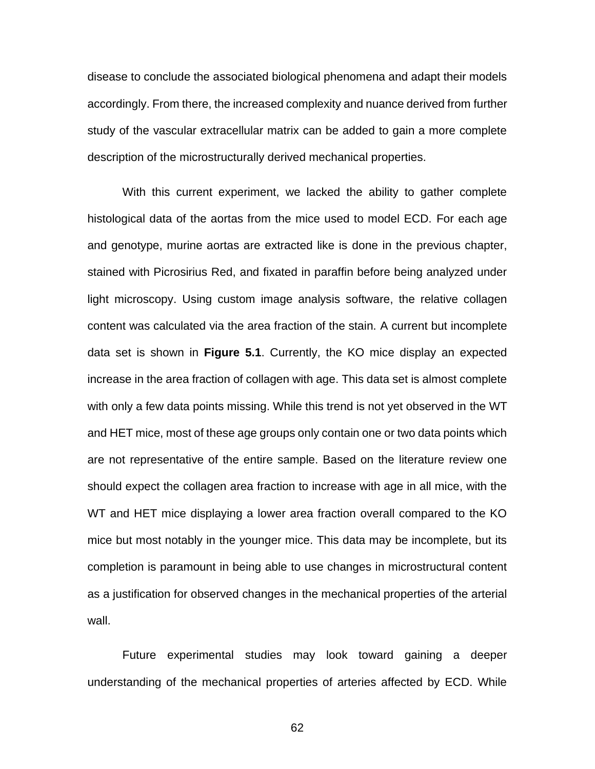disease to conclude the associated biological phenomena and adapt their models accordingly. From there, the increased complexity and nuance derived from further study of the vascular extracellular matrix can be added to gain a more complete description of the microstructurally derived mechanical properties.

With this current experiment, we lacked the ability to gather complete histological data of the aortas from the mice used to model ECD. For each age and genotype, murine aortas are extracted like is done in the previous chapter, stained with Picrosirius Red, and fixated in paraffin before being analyzed under light microscopy. Using custom image analysis software, the relative collagen content was calculated via the area fraction of the stain. A current but incomplete data set is shown in **Figure 5.1**. Currently, the KO mice display an expected increase in the area fraction of collagen with age. This data set is almost complete with only a few data points missing. While this trend is not yet observed in the WT and HET mice, most of these age groups only contain one or two data points which are not representative of the entire sample. Based on the literature review one should expect the collagen area fraction to increase with age in all mice, with the WT and HET mice displaying a lower area fraction overall compared to the KO mice but most notably in the younger mice. This data may be incomplete, but its completion is paramount in being able to use changes in microstructural content as a justification for observed changes in the mechanical properties of the arterial wall.

Future experimental studies may look toward gaining a deeper understanding of the mechanical properties of arteries affected by ECD. While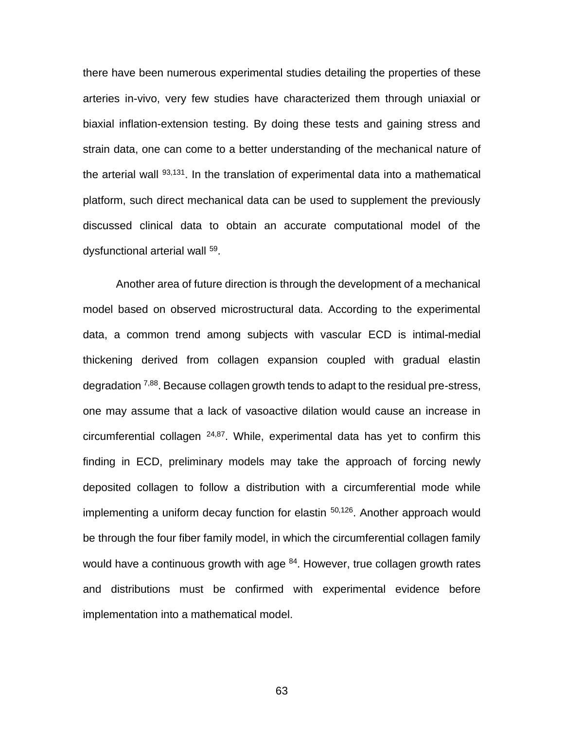there have been numerous experimental studies detailing the properties of these arteries in-vivo, very few studies have characterized them through uniaxial or biaxial inflation-extension testing. By doing these tests and gaining stress and strain data, one can come to a better understanding of the mechanical nature of the arterial wall [93,131]. In the translation of experimental data into a mathematical platform, such direct mechanical data can be used to supplement the previously discussed clinical data to obtain an accurate computational model of the dysfunctional arterial wall [59].

Another area of future direction is through the development of a mechanical model based on observed microstructural data. According to the experimental data, a common trend among subjects with vascular ECD is intimal-medial thickening derived from collagen expansion coupled with gradual elastin degradation [7,88]. Because collagen growth tends to adapt to the residual pre-stress, one may assume that a lack of vasoactive dilation would cause an increase in circumferential collagen [24,87]. While, experimental data has yet to confirm this finding in ECD, preliminary models may take the approach of forcing newly deposited collagen to follow a distribution with a circumferential mode while implementing a uniform decay function for elastin [50,126]. Another approach would be through the four fiber family model, in which the circumferential collagen family would have a continuous growth with age [84]. However, true collagen growth rates and distributions must be confirmed with experimental evidence before implementation into a mathematical model.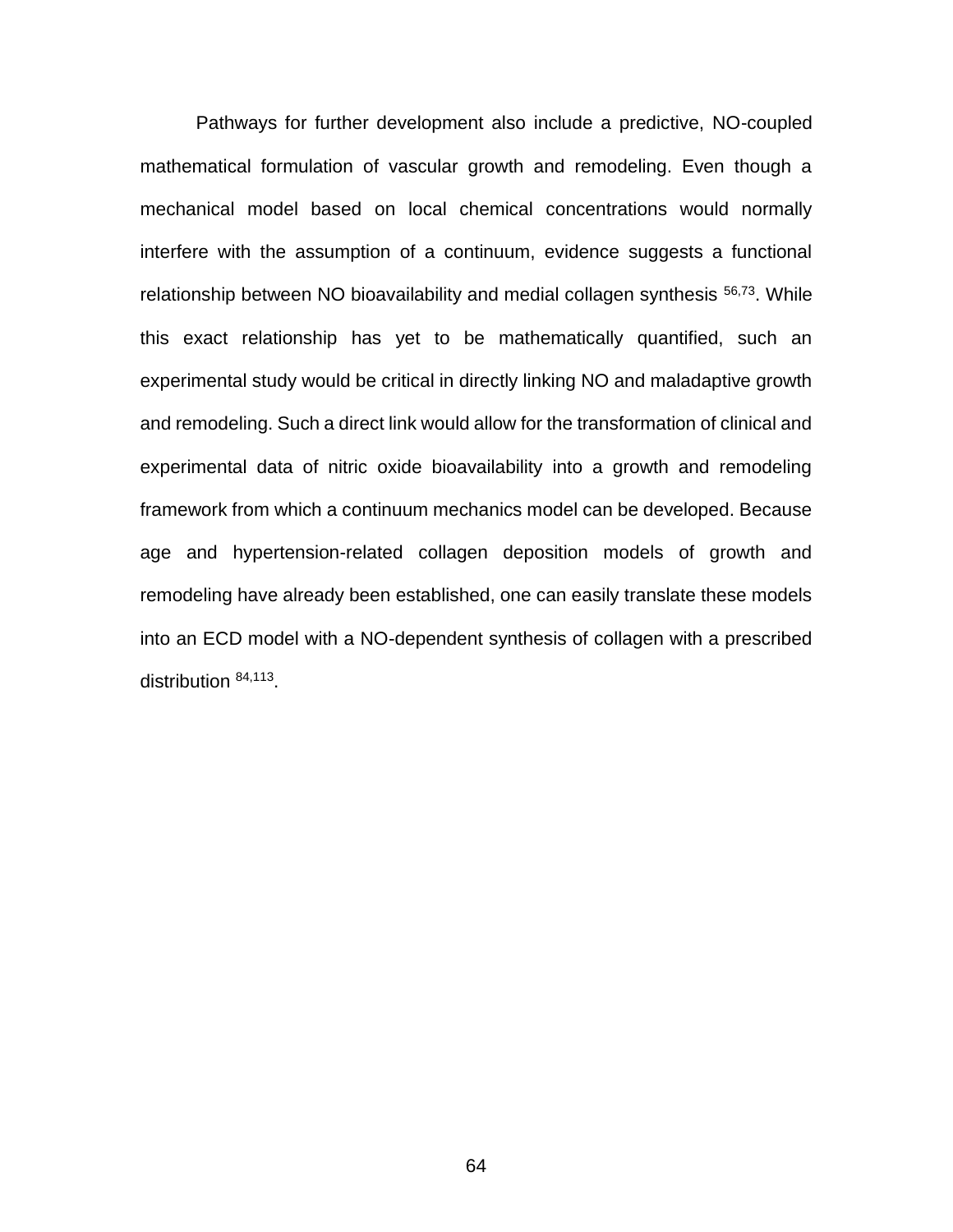Pathways for further development also include a predictive, NO-coupled mathematical formulation of vascular growth and remodeling. Even though a mechanical model based on local chemical concentrations would normally interfere with the assumption of a continuum, evidence suggests a functional relationship between NO bioavailability and medial collagen synthesis [56,73]. While this exact relationship has yet to be mathematically quantified, such an experimental study would be critical in directly linking NO and maladaptive growth and remodeling. Such a direct link would allow for the transformation of clinical and experimental data of nitric oxide bioavailability into a growth and remodeling framework from which a continuum mechanics model can be developed. Because age and hypertension-related collagen deposition models of growth and remodeling have already been established, one can easily translate these models into an ECD model with a NO-dependent synthesis of collagen with a prescribed distribution [84,113].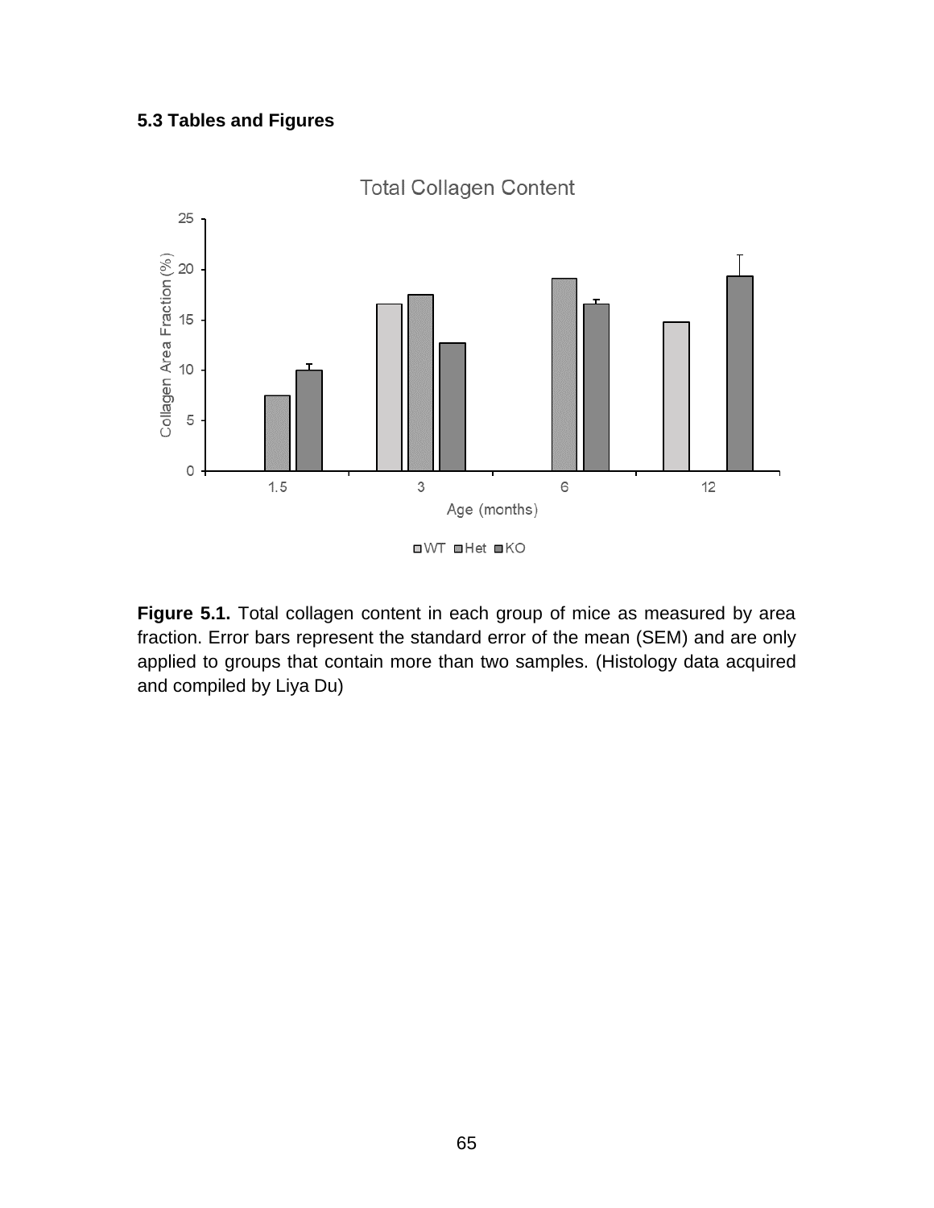### 5.3 Tables and Figures

Total Collagen Content

Collagen Area Fraction (%)

25
20
15
10
5
0

1.5
3
6
12

Age (months)

WT Het KO

**Figure 5.1.** Total collagen content in each group of mice as measured by area fraction. Error bars represent the standard error of the mean (SEM) and are only applied to groups that contain more than two samples. (Histology data acquired and compiled by Liya Du)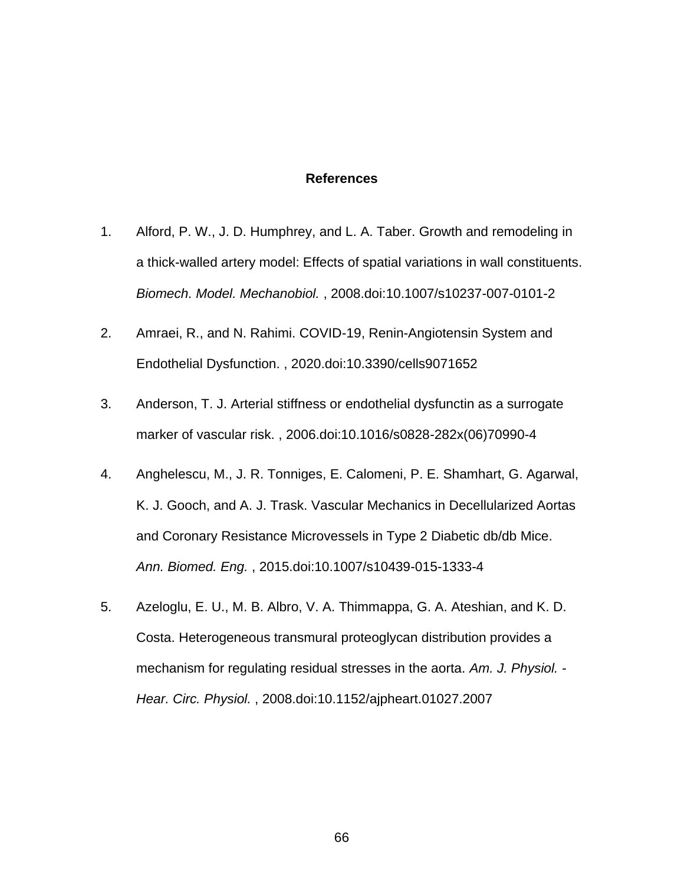# References

1. Alford, P. W., J. D. Humphrey, and L. A. Taber. Growth and remodeling in a thick-walled artery model: Effects of spatial variations in wall constituents. *Biomech. Model. Mechanobiol.* , 2008.doi:10.1007/s10237-007-0101-2

2. Amraei, R., and N. Rahimi. COVID-19, Renin-Angiotensin System and Endothelial Dysfunction. , 2020.doi:10.3390/cells9071652

3. Anderson, T. J. Arterial stiffness or endothelial dysfunctin as a surrogate marker of vascular risk. , 2006.doi:10.1016/s0828-282x(06)70990-4

4. Anghelescu, M., J. R. Tonniges, E. Calomeni, P. E. Shamhart, G. Agarwal, K. J. Gooch, and A. J. Trask. Vascular Mechanics in Decellularized Aortas and Coronary Resistance Microvessels in Type 2 Diabetic db/db Mice. *Ann. Biomed. Eng.* , 2015.doi:10.1007/s10439-015-1333-4

5. Azeloglu, E. U., M. B. Albro, V. A. Thimmappa, G. A. Ateshian, and K. D. Costa. Heterogeneous transmural proteoglycan distribution provides a mechanism for regulating residual stresses in the aorta. *Am. J. Physiol. - Hear. Circ. Physiol.* , 2008.doi:10.1152/ajpheart.01027.2007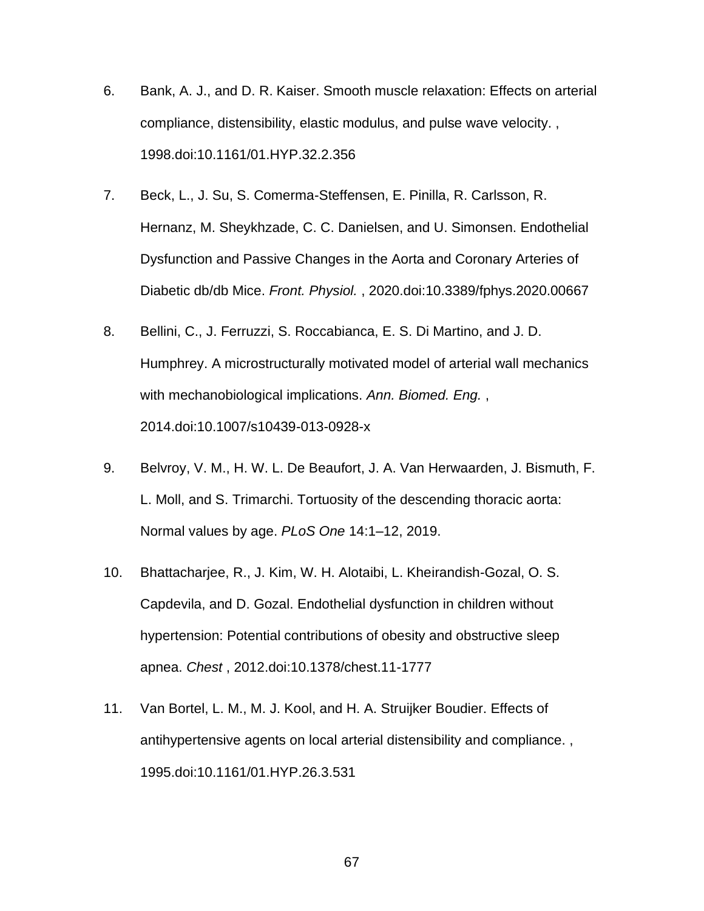6. Bank, A. J., and D. R. Kaiser. Smooth muscle relaxation: Effects on arterial compliance, distensibility, elastic modulus, and pulse wave velocity. , 1998.doi:10.1161/01.HYP.32.2.356

7. Beck, L., J. Su, S. Comerma-Steffensen, E. Pinilla, R. Carlsson, R. Hernanz, M. Sheykhzade, C. C. Danielsen, and U. Simonsen. Endothelial Dysfunction and Passive Changes in the Aorta and Coronary Arteries of Diabetic db/db Mice. *Front. Physiol.* , 2020.doi:10.3389/fphys.2020.00667

8. Bellini, C., J. Ferruzzi, S. Roccabianca, E. S. Di Martino, and J. D. Humphrey. A microstructurally motivated model of arterial wall mechanics with mechanobiological implications. *Ann. Biomed. Eng.* , 2014.doi:10.1007/s10439-013-0928-x

9. Belvroy, V. M., H. W. L. De Beaufort, J. A. Van Herwaarden, J. Bismuth, F. L. Moll, and S. Trimarchi. Tortuosity of the descending thoracic aorta: Normal values by age. *PLoS One* 14:1–12, 2019.

10. Bhattacharjee, R., J. Kim, W. H. Alotaibi, L. Kheirandish-Gozal, O. S. Capdevila, and D. Gozal. Endothelial dysfunction in children without hypertension: Potential contributions of obesity and obstructive sleep apnea. *Chest* , 2012.doi:10.1378/chest.11-1777

11. Van Bortel, L. M., M. J. Kool, and H. A. Struijker Boudier. Effects of antihypertensive agents on local arterial distensibility and compliance. , 1995.doi:10.1161/01.HYP.26.3.531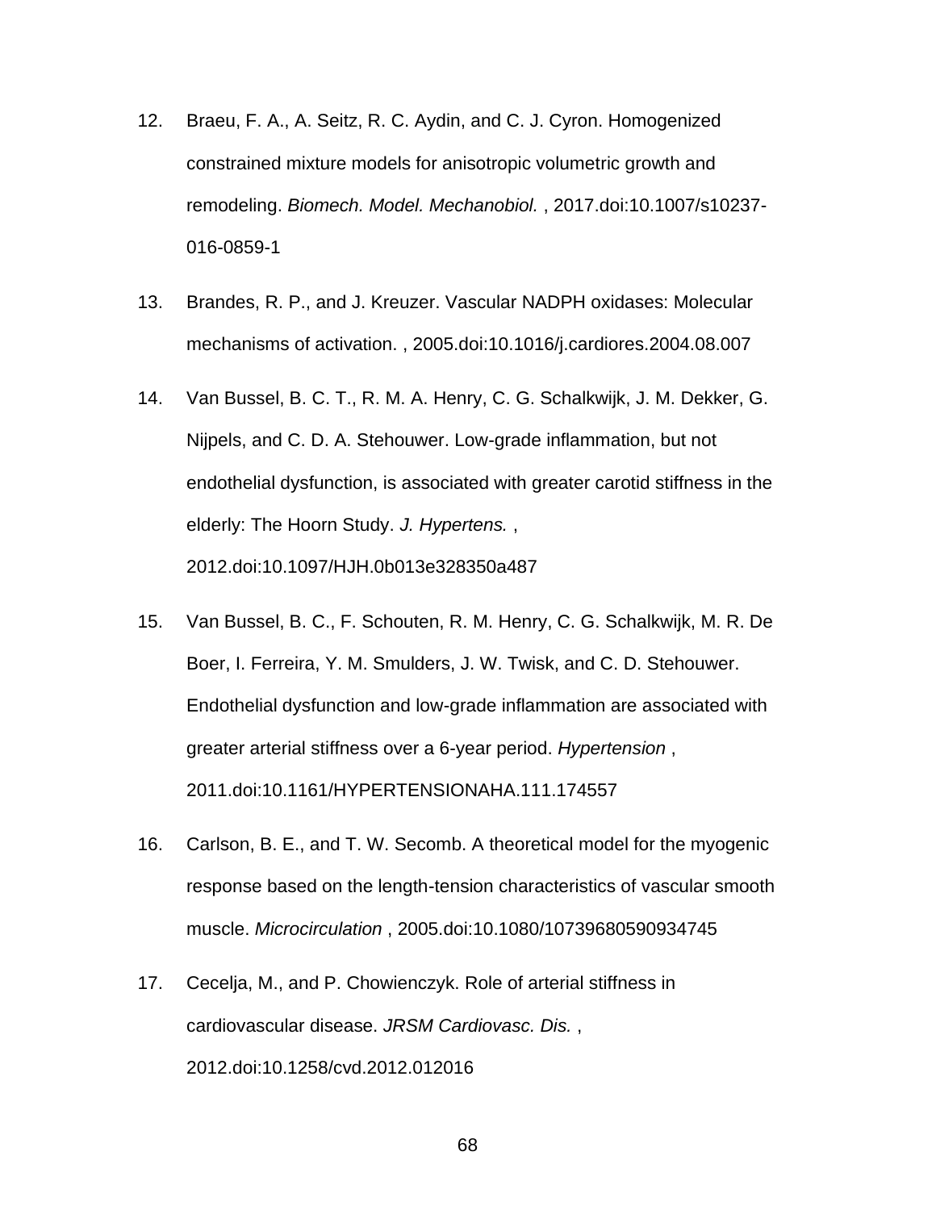12. Braeu, F. A., A. Seitz, R. C. Aydin, and C. J. Cyron. Homogenized constrained mixture models for anisotropic volumetric growth and remodeling. *Biomech. Model. Mechanobiol.* , 2017.doi:10.1007/s10237-016-0859-1

13. Brandes, R. P., and J. Kreuzer. Vascular NADPH oxidases: Molecular mechanisms of activation. , 2005.doi:10.1016/j.cardiores.2004.08.007

14. Van Bussel, B. C. T., R. M. A. Henry, C. G. Schalkwijk, J. M. Dekker, G. Nijpels, and C. D. A. Stehouwer. Low-grade inflammation, but not endothelial dysfunction, is associated with greater carotid stiffness in the elderly: The Hoorn Study. *J. Hypertens.* , 2012.doi:10.1097/HJH.0b013e328350a487

15. Van Bussel, B. C., F. Schouten, R. M. Henry, C. G. Schalkwijk, M. R. De Boer, I. Ferreira, Y. M. Smulders, J. W. Twisk, and C. D. Stehouwer. Endothelial dysfunction and low-grade inflammation are associated with greater arterial stiffness over a 6-year period. *Hypertension* , 2011.doi:10.1161/HYPERTENSIONAHA.111.174557

16. Carlson, B. E., and T. W. Secomb. A theoretical model for the myogenic response based on the length-tension characteristics of vascular smooth muscle. *Microcirculation* , 2005.doi:10.1080/10739680590934745

17. Cecelja, M., and P. Chowienczyk. Role of arterial stiffness in cardiovascular disease. *JRSM Cardiovasc. Dis.* , 2012.doi:10.1258/cvd.2012.012016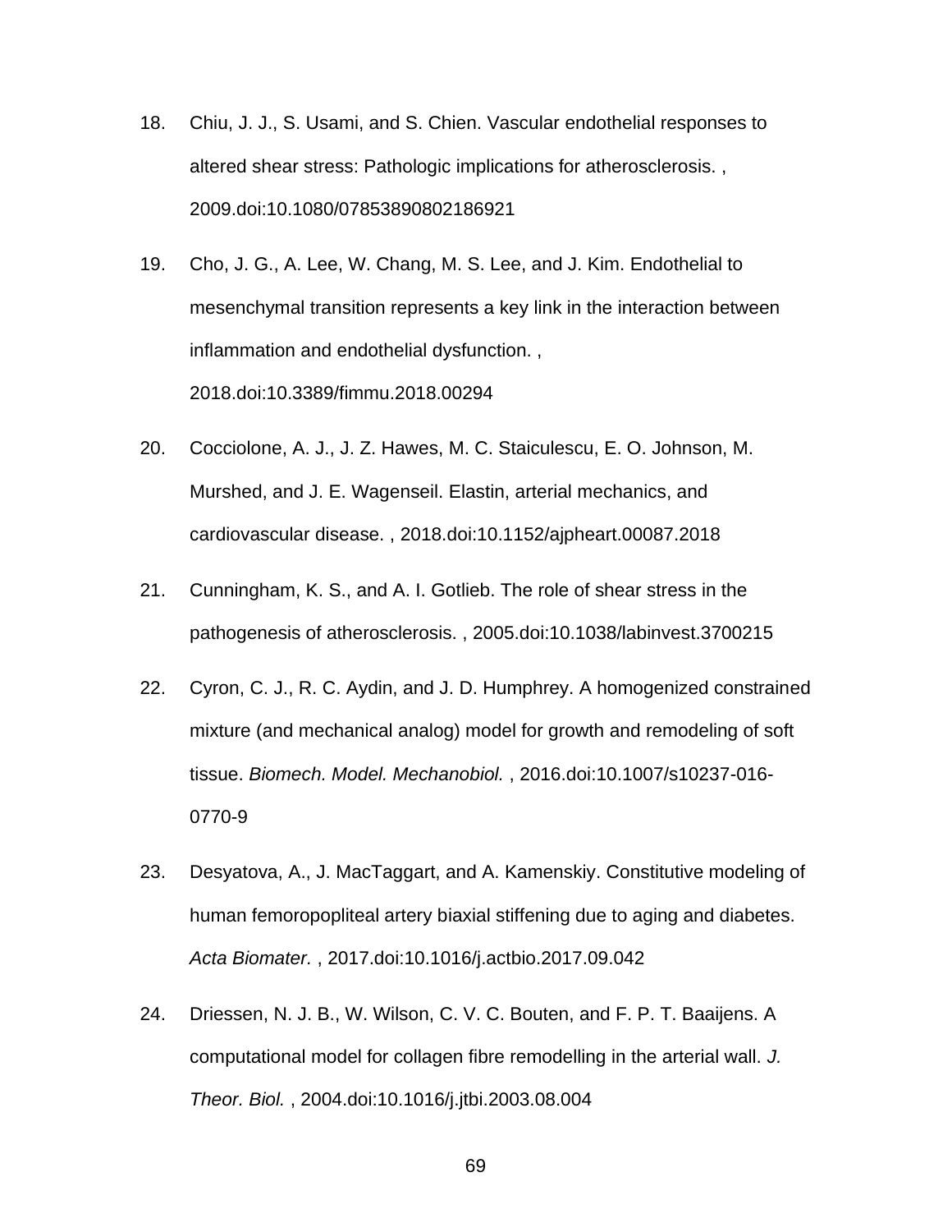18. Chiu, J. J., S. Usami, and S. Chien. Vascular endothelial responses to altered shear stress: Pathologic implications for atherosclerosis. , 2009.doi:10.1080/07853890802186921

19. Cho, J. G., A. Lee, W. Chang, M. S. Lee, and J. Kim. Endothelial to mesenchymal transition represents a key link in the interaction between inflammation and endothelial dysfunction. , 2018.doi:10.3389/fimmu.2018.00294

20. Cocciolone, A. J., J. Z. Hawes, M. C. Staiculescu, E. O. Johnson, M. Murshed, and J. E. Wagenseil. Elastin, arterial mechanics, and cardiovascular disease. , 2018.doi:10.1152/ajpheart.00087.2018

21. Cunningham, K. S., and A. I. Gotlieb. The role of shear stress in the pathogenesis of atherosclerosis. , 2005.doi:10.1038/labinvest.3700215

22. Cyron, C. J., R. C. Aydin, and J. D. Humphrey. A homogenized constrained mixture (and mechanical analog) model for growth and remodeling of soft tissue. *Biomech. Model. Mechanobiol.* , 2016.doi:10.1007/s10237-016-0770-9

23. Desyatova, A., J. MacTaggart, and A. Kamenskiy. Constitutive modeling of human femoropopliteal artery biaxial stiffening due to aging and diabetes. *Acta Biomater.* , 2017.doi:10.1016/j.actbio.2017.09.042

24. Driessen, N. J. B., W. Wilson, C. V. C. Bouten, and F. P. T. Baaijens. A computational model for collagen fibre remodelling in the arterial wall. *J. Theor. Biol.* , 2004.doi:10.1016/j.jtbi.2003.08.004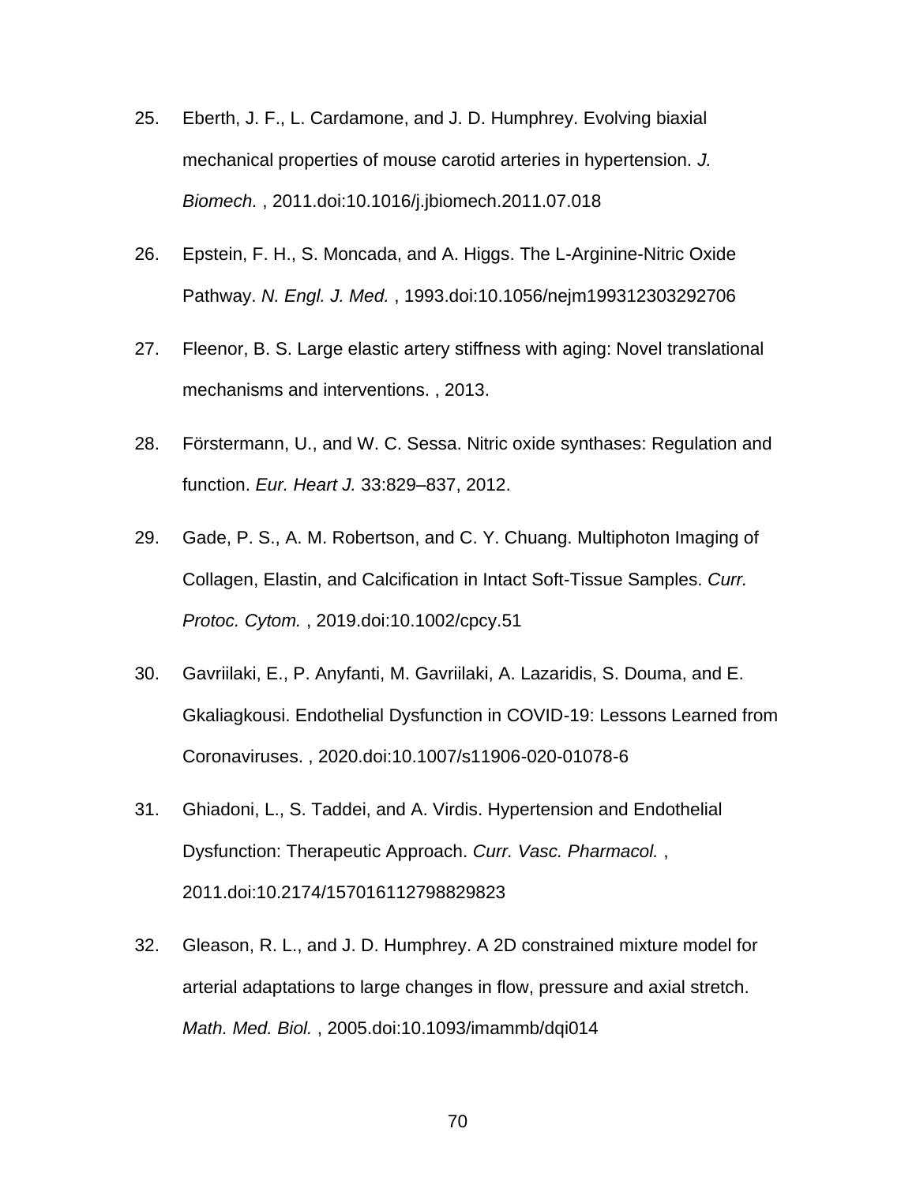25. Eberth, J. F., L. Cardamone, and J. D. Humphrey. Evolving biaxial mechanical properties of mouse carotid arteries in hypertension. *J. Biomech.* , 2011.doi:10.1016/j.jbiomech.2011.07.018

26. Epstein, F. H., S. Moncada, and A. Higgs. The L-Arginine-Nitric Oxide Pathway. *N. Engl. J. Med.* , 1993.doi:10.1056/nejm199312303292706

27. Fleenor, B. S. Large elastic artery stiffness with aging: Novel translational mechanisms and interventions. , 2013.

28. Förstermann, U., and W. C. Sessa. Nitric oxide synthases: Regulation and function. *Eur. Heart J.* 33:829–837, 2012.

29. Gade, P. S., A. M. Robertson, and C. Y. Chuang. Multiphoton Imaging of Collagen, Elastin, and Calcification in Intact Soft-Tissue Samples. *Curr. Protoc. Cytom.* , 2019.doi:10.1002/cpcy.51

30. Gavriilaki, E., P. Anyfanti, M. Gavriilaki, A. Lazaridis, S. Douma, and E. Gkaliagkousi. Endothelial Dysfunction in COVID-19: Lessons Learned from Coronaviruses. , 2020.doi:10.1007/s11906-020-01078-6

31. Ghiadoni, L., S. Taddei, and A. Virdis. Hypertension and Endothelial Dysfunction: Therapeutic Approach. *Curr. Vasc. Pharmacol.* , 2011.doi:10.2174/157016112798829823

32. Gleason, R. L., and J. D. Humphrey. A 2D constrained mixture model for arterial adaptations to large changes in flow, pressure and axial stretch. *Math. Med. Biol.* , 2005.doi:10.1093/imammb/dqi014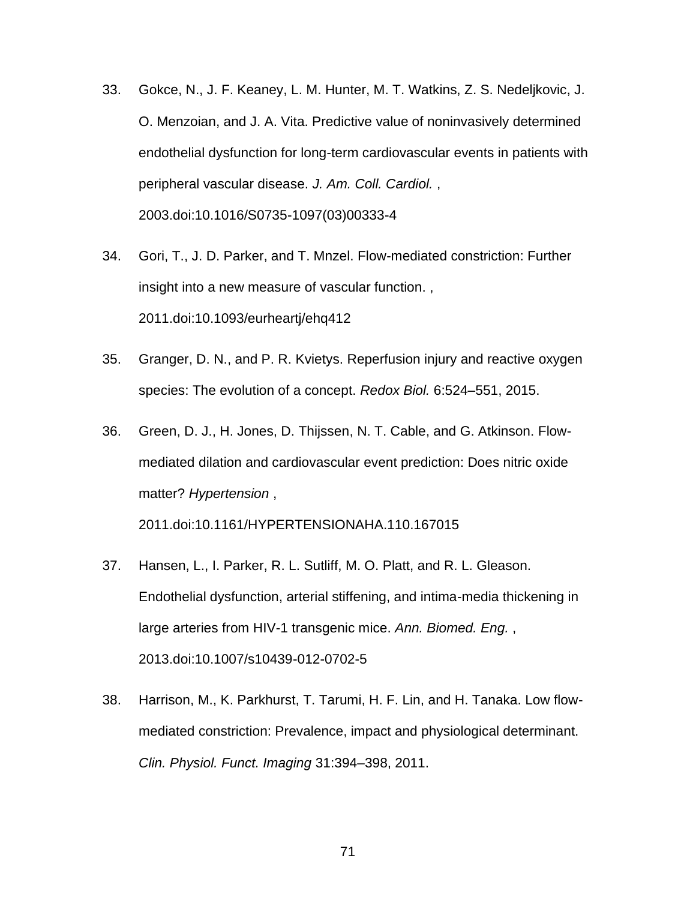33. Gokce, N., J. F. Keaney, L. M. Hunter, M. T. Watkins, Z. S. Nedeljkovic, J. O. Menzoian, and J. A. Vita. Predictive value of noninvasively determined endothelial dysfunction for long-term cardiovascular events in patients with peripheral vascular disease. *J. Am. Coll. Cardiol.* , 2003.doi:10.1016/S0735-1097(03)00333-4

34. Gori, T., J. D. Parker, and T. Mnzel. Flow-mediated constriction: Further insight into a new measure of vascular function. , 2011.doi:10.1093/eurheartj/ehq412

35. Granger, D. N., and P. R. Kvietys. Reperfusion injury and reactive oxygen species: The evolution of a concept. *Redox Biol.* 6:524–551, 2015.

36. Green, D. J., H. Jones, D. Thijssen, N. T. Cable, and G. Atkinson. Flow-mediated dilation and cardiovascular event prediction: Does nitric oxide matter? *Hypertension* , 2011.doi:10.1161/HYPERTENSIONAHA.110.167015

37. Hansen, L., I. Parker, R. L. Sutliff, M. O. Platt, and R. L. Gleason. Endothelial dysfunction, arterial stiffening, and intima-media thickening in large arteries from HIV-1 transgenic mice. *Ann. Biomed. Eng.* , 2013.doi:10.1007/s10439-012-0702-5

38. Harrison, M., K. Parkhurst, T. Tarumi, H. F. Lin, and H. Tanaka. Low flow-mediated constriction: Prevalence, impact and physiological determinant. *Clin. Physiol. Funct. Imaging* 31:394–398, 2011.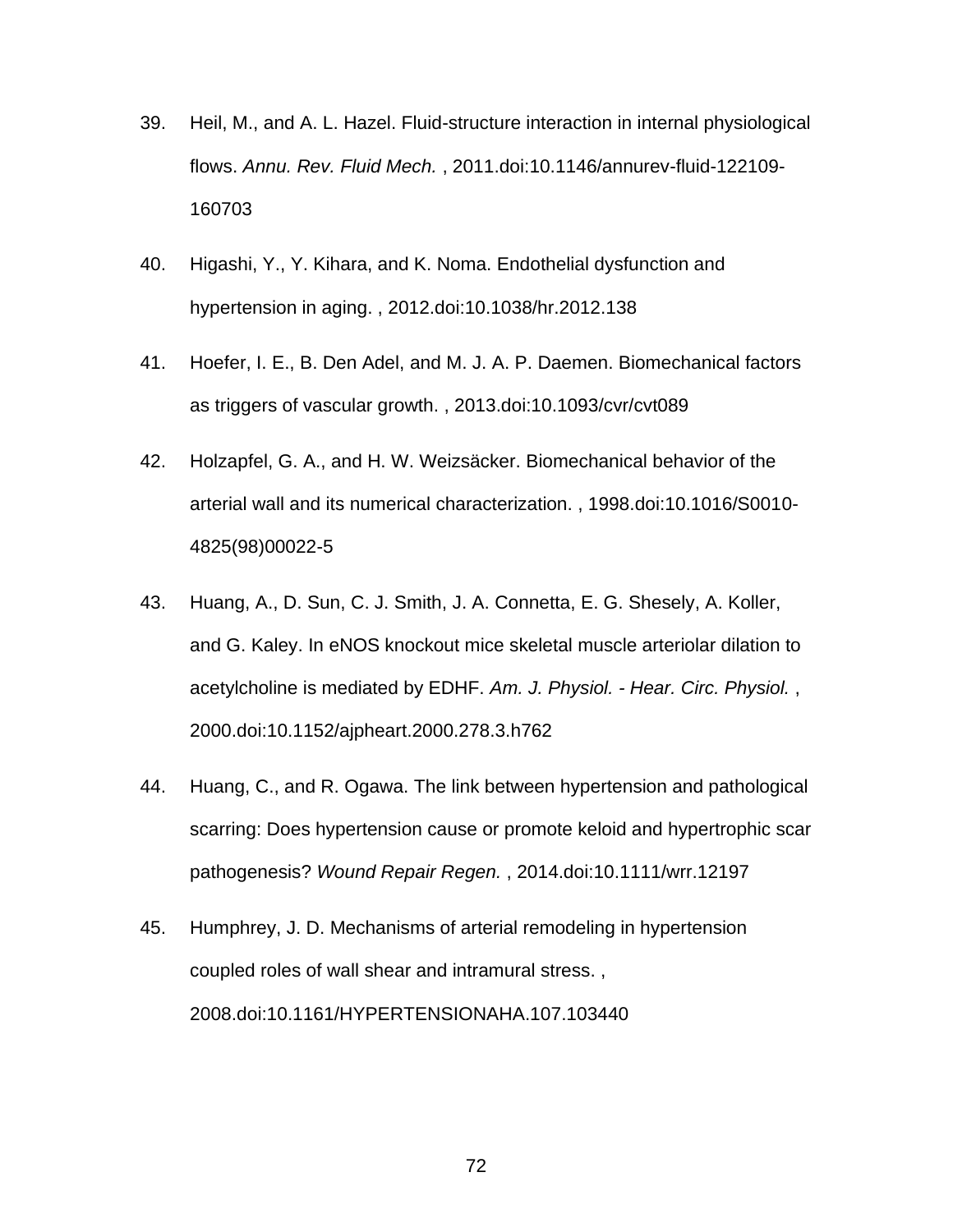39. Heil, M., and A. L. Hazel. Fluid-structure interaction in internal physiological flows. *Annu. Rev. Fluid Mech.* , 2011.doi:10.1146/annurev-fluid-122109-160703

40. Higashi, Y., Y. Kihara, and K. Noma. Endothelial dysfunction and hypertension in aging. , 2012.doi:10.1038/hr.2012.138

41. Hoefer, I. E., B. Den Adel, and M. J. A. P. Daemen. Biomechanical factors as triggers of vascular growth. , 2013.doi:10.1093/cvr/cvt089

42. Holzapfel, G. A., and H. W. Weizsäcker. Biomechanical behavior of the arterial wall and its numerical characterization. , 1998.doi:10.1016/S0010-4825(98)00022-5

43. Huang, A., D. Sun, C. J. Smith, J. A. Connetta, E. G. Shesely, A. Koller, and G. Kaley. In eNOS knockout mice skeletal muscle arteriolar dilation to acetylcholine is mediated by EDHF. *Am. J. Physiol. - Hear. Circ. Physiol.* , 2000.doi:10.1152/ajpheart.2000.278.3.h762

44. Huang, C., and R. Ogawa. The link between hypertension and pathological scarring: Does hypertension cause or promote keloid and hypertrophic scar pathogenesis? *Wound Repair Regen.* , 2014.doi:10.1111/wrr.12197

45. Humphrey, J. D. Mechanisms of arterial remodeling in hypertension coupled roles of wall shear and intramural stress. , 2008.doi:10.1161/HYPERTENSIONAHA.107.103440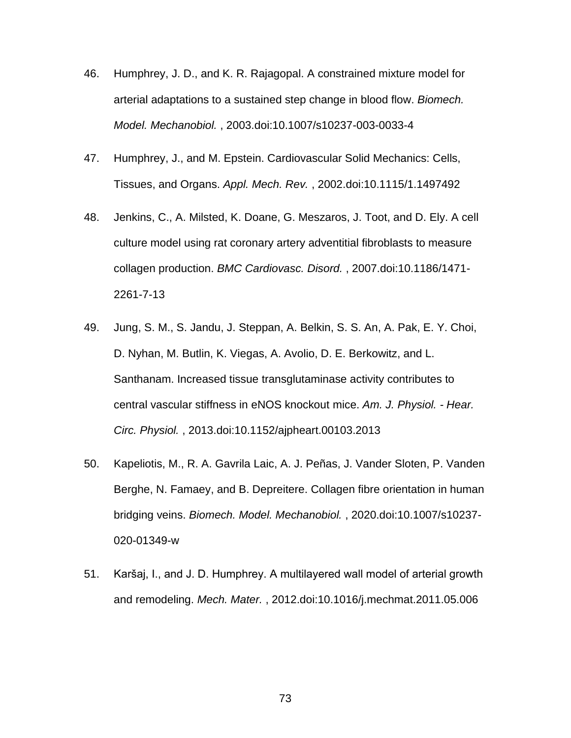46. Humphrey, J. D., and K. R. Rajagopal. A constrained mixture model for arterial adaptations to a sustained step change in blood flow. *Biomech. Model. Mechanobiol.* , 2003.doi:10.1007/s10237-003-0033-4

47. Humphrey, J., and M. Epstein. Cardiovascular Solid Mechanics: Cells, Tissues, and Organs. *Appl. Mech. Rev.* , 2002.doi:10.1115/1.1497492

48. Jenkins, C., A. Milsted, K. Doane, G. Meszaros, J. Toot, and D. Ely. A cell culture model using rat coronary artery adventitial fibroblasts to measure collagen production. *BMC Cardiovasc. Disord.* , 2007.doi:10.1186/1471-2261-7-13

49. Jung, S. M., S. Jandu, J. Steppan, A. Belkin, S. S. An, A. Pak, E. Y. Choi, D. Nyhan, M. Butlin, K. Viegas, A. Avolio, D. E. Berkowitz, and L. Santhanam. Increased tissue transglutaminase activity contributes to central vascular stiffness in eNOS knockout mice. *Am. J. Physiol. - Hear. Circ. Physiol.* , 2013.doi:10.1152/ajpheart.00103.2013

50. Kapeliotis, M., R. A. Gavrila Laic, A. J. Peñas, J. Vander Sloten, P. Vanden Berghe, N. Famaey, and B. Depreitere. Collagen fibre orientation in human bridging veins. *Biomech. Model. Mechanobiol.* , 2020.doi:10.1007/s10237-020-01349-w

51. Karšaj, I., and J. D. Humphrey. A multilayered wall model of arterial growth and remodeling. *Mech. Mater.* , 2012.doi:10.1016/j.mechmat.2011.05.006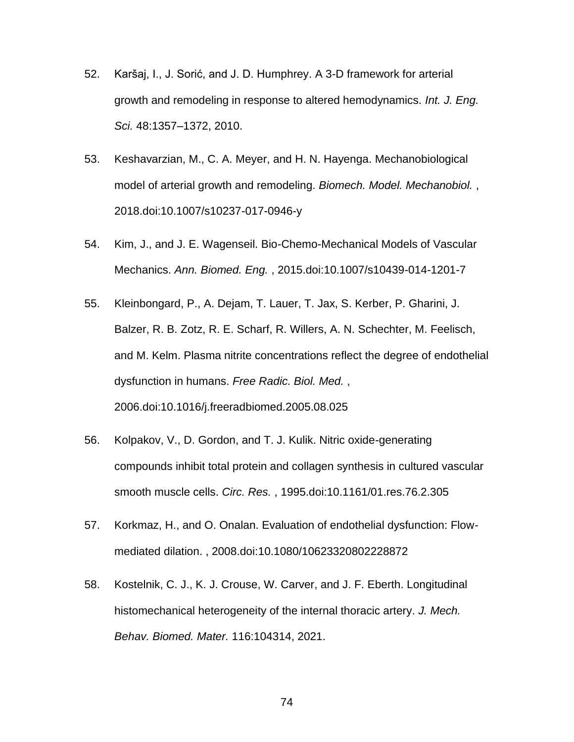52. Karšaj, I., J. Sorić, and J. D. Humphrey. A 3-D framework for arterial growth and remodeling in response to altered hemodynamics. *Int. J. Eng. Sci.* 48:1357–1372, 2010.

53. Keshavarzian, M., C. A. Meyer, and H. N. Hayenga. Mechanobiological model of arterial growth and remodeling. *Biomech. Model. Mechanobiol.* , 2018.doi:10.1007/s10237-017-0946-y

54. Kim, J., and J. E. Wagenseil. Bio-Chemo-Mechanical Models of Vascular Mechanics. *Ann. Biomed. Eng.* , 2015.doi:10.1007/s10439-014-1201-7

55. Kleinbongard, P., A. Dejam, T. Lauer, T. Jax, S. Kerber, P. Gharini, J. Balzer, R. B. Zotz, R. E. Scharf, R. Willers, A. N. Schechter, M. Feelisch, and M. Kelm. Plasma nitrite concentrations reflect the degree of endothelial dysfunction in humans. *Free Radic. Biol. Med.* , 2006.doi:10.1016/j.freeradbiomed.2005.08.025

56. Kolpakov, V., D. Gordon, and T. J. Kulik. Nitric oxide-generating compounds inhibit total protein and collagen synthesis in cultured vascular smooth muscle cells. *Circ. Res.* , 1995.doi:10.1161/01.res.76.2.305

57. Korkmaz, H., and O. Onalan. Evaluation of endothelial dysfunction: Flow-mediated dilation. , 2008.doi:10.1080/10623320802228872

58. Kostelnik, C. J., K. J. Crouse, W. Carver, and J. F. Eberth. Longitudinal histomechanical heterogeneity of the internal thoracic artery. *J. Mech. Behav. Biomed. Mater.* 116:104314, 2021.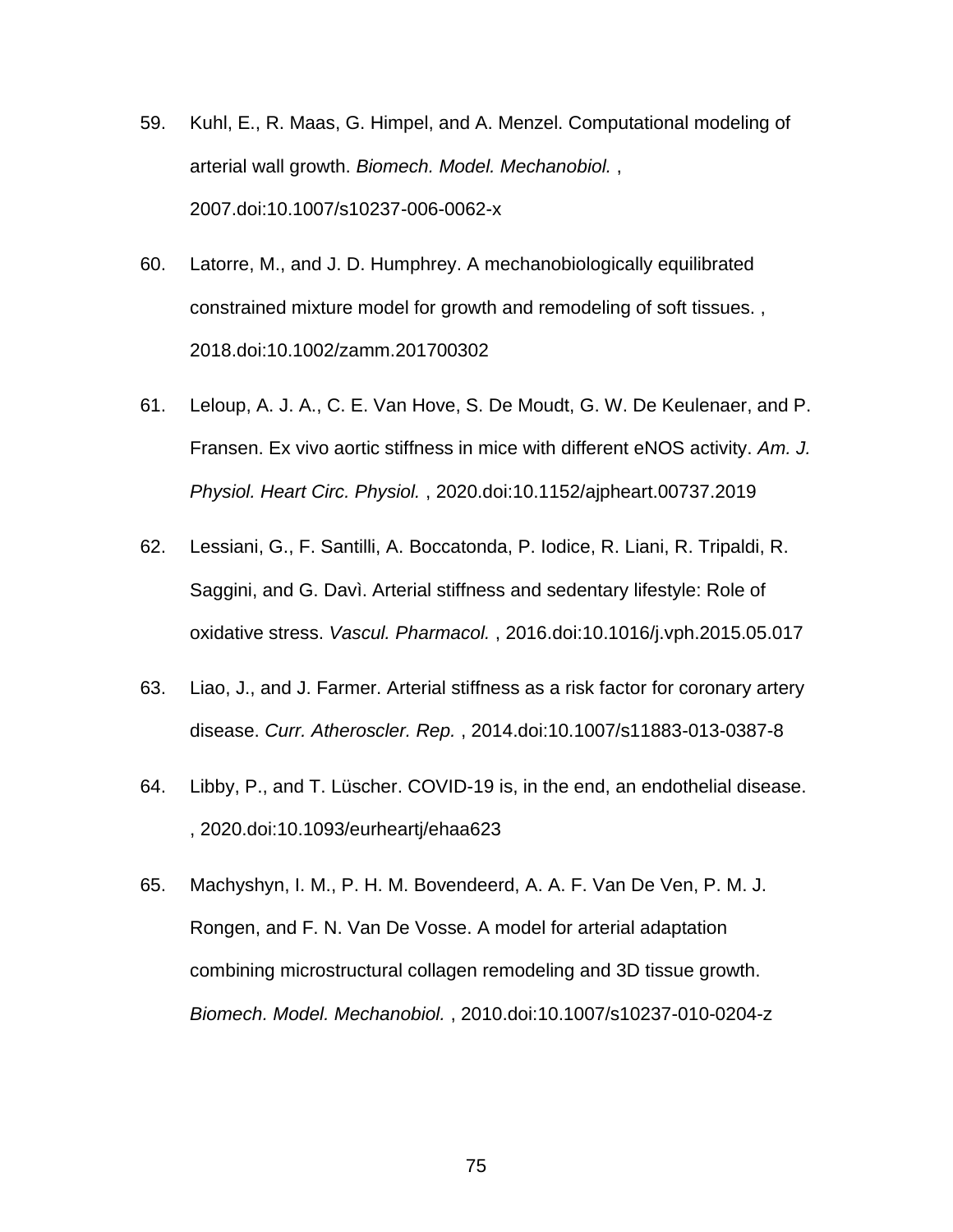59. Kuhl, E., R. Maas, G. Himpel, and A. Menzel. Computational modeling of arterial wall growth. *Biomech. Model. Mechanobiol.* , 2007.doi:10.1007/s10237-006-0062-x

60. Latorre, M., and J. D. Humphrey. A mechanobiologically equilibrated constrained mixture model for growth and remodeling of soft tissues. , 2018.doi:10.1002/zamm.201700302

61. Leloup, A. J. A., C. E. Van Hove, S. De Moudt, G. W. De Keulenaer, and P. Fransen. Ex vivo aortic stiffness in mice with different eNOS activity. *Am. J. Physiol. Heart Circ. Physiol.* , 2020.doi:10.1152/ajpheart.00737.2019

62. Lessiani, G., F. Santilli, A. Boccatonda, P. Iodice, R. Liani, R. Tripaldi, R. Saggini, and G. Davì. Arterial stiffness and sedentary lifestyle: Role of oxidative stress. *Vascul. Pharmacol.* , 2016.doi:10.1016/j.vph.2015.05.017

63. Liao, J., and J. Farmer. Arterial stiffness as a risk factor for coronary artery disease. *Curr. Atheroscler. Rep.* , 2014.doi:10.1007/s11883-013-0387-8

64. Libby, P., and T. Lüscher. COVID-19 is, in the end, an endothelial disease. , 2020.doi:10.1093/eurheartj/ehaa623

65. Machyshyn, I. M., P. H. M. Bovendeerd, A. A. F. Van De Ven, P. M. J. Rongen, and F. N. Van De Vosse. A model for arterial adaptation combining microstructural collagen remodeling and 3D tissue growth. *Biomech. Model. Mechanobiol.* , 2010.doi:10.1007/s10237-010-0204-z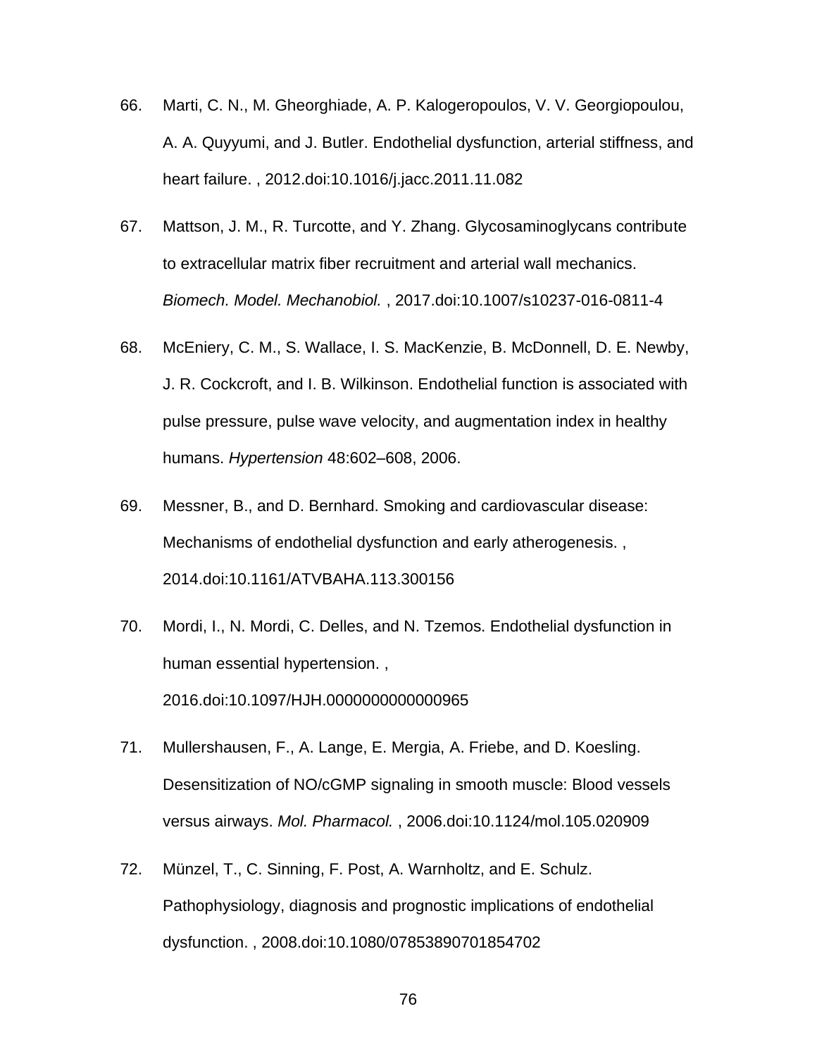66. Marti, C. N., M. Gheorghiade, A. P. Kalogeropoulos, V. V. Georgiopoulou, A. A. Quyyumi, and J. Butler. Endothelial dysfunction, arterial stiffness, and heart failure. , 2012.doi:10.1016/j.jacc.2011.11.082

67. Mattson, J. M., R. Turcotte, and Y. Zhang. Glycosaminoglycans contribute to extracellular matrix fiber recruitment and arterial wall mechanics. *Biomech. Model. Mechanobiol.* , 2017.doi:10.1007/s10237-016-0811-4

68. McEniery, C. M., S. Wallace, I. S. MacKenzie, B. McDonnell, D. E. Newby, J. R. Cockcroft, and I. B. Wilkinson. Endothelial function is associated with pulse pressure, pulse wave velocity, and augmentation index in healthy humans. *Hypertension* 48:602–608, 2006.

69. Messner, B., and D. Bernhard. Smoking and cardiovascular disease: Mechanisms of endothelial dysfunction and early atherogenesis. , 2014.doi:10.1161/ATVBAHA.113.300156

70. Mordi, I., N. Mordi, C. Delles, and N. Tzemos. Endothelial dysfunction in human essential hypertension. , 2016.doi:10.1097/HJH.0000000000000965

71. Mullershausen, F., A. Lange, E. Mergia, A. Friebe, and D. Koesling. Desensitization of NO/cGMP signaling in smooth muscle: Blood vessels versus airways. *Mol. Pharmacol.* , 2006.doi:10.1124/mol.105.020909

72. Münzel, T., C. Sinning, F. Post, A. Warnholtz, and E. Schulz. Pathophysiology, diagnosis and prognostic implications of endothelial dysfunction. , 2008.doi:10.1080/07853890701854702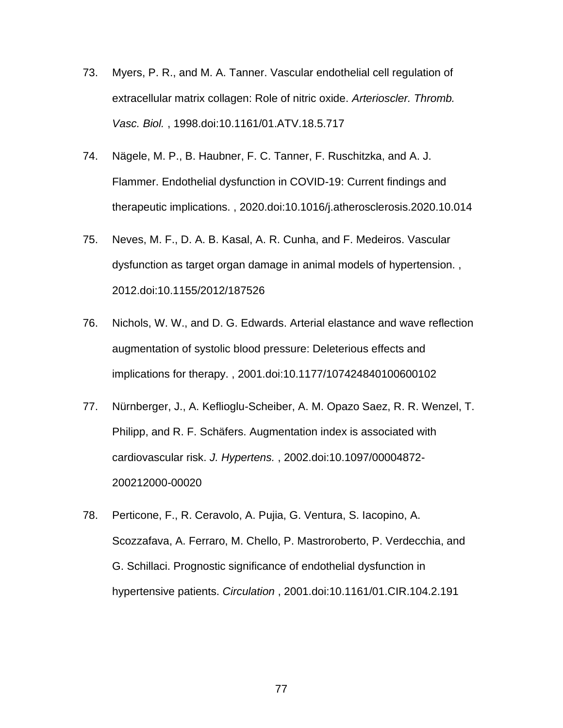73. Myers, P. R., and M. A. Tanner. Vascular endothelial cell regulation of extracellular matrix collagen: Role of nitric oxide. *Arterioscler. Thromb. Vasc. Biol.* , 1998.doi:10.1161/01.ATV.18.5.717

74. Nägele, M. P., B. Haubner, F. C. Tanner, F. Ruschitzka, and A. J. Flammer. Endothelial dysfunction in COVID-19: Current findings and therapeutic implications. , 2020.doi:10.1016/j.atherosclerosis.2020.10.014

75. Neves, M. F., D. A. B. Kasal, A. R. Cunha, and F. Medeiros. Vascular dysfunction as target organ damage in animal models of hypertension. , 2012.doi:10.1155/2012/187526

76. Nichols, W. W., and D. G. Edwards. Arterial elastance and wave reflection augmentation of systolic blood pressure: Deleterious effects and implications for therapy. , 2001.doi:10.1177/107424840100600102

77. Nürnberger, J., A. Keflioglu-Scheiber, A. M. Opazo Saez, R. R. Wenzel, T. Philipp, and R. F. Schäfers. Augmentation index is associated with cardiovascular risk. *J. Hypertens.* , 2002.doi:10.1097/00004872-200212000-00020

78. Perticone, F., R. Ceravolo, A. Pujia, G. Ventura, S. Iacopino, A. Scozzafava, A. Ferraro, M. Chello, P. Mastroroberto, P. Verdecchia, and G. Schillaci. Prognostic significance of endothelial dysfunction in hypertensive patients. *Circulation* , 2001.doi:10.1161/01.CIR.104.2.191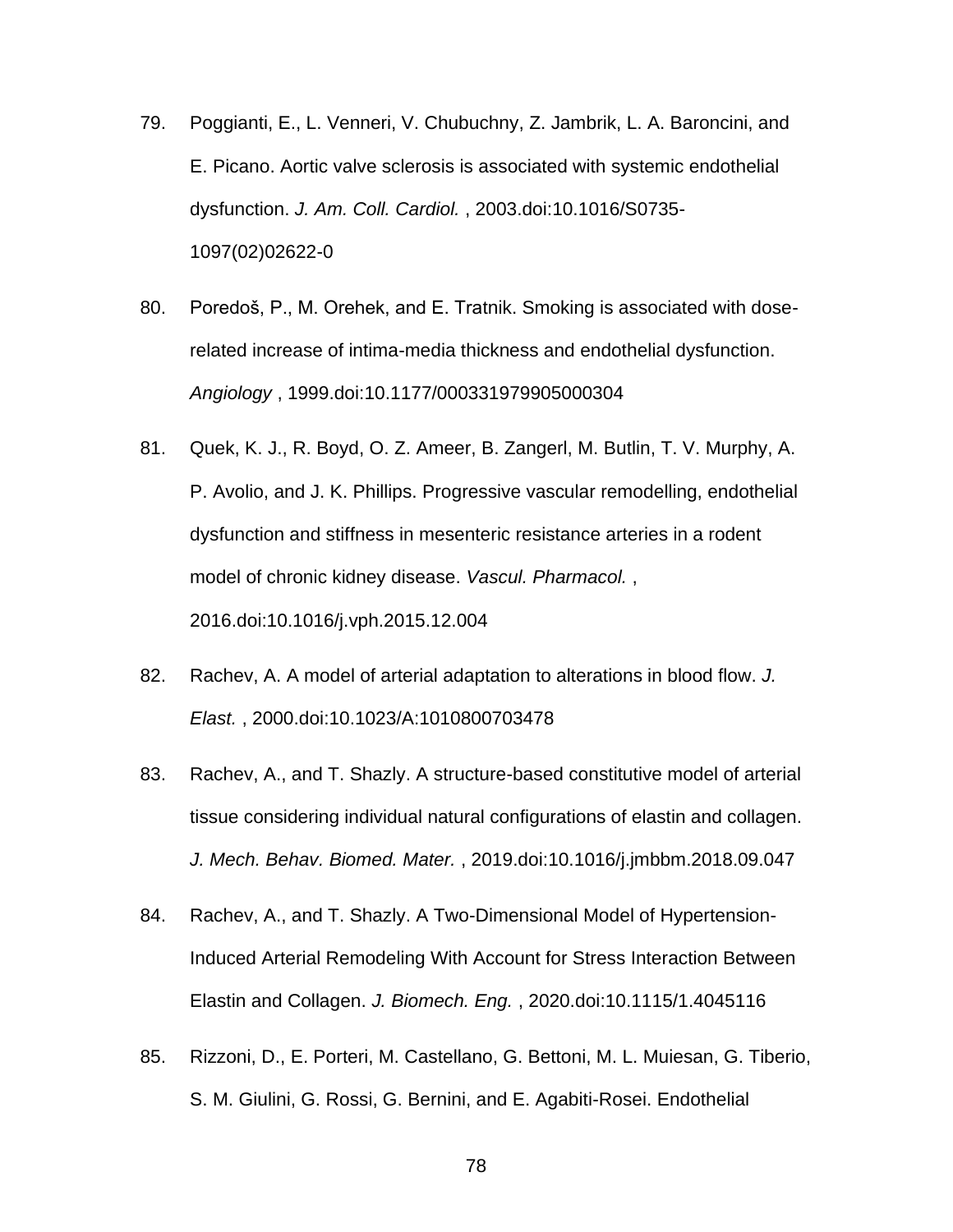79. Poggianti, E., L. Venneri, V. Chubuchny, Z. Jambrik, L. A. Baroncini, and E. Picano. Aortic valve sclerosis is associated with systemic endothelial dysfunction. *J. Am. Coll. Cardiol.* , 2003.doi:10.1016/S0735-1097(02)02622-0

80. Poredoš, P., M. Orehek, and E. Tratnik. Smoking is associated with dose-related increase of intima-media thickness and endothelial dysfunction. *Angiology* , 1999.doi:10.1177/000331979905000304

81. Quek, K. J., R. Boyd, O. Z. Ameer, B. Zangerl, M. Butlin, T. V. Murphy, A. P. Avolio, and J. K. Phillips. Progressive vascular remodelling, endothelial dysfunction and stiffness in mesenteric resistance arteries in a rodent model of chronic kidney disease. *Vascul. Pharmacol.* , 2016.doi:10.1016/j.vph.2015.12.004

82. Rachev, A. A model of arterial adaptation to alterations in blood flow. *J. Elast.* , 2000.doi:10.1023/A:1010800703478

83. Rachev, A., and T. Shazly. A structure-based constitutive model of arterial tissue considering individual natural configurations of elastin and collagen. *J. Mech. Behav. Biomed. Mater.* , 2019.doi:10.1016/j.jmbbm.2018.09.047

84. Rachev, A., and T. Shazly. A Two-Dimensional Model of Hypertension-Induced Arterial Remodeling With Account for Stress Interaction Between Elastin and Collagen. *J. Biomech. Eng.* , 2020.doi:10.1115/1.4045116

85. Rizzoni, D., E. Porteri, M. Castellano, G. Bettoni, M. L. Muiesan, G. Tiberio, S. M. Giulini, G. Rossi, G. Bernini, and E. Agabiti-Rosei. Endothelial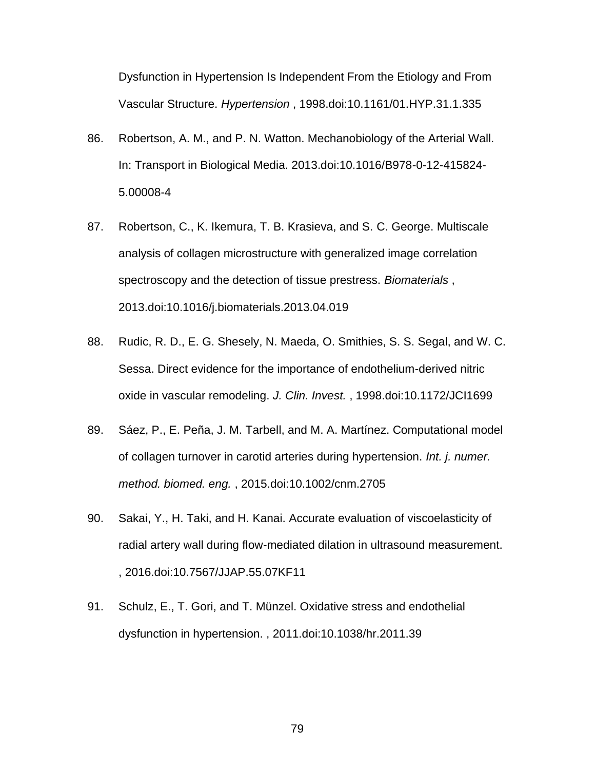Dysfunction in Hypertension Is Independent From the Etiology and From Vascular Structure. *Hypertension* , 1998.doi:10.1161/01.HYP.31.1.335

86. Robertson, A. M., and P. N. Watton. Mechanobiology of the Arterial Wall. In: Transport in Biological Media. 2013.doi:10.1016/B978-0-12-415824-5.00008-4

87. Robertson, C., K. Ikemura, T. B. Krasieva, and S. C. George. Multiscale analysis of collagen microstructure with generalized image correlation spectroscopy and the detection of tissue prestress. *Biomaterials* , 2013.doi:10.1016/j.biomaterials.2013.04.019

88. Rudic, R. D., E. G. Shesely, N. Maeda, O. Smithies, S. S. Segal, and W. C. Sessa. Direct evidence for the importance of endothelium-derived nitric oxide in vascular remodeling. *J. Clin. Invest.* , 1998.doi:10.1172/JCI1699

89. Sáez, P., E. Peña, J. M. Tarbell, and M. A. Martínez. Computational model of collagen turnover in carotid arteries during hypertension. *Int. j. numer. method. biomed. eng.* , 2015.doi:10.1002/cnm.2705

90. Sakai, Y., H. Taki, and H. Kanai. Accurate evaluation of viscoelasticity of radial artery wall during flow-mediated dilation in ultrasound measurement. , 2016.doi:10.7567/JJAP.55.07KF11

91. Schulz, E., T. Gori, and T. Münzel. Oxidative stress and endothelial dysfunction in hypertension. , 2011.doi:10.1038/hr.2011.39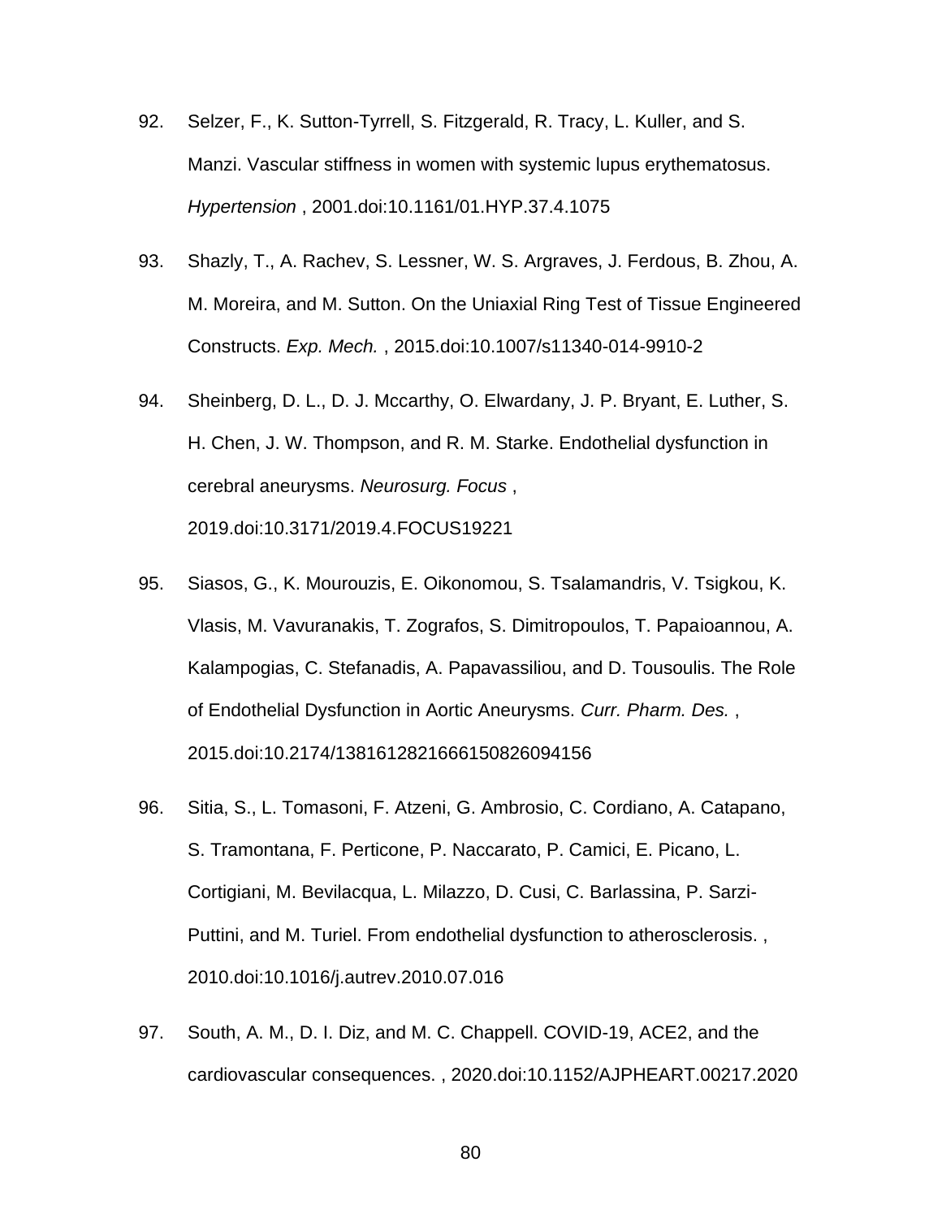92. Selzer, F., K. Sutton-Tyrrell, S. Fitzgerald, R. Tracy, L. Kuller, and S. Manzi. Vascular stiffness in women with systemic lupus erythematosus. *Hypertension* , 2001.doi:10.1161/01.HYP.37.4.1075

93. Shazly, T., A. Rachev, S. Lessner, W. S. Argraves, J. Ferdous, B. Zhou, A. M. Moreira, and M. Sutton. On the Uniaxial Ring Test of Tissue Engineered Constructs. *Exp. Mech.* , 2015.doi:10.1007/s11340-014-9910-2

94. Sheinberg, D. L., D. J. Mccarthy, O. Elwardany, J. P. Bryant, E. Luther, S. H. Chen, J. W. Thompson, and R. M. Starke. Endothelial dysfunction in cerebral aneurysms. *Neurosurg. Focus* , 2019.doi:10.3171/2019.4.FOCUS19221

95. Siasos, G., K. Mourouzis, E. Oikonomou, S. Tsalamandris, V. Tsigkou, K. Vlasis, M. Vavuranakis, T. Zografos, S. Dimitropoulos, T. Papaioannou, A. Kalampogias, C. Stefanadis, A. Papavassiliou, and D. Tousoulis. The Role of Endothelial Dysfunction in Aortic Aneurysms. *Curr. Pharm. Des.* , 2015.doi:10.2174/1381612821666150826094156

96. Sitia, S., L. Tomasoni, F. Atzeni, G. Ambrosio, C. Cordiano, A. Catapano, S. Tramontana, F. Perticone, P. Naccarato, P. Camici, E. Picano, L. Cortigiani, M. Bevilacqua, L. Milazzo, D. Cusi, C. Barlassina, P. Sarzi-Puttini, and M. Turiel. From endothelial dysfunction to atherosclerosis. , 2010.doi:10.1016/j.autrev.2010.07.016

97. South, A. M., D. I. Diz, and M. C. Chappell. COVID-19, ACE2, and the cardiovascular consequences. , 2020.doi:10.1152/AJPHEART.00217.2020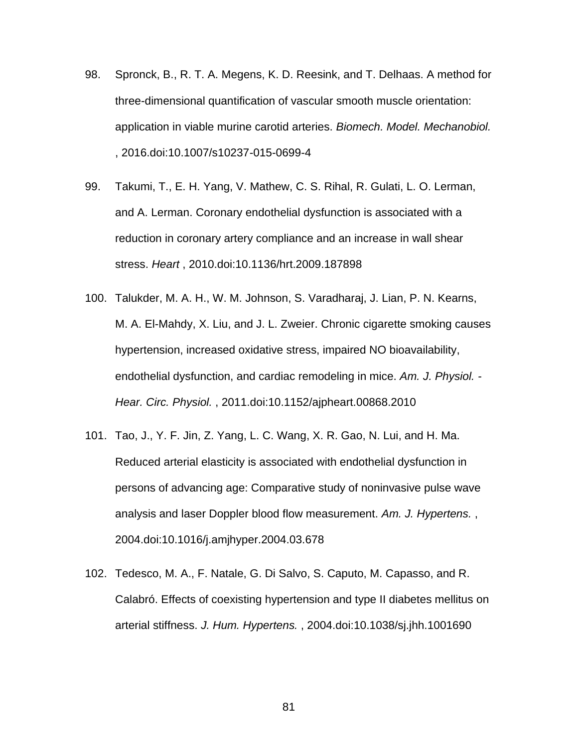98. Spronck, B., R. T. A. Megens, K. D. Reesink, and T. Delhaas. A method for three-dimensional quantification of vascular smooth muscle orientation: application in viable murine carotid arteries. *Biomech. Model. Mechanobiol.* , 2016.doi:10.1007/s10237-015-0699-4

99. Takumi, T., E. H. Yang, V. Mathew, C. S. Rihal, R. Gulati, L. O. Lerman, and A. Lerman. Coronary endothelial dysfunction is associated with a reduction in coronary artery compliance and an increase in wall shear stress. *Heart* , 2010.doi:10.1136/hrt.2009.187898

100. Talukder, M. A. H., W. M. Johnson, S. Varadharaj, J. Lian, P. N. Kearns, M. A. El-Mahdy, X. Liu, and J. L. Zweier. Chronic cigarette smoking causes hypertension, increased oxidative stress, impaired NO bioavailability, endothelial dysfunction, and cardiac remodeling in mice. *Am. J. Physiol. - Hear. Circ. Physiol.* , 2011.doi:10.1152/ajpheart.00868.2010

101. Tao, J., Y. F. Jin, Z. Yang, L. C. Wang, X. R. Gao, N. Lui, and H. Ma. Reduced arterial elasticity is associated with endothelial dysfunction in persons of advancing age: Comparative study of noninvasive pulse wave analysis and laser Doppler blood flow measurement. *Am. J. Hypertens.* , 2004.doi:10.1016/j.amjhyper.2004.03.678

102. Tedesco, M. A., F. Natale, G. Di Salvo, S. Caputo, M. Capasso, and R. Calabró. Effects of coexisting hypertension and type II diabetes mellitus on arterial stiffness. *J. Hum. Hypertens.* , 2004.doi:10.1038/sj.jhh.1001690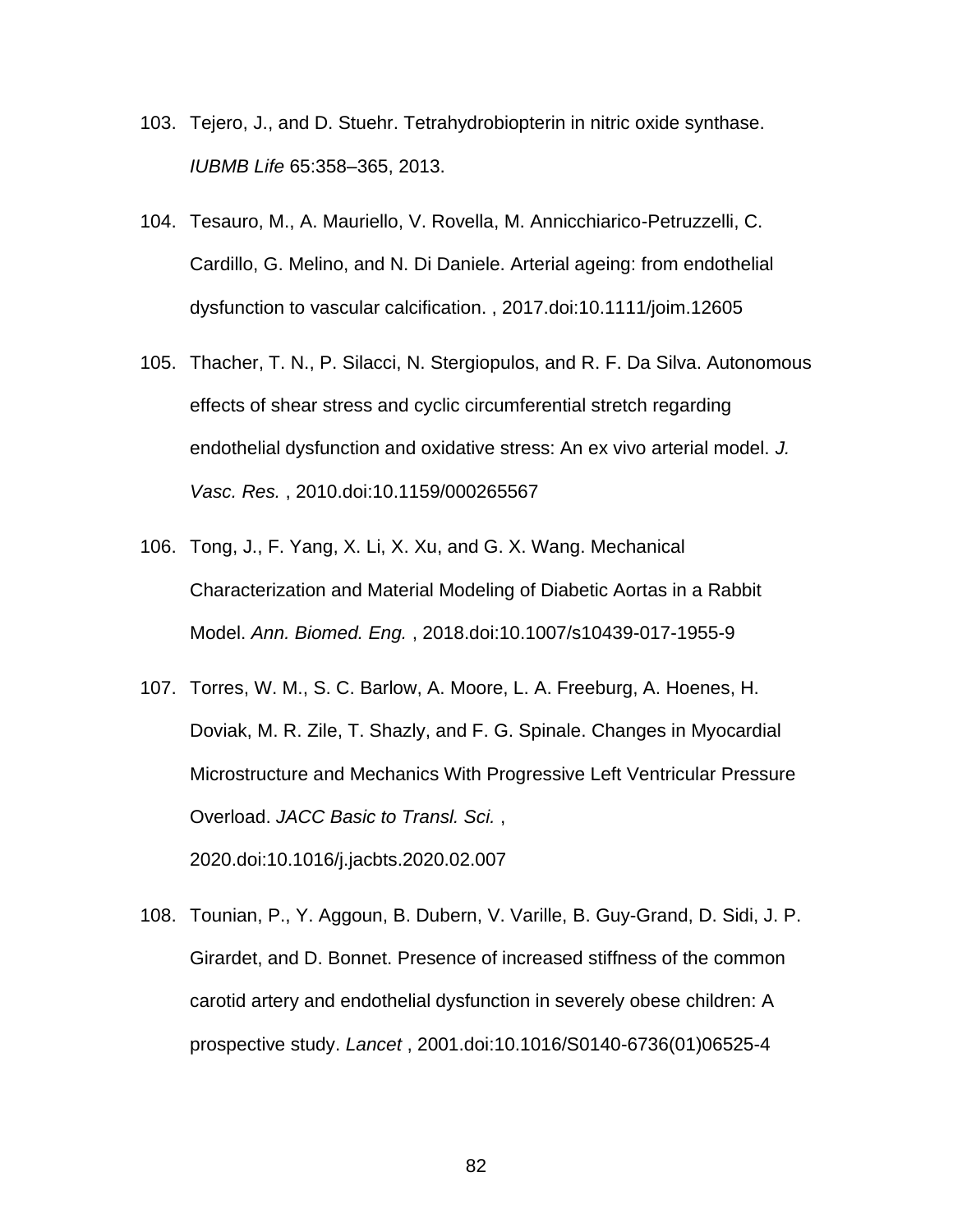103. Tejero, J., and D. Stuehr. Tetrahydrobiopterin in nitric oxide synthase. *IUBMB Life* 65:358–365, 2013.

104. Tesauro, M., A. Mauriello, V. Rovella, M. Annicchiarico-Petruzzelli, C. Cardillo, G. Melino, and N. Di Daniele. Arterial ageing: from endothelial dysfunction to vascular calcification. , 2017.doi:10.1111/joim.12605

105. Thacher, T. N., P. Silacci, N. Stergiopulos, and R. F. Da Silva. Autonomous effects of shear stress and cyclic circumferential stretch regarding endothelial dysfunction and oxidative stress: An ex vivo arterial model. *J. Vasc. Res.* , 2010.doi:10.1159/000265567

106. Tong, J., F. Yang, X. Li, X. Xu, and G. X. Wang. Mechanical Characterization and Material Modeling of Diabetic Aortas in a Rabbit Model. *Ann. Biomed. Eng.* , 2018.doi:10.1007/s10439-017-1955-9

107. Torres, W. M., S. C. Barlow, A. Moore, L. A. Freeburg, A. Hoenes, H. Doviak, M. R. Zile, T. Shazly, and F. G. Spinale. Changes in Myocardial Microstructure and Mechanics With Progressive Left Ventricular Pressure Overload. *JACC Basic to Transl. Sci.* , 2020.doi:10.1016/j.jacbts.2020.02.007

108. Tounian, P., Y. Aggoun, B. Dubern, V. Varille, B. Guy-Grand, D. Sidi, J. P. Girardet, and D. Bonnet. Presence of increased stiffness of the common carotid artery and endothelial dysfunction in severely obese children: A prospective study. *Lancet* , 2001.doi:10.1016/S0140-6736(01)06525-4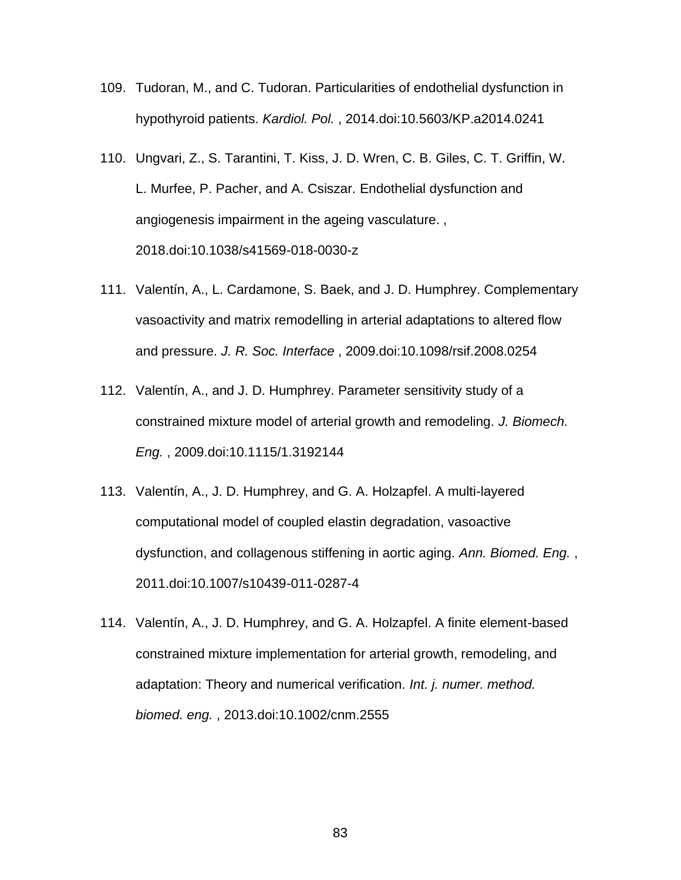109. Tudoran, M., and C. Tudoran. Particularities of endothelial dysfunction in hypothyroid patients. *Kardiol. Pol.* , 2014.doi:10.5603/KP.a2014.0241

110. Ungvari, Z., S. Tarantini, T. Kiss, J. D. Wren, C. B. Giles, C. T. Griffin, W. L. Murfee, P. Pacher, and A. Csiszar. Endothelial dysfunction and angiogenesis impairment in the ageing vasculature. , 2018.doi:10.1038/s41569-018-0030-z

111. Valentín, A., L. Cardamone, S. Baek, and J. D. Humphrey. Complementary vasoactivity and matrix remodelling in arterial adaptations to altered flow and pressure. *J. R. Soc. Interface* , 2009.doi:10.1098/rsif.2008.0254

112. Valentín, A., and J. D. Humphrey. Parameter sensitivity study of a constrained mixture model of arterial growth and remodeling. *J. Biomech. Eng.* , 2009.doi:10.1115/1.3192144

113. Valentín, A., J. D. Humphrey, and G. A. Holzapfel. A multi-layered computational model of coupled elastin degradation, vasoactive dysfunction, and collagenous stiffening in aortic aging. *Ann. Biomed. Eng.* , 2011.doi:10.1007/s10439-011-0287-4

114. Valentín, A., J. D. Humphrey, and G. A. Holzapfel. A finite element-based constrained mixture implementation for arterial growth, remodeling, and adaptation: Theory and numerical verification. *Int. j. numer. method. biomed. eng.* , 2013.doi:10.1002/cnm.2555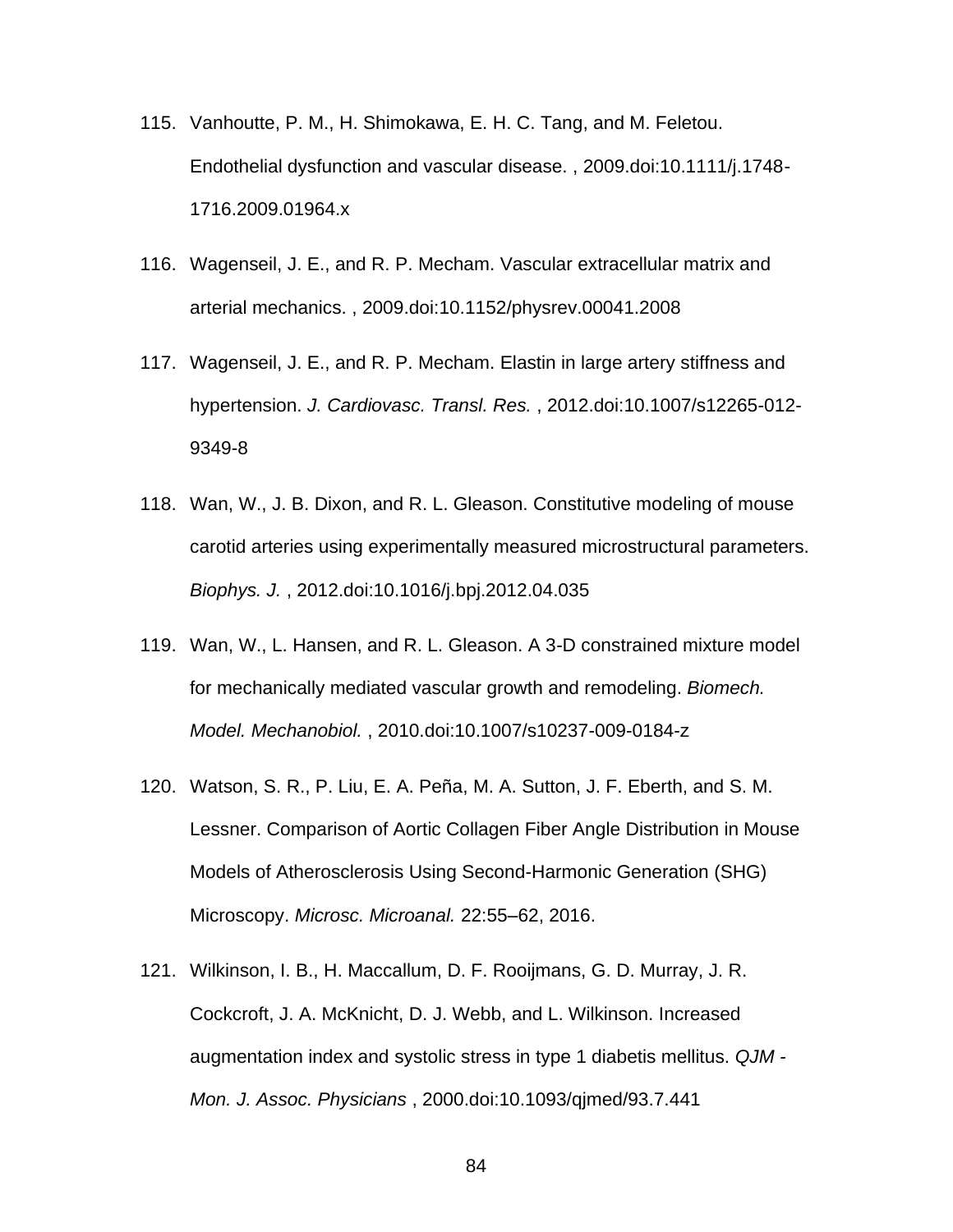115. Vanhoutte, P. M., H. Shimokawa, E. H. C. Tang, and M. Feletou. Endothelial dysfunction and vascular disease. , 2009.doi:10.1111/j.1748-1716.2009.01964.x

116. Wagenseil, J. E., and R. P. Mecham. Vascular extracellular matrix and arterial mechanics. , 2009.doi:10.1152/physrev.00041.2008

117. Wagenseil, J. E., and R. P. Mecham. Elastin in large artery stiffness and hypertension. *J. Cardiovasc. Transl. Res.* , 2012.doi:10.1007/s12265-012-9349-8

118. Wan, W., J. B. Dixon, and R. L. Gleason. Constitutive modeling of mouse carotid arteries using experimentally measured microstructural parameters. *Biophys. J.* , 2012.doi:10.1016/j.bpj.2012.04.035

119. Wan, W., L. Hansen, and R. L. Gleason. A 3-D constrained mixture model for mechanically mediated vascular growth and remodeling. *Biomech. Model. Mechanobiol.* , 2010.doi:10.1007/s10237-009-0184-z

120. Watson, S. R., P. Liu, E. A. Peña, M. A. Sutton, J. F. Eberth, and S. M. Lessner. Comparison of Aortic Collagen Fiber Angle Distribution in Mouse Models of Atherosclerosis Using Second-Harmonic Generation (SHG) Microscopy. *Microsc. Microanal.* 22:55–62, 2016.

121. Wilkinson, I. B., H. Maccallum, D. F. Rooijmans, G. D. Murray, J. R. Cockcroft, J. A. McKnicht, D. J. Webb, and L. Wilkinson. Increased augmentation index and systolic stress in type 1 diabetis mellitus. *QJM - Mon. J. Assoc. Physicians* , 2000.doi:10.1093/qjmed/93.7.441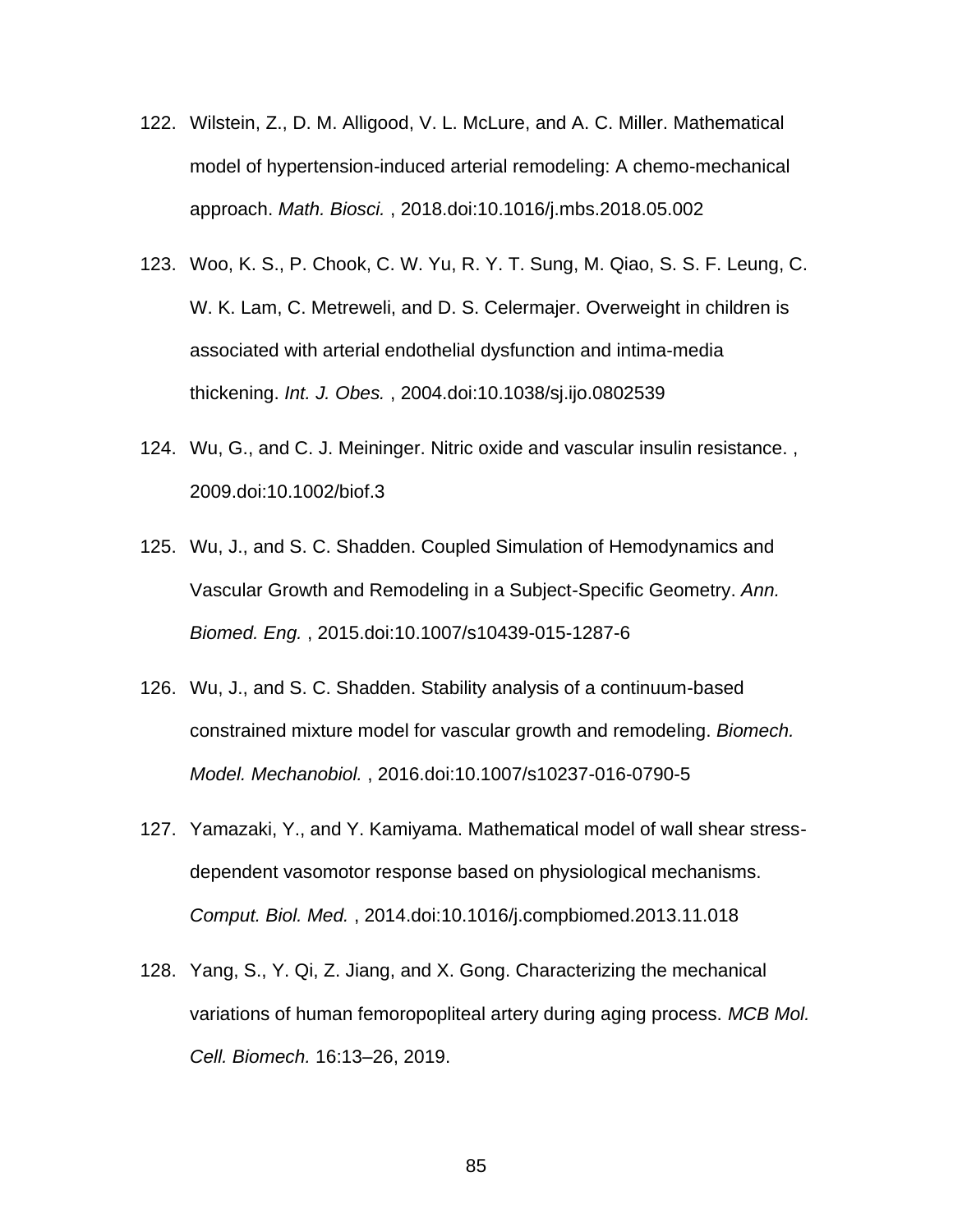122. Wilstein, Z., D. M. Alligood, V. L. McLure, and A. C. Miller. Mathematical model of hypertension-induced arterial remodeling: A chemo-mechanical approach. *Math. Biosci.* , 2018.doi:10.1016/j.mbs.2018.05.002

123. Woo, K. S., P. Chook, C. W. Yu, R. Y. T. Sung, M. Qiao, S. S. F. Leung, C. W. K. Lam, C. Metreweli, and D. S. Celermajer. Overweight in children is associated with arterial endothelial dysfunction and intima-media thickening. *Int. J. Obes.* , 2004.doi:10.1038/sj.ijo.0802539

124. Wu, G., and C. J. Meininger. Nitric oxide and vascular insulin resistance. , 2009.doi:10.1002/biof.3

125. Wu, J., and S. C. Shadden. Coupled Simulation of Hemodynamics and Vascular Growth and Remodeling in a Subject-Specific Geometry. *Ann. Biomed. Eng.* , 2015.doi:10.1007/s10439-015-1287-6

126. Wu, J., and S. C. Shadden. Stability analysis of a continuum-based constrained mixture model for vascular growth and remodeling. *Biomech. Model. Mechanobiol.* , 2016.doi:10.1007/s10237-016-0790-5

127. Yamazaki, Y., and Y. Kamiyama. Mathematical model of wall shear stress-dependent vasomotor response based on physiological mechanisms. *Comput. Biol. Med.* , 2014.doi:10.1016/j.compbiomed.2013.11.018

128. Yang, S., Y. Qi, Z. Jiang, and X. Gong. Characterizing the mechanical variations of human femoropopliteal artery during aging process. *MCB Mol. Cell. Biomech.* 16:13–26, 2019.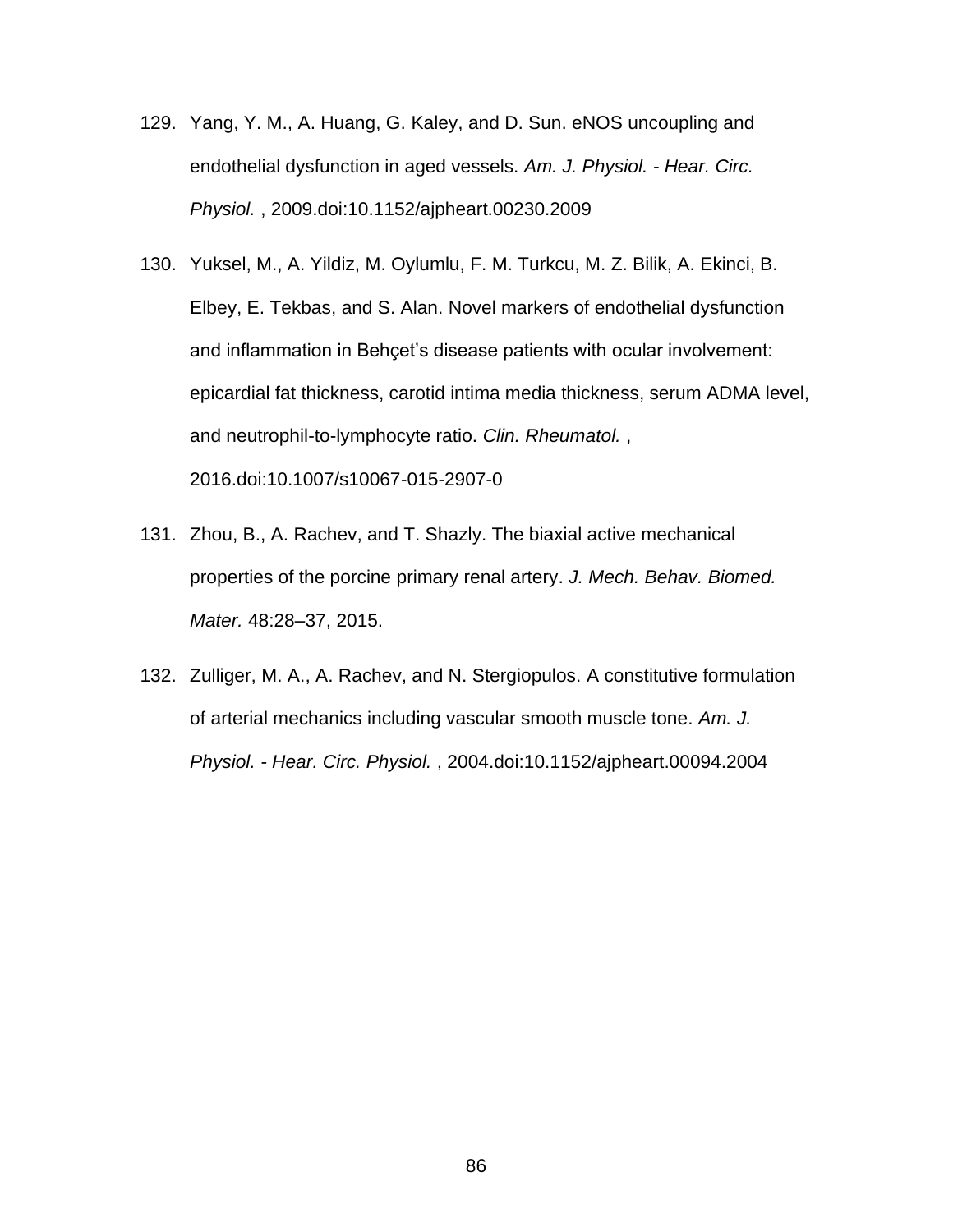129. Yang, Y. M., A. Huang, G. Kaley, and D. Sun. eNOS uncoupling and endothelial dysfunction in aged vessels. *Am. J. Physiol. - Hear. Circ. Physiol.* , 2009.doi:10.1152/ajpheart.00230.2009

130. Yuksel, M., A. Yildiz, M. Oylumlu, F. M. Turkcu, M. Z. Bilik, A. Ekinci, B. Elbey, E. Tekbas, and S. Alan. Novel markers of endothelial dysfunction and inflammation in Behçet's disease patients with ocular involvement: epicardial fat thickness, carotid intima media thickness, serum ADMA level, and neutrophil-to-lymphocyte ratio. *Clin. Rheumatol.* , 2016.doi:10.1007/s10067-015-2907-0

131. Zhou, B., A. Rachev, and T. Shazly. The biaxial active mechanical properties of the porcine primary renal artery. *J. Mech. Behav. Biomed. Mater.* 48:28–37, 2015.

132. Zulliger, M. A., A. Rachev, and N. Stergiopulos. A constitutive formulation of arterial mechanics including vascular smooth muscle tone. *Am. J. Physiol. - Hear. Circ. Physiol.* , 2004.doi:10.1152/ajpheart.00094.2004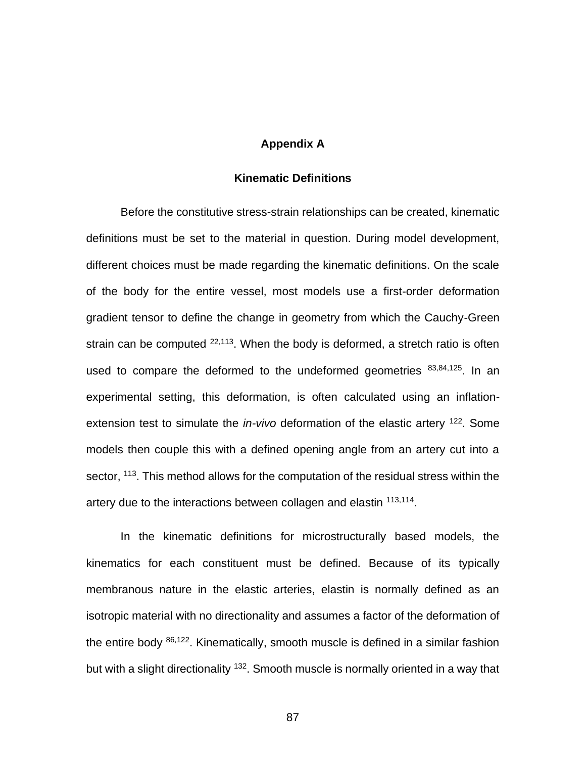# Appendix A

## Kinematic Definitions

Before the constitutive stress-strain relationships can be created, kinematic definitions must be set to the material in question. During model development, different choices must be made regarding the kinematic definitions. On the scale of the body for the entire vessel, most models use a first-order deformation gradient tensor to define the change in geometry from which the Cauchy-Green strain can be computed [22,113]. When the body is deformed, a stretch ratio is often used to compare the deformed to the undeformed geometries [83,84,125]. In an experimental setting, this deformation, is often calculated using an inflation-extension test to simulate the *in-vivo* deformation of the elastic artery [122]. Some models then couple this with a defined opening angle from an artery cut into a sector, [113]. This method allows for the computation of the residual stress within the artery due to the interactions between collagen and elastin [113,114].

In the kinematic definitions for microstructurally based models, the kinematics for each constituent must be defined. Because of its typically membranous nature in the elastic arteries, elastin is normally defined as an isotropic material with no directionality and assumes a factor of the deformation of the entire body [86,122]. Kinematically, smooth muscle is defined in a similar fashion but with a slight directionality [132]. Smooth muscle is normally oriented in a way that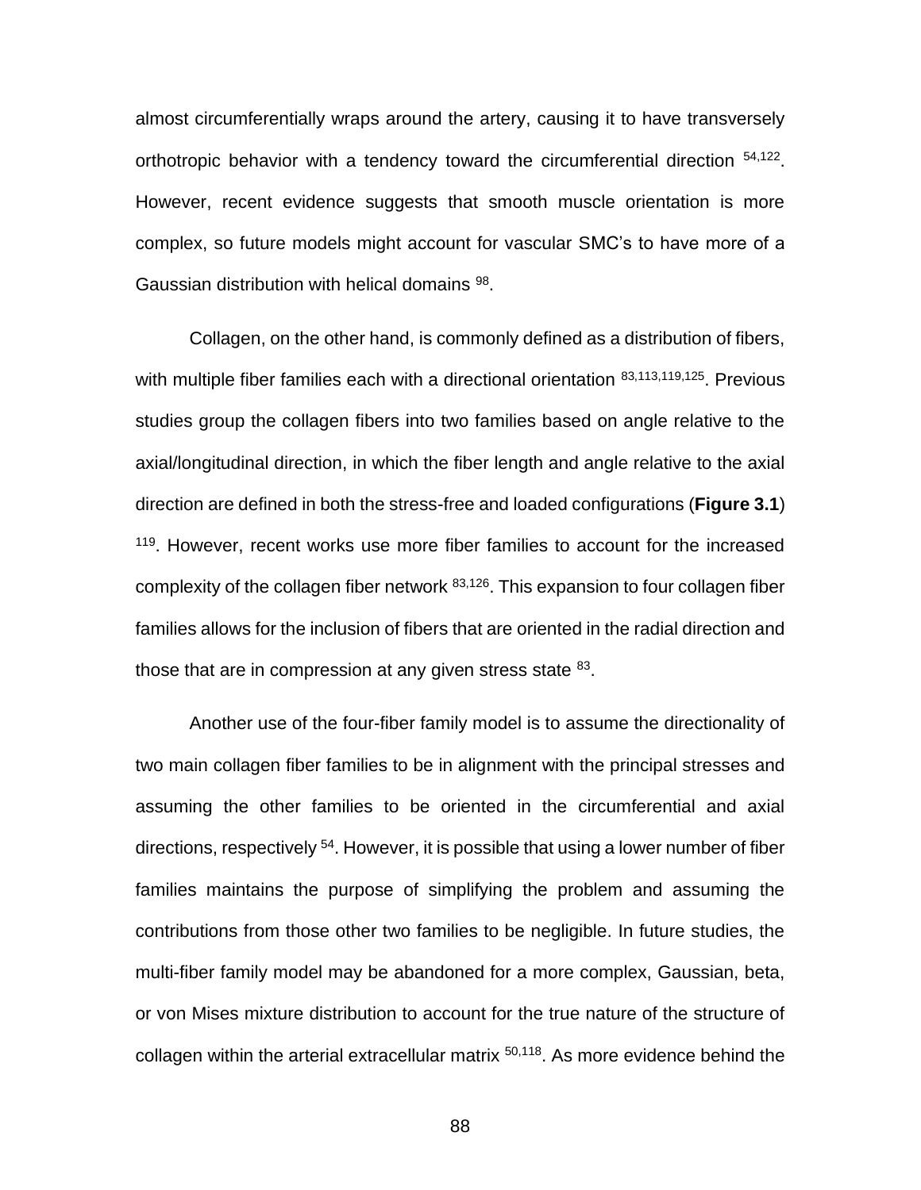almost circumferentially wraps around the artery, causing it to have transversely orthotropic behavior with a tendency toward the circumferential direction [54,122]. However, recent evidence suggests that smooth muscle orientation is more complex, so future models might account for vascular SMC's to have more of a Gaussian distribution with helical domains [98].

Collagen, on the other hand, is commonly defined as a distribution of fibers, with multiple fiber families each with a directional orientation [83,113,119,125]. Previous studies group the collagen fibers into two families based on angle relative to the axial/longitudinal direction, in which the fiber length and angle relative to the axial direction are defined in both the stress-free and loaded configurations (**Figure 3.1**) [119]. However, recent works use more fiber families to account for the increased complexity of the collagen fiber network [83,126]. This expansion to four collagen fiber families allows for the inclusion of fibers that are oriented in the radial direction and those that are in compression at any given stress state [83].

Another use of the four-fiber family model is to assume the directionality of two main collagen fiber families to be in alignment with the principal stresses and assuming the other families to be oriented in the circumferential and axial directions, respectively [54]. However, it is possible that using a lower number of fiber families maintains the purpose of simplifying the problem and assuming the contributions from those other two families to be negligible. In future studies, the multi-fiber family model may be abandoned for a more complex, Gaussian, beta, or von Mises mixture distribution to account for the true nature of the structure of collagen within the arterial extracellular matrix [50,118]. As more evidence behind the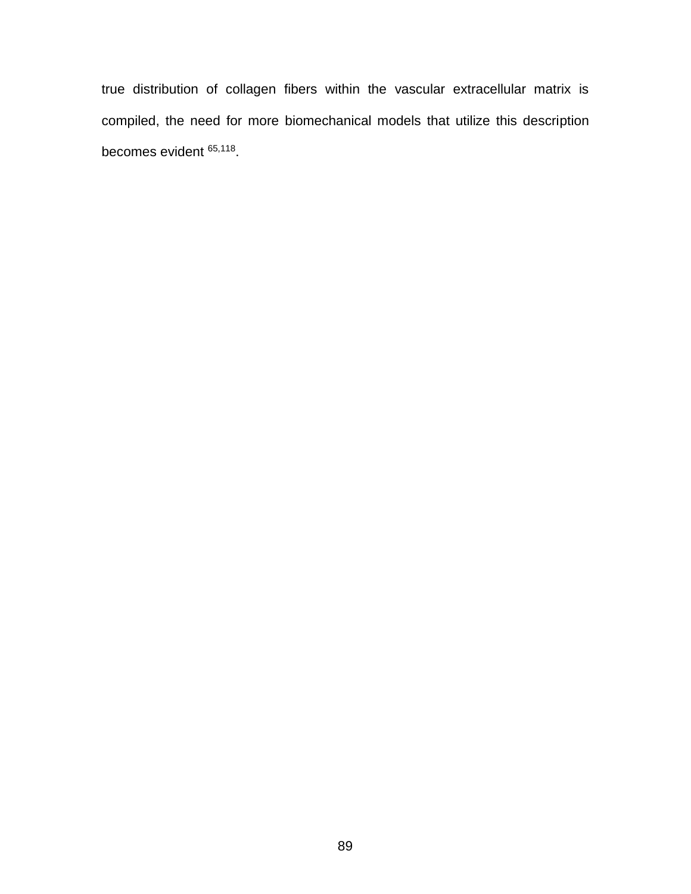true distribution of collagen fibers within the vascular extracellular matrix is compiled, the need for more biomechanical models that utilize this description becomes evident [65,118].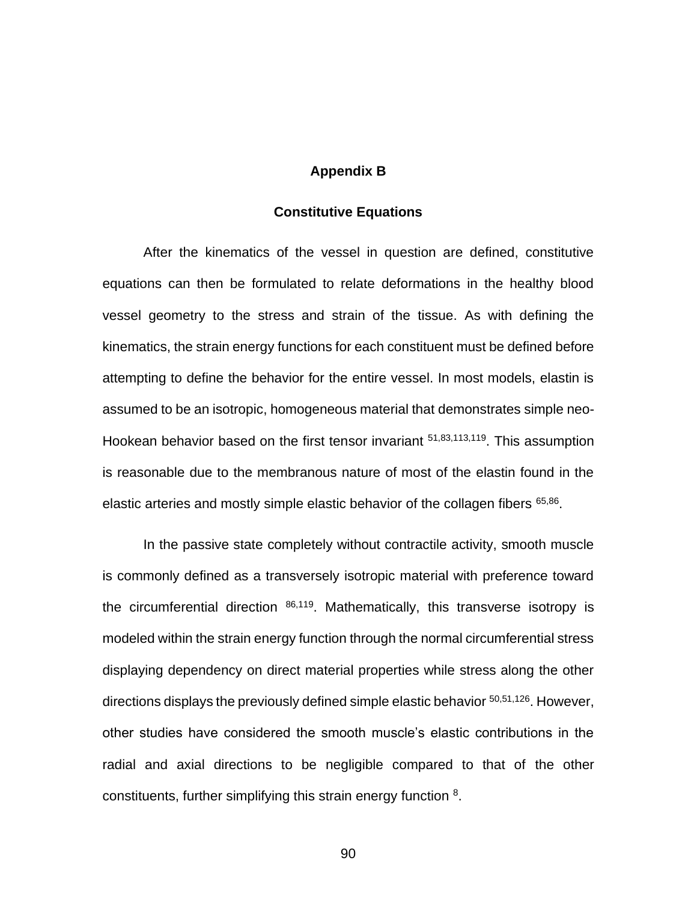# Appendix B

## Constitutive Equations

After the kinematics of the vessel in question are defined, constitutive equations can then be formulated to relate deformations in the healthy blood vessel geometry to the stress and strain of the tissue. As with defining the kinematics, the strain energy functions for each constituent must be defined before attempting to define the behavior for the entire vessel. In most models, elastin is assumed to be an isotropic, homogeneous material that demonstrates simple neo-Hookean behavior based on the first tensor invariant [51,83,113,119]. This assumption is reasonable due to the membranous nature of most of the elastin found in the elastic arteries and mostly simple elastic behavior of the collagen fibers [65,86].

In the passive state completely without contractile activity, smooth muscle is commonly defined as a transversely isotropic material with preference toward the circumferential direction [86,119]. Mathematically, this transverse isotropy is modeled within the strain energy function through the normal circumferential stress displaying dependency on direct material properties while stress along the other directions displays the previously defined simple elastic behavior [50,51,126]. However, other studies have considered the smooth muscle's elastic contributions in the radial and axial directions to be negligible compared to that of the other constituents, further simplifying this strain energy function [8].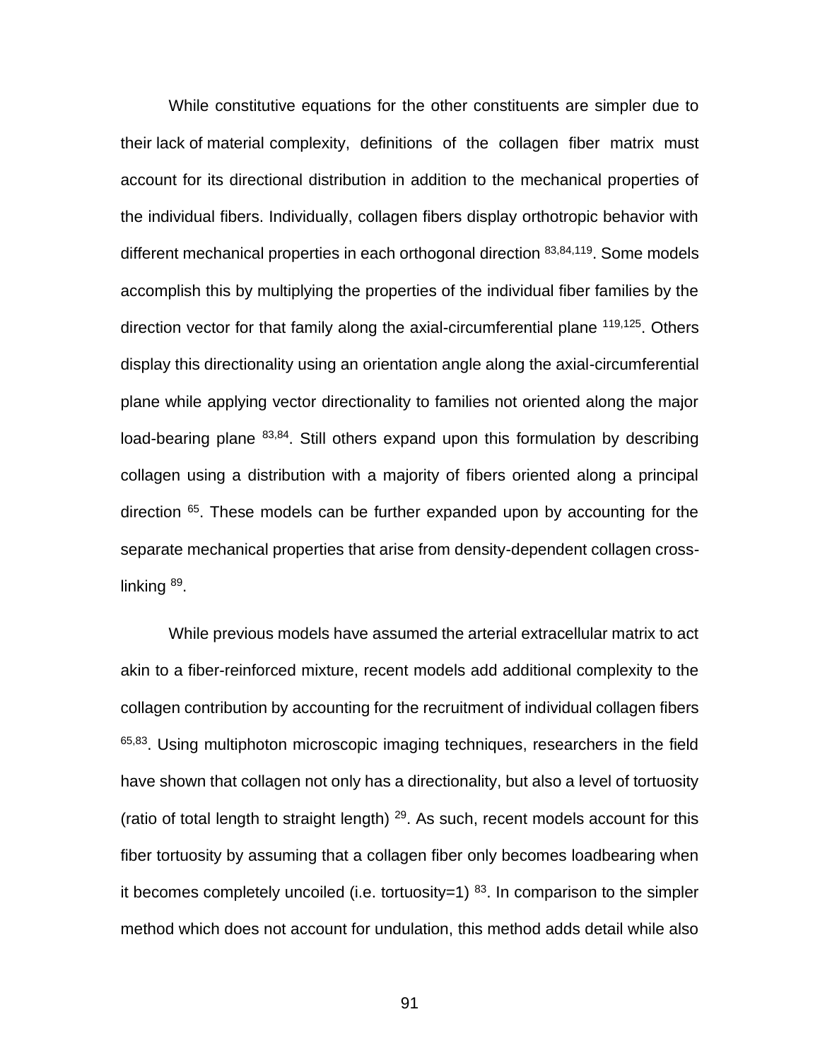While constitutive equations for the other constituents are simpler due to their lack of material complexity, definitions of the collagen fiber matrix must account for its directional distribution in addition to the mechanical properties of the individual fibers. Individually, collagen fibers display orthotropic behavior with different mechanical properties in each orthogonal direction [83,84,119]. Some models accomplish this by multiplying the properties of the individual fiber families by the direction vector for that family along the axial-circumferential plane [119,125]. Others display this directionality using an orientation angle along the axial-circumferential plane while applying vector directionality to families not oriented along the major load-bearing plane [83,84]. Still others expand upon this formulation by describing collagen using a distribution with a majority of fibers oriented along a principal direction [65]. These models can be further expanded upon by accounting for the separate mechanical properties that arise from density-dependent collagen cross-linking [89].

While previous models have assumed the arterial extracellular matrix to act akin to a fiber-reinforced mixture, recent models add additional complexity to the collagen contribution by accounting for the recruitment of individual collagen fibers [65,83]. Using multiphoton microscopic imaging techniques, researchers in the field have shown that collagen not only has a directionality, but also a level of tortuosity (ratio of total length to straight length) [29]. As such, recent models account for this fiber tortuosity by assuming that a collagen fiber only becomes loadbearing when it becomes completely uncoiled (i.e. tortuosity=1) [83]. In comparison to the simpler method which does not account for undulation, this method adds detail while also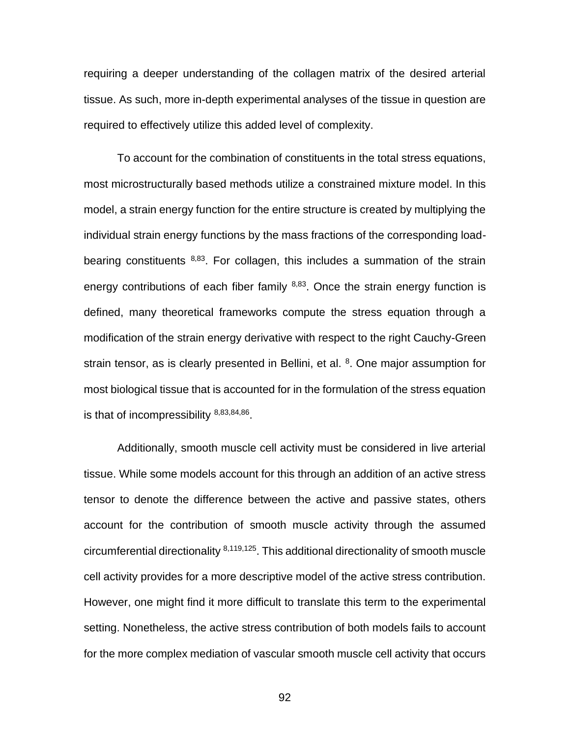requiring a deeper understanding of the collagen matrix of the desired arterial tissue. As such, more in-depth experimental analyses of the tissue in question are required to effectively utilize this added level of complexity.

To account for the combination of constituents in the total stress equations, most microstructurally based methods utilize a constrained mixture model. In this model, a strain energy function for the entire structure is created by multiplying the individual strain energy functions by the mass fractions of the corresponding load-bearing constituents [8,83]. For collagen, this includes a summation of the strain energy contributions of each fiber family [8,83]. Once the strain energy function is defined, many theoretical frameworks compute the stress equation through a modification of the strain energy derivative with respect to the right Cauchy-Green strain tensor, as is clearly presented in Bellini, et al. [8]. One major assumption for most biological tissue that is accounted for in the formulation of the stress equation is that of incompressibility [8,83,84,86].

Additionally, smooth muscle cell activity must be considered in live arterial tissue. While some models account for this through an addition of an active stress tensor to denote the difference between the active and passive states, others account for the contribution of smooth muscle activity through the assumed circumferential directionality [8,119,125]. This additional directionality of smooth muscle cell activity provides for a more descriptive model of the active stress contribution. However, one might find it more difficult to translate this term to the experimental setting. Nonetheless, the active stress contribution of both models fails to account for the more complex mediation of vascular smooth muscle cell activity that occurs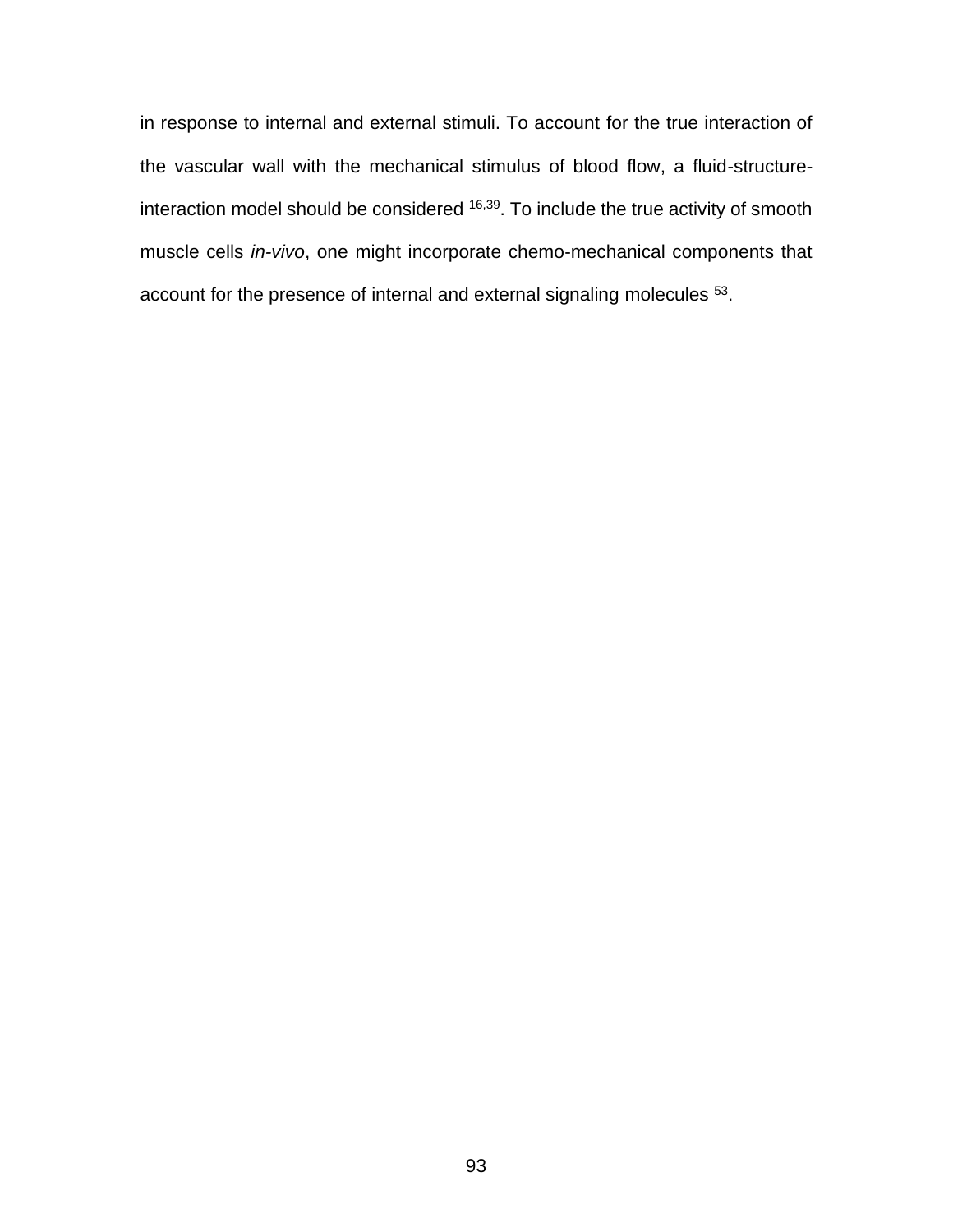in response to internal and external stimuli. To account for the true interaction of the vascular wall with the mechanical stimulus of blood flow, a fluid-structure-interaction model should be considered [16,39]. To include the true activity of smooth muscle cells *in-vivo*, one might incorporate chemo-mechanical components that account for the presence of internal and external signaling molecules [53].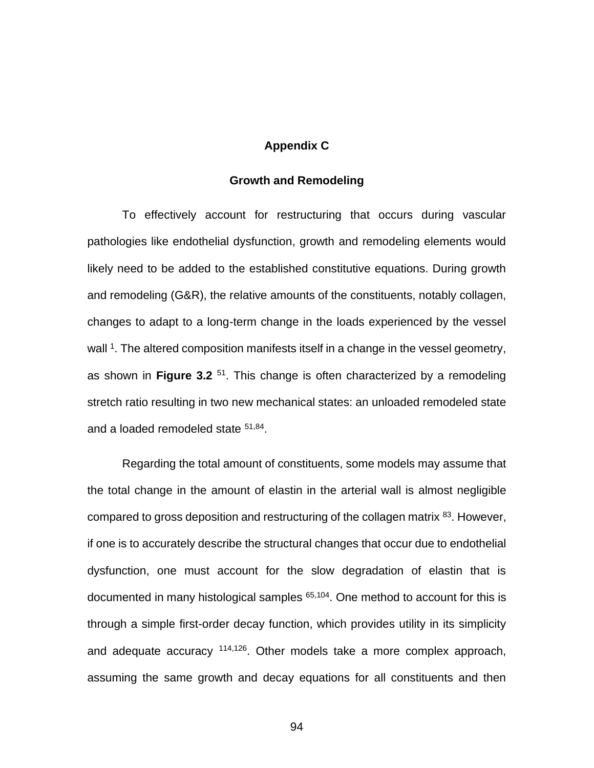# Appendix C

## Growth and Remodeling

To effectively account for restructuring that occurs during vascular pathologies like endothelial dysfunction, growth and remodeling elements would likely need to be added to the established constitutive equations. During growth and remodeling (G&R), the relative amounts of the constituents, notably collagen, changes to adapt to a long-term change in the loads experienced by the vessel wall [1]. The altered composition manifests itself in a change in the vessel geometry, as shown in **Figure 3.2** [51]. This change is often characterized by a remodeling stretch ratio resulting in two new mechanical states: an unloaded remodeled state and a loaded remodeled state [51,84].

Regarding the total amount of constituents, some models may assume that the total change in the amount of elastin in the arterial wall is almost negligible compared to gross deposition and restructuring of the collagen matrix [83]. However, if one is to accurately describe the structural changes that occur due to endothelial dysfunction, one must account for the slow degradation of elastin that is documented in many histological samples [65,104]. One method to account for this is through a simple first-order decay function, which provides utility in its simplicity and adequate accuracy [114,126]. Other models take a more complex approach, assuming the same growth and decay equations for all constituents and then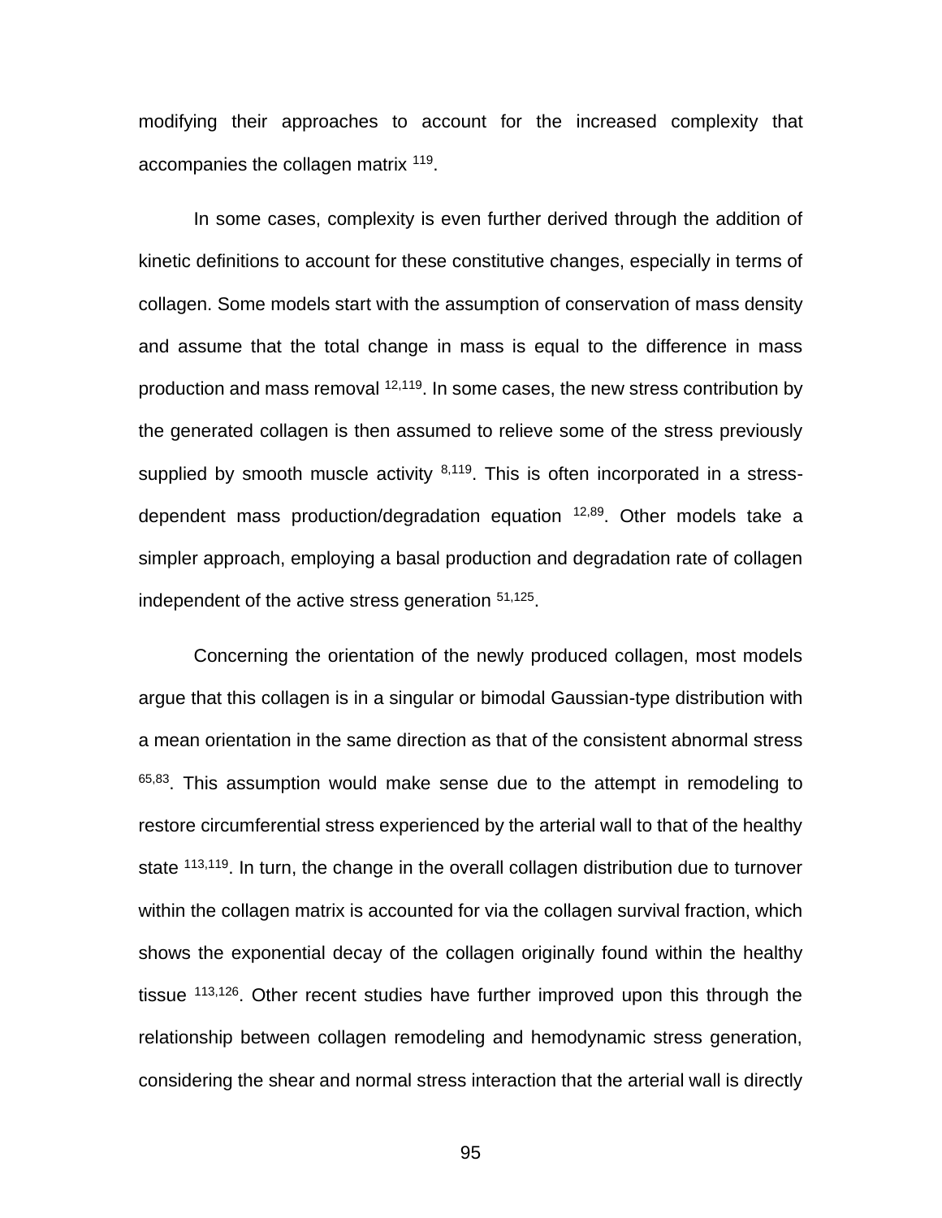modifying their approaches to account for the increased complexity that accompanies the collagen matrix [119].

In some cases, complexity is even further derived through the addition of kinetic definitions to account for these constitutive changes, especially in terms of collagen. Some models start with the assumption of conservation of mass density and assume that the total change in mass is equal to the difference in mass production and mass removal [12,119]. In some cases, the new stress contribution by the generated collagen is then assumed to relieve some of the stress previously supplied by smooth muscle activity [8,119]. This is often incorporated in a stress-dependent mass production/degradation equation [12,89]. Other models take a simpler approach, employing a basal production and degradation rate of collagen independent of the active stress generation [51,125].

Concerning the orientation of the newly produced collagen, most models argue that this collagen is in a singular or bimodal Gaussian-type distribution with a mean orientation in the same direction as that of the consistent abnormal stress [65,83]. This assumption would make sense due to the attempt in remodeling to restore circumferential stress experienced by the arterial wall to that of the healthy state [113,119]. In turn, the change in the overall collagen distribution due to turnover within the collagen matrix is accounted for via the collagen survival fraction, which shows the exponential decay of the collagen originally found within the healthy tissue [113,126]. Other recent studies have further improved upon this through the relationship between collagen remodeling and hemodynamic stress generation, considering the shear and normal stress interaction that the arterial wall is directly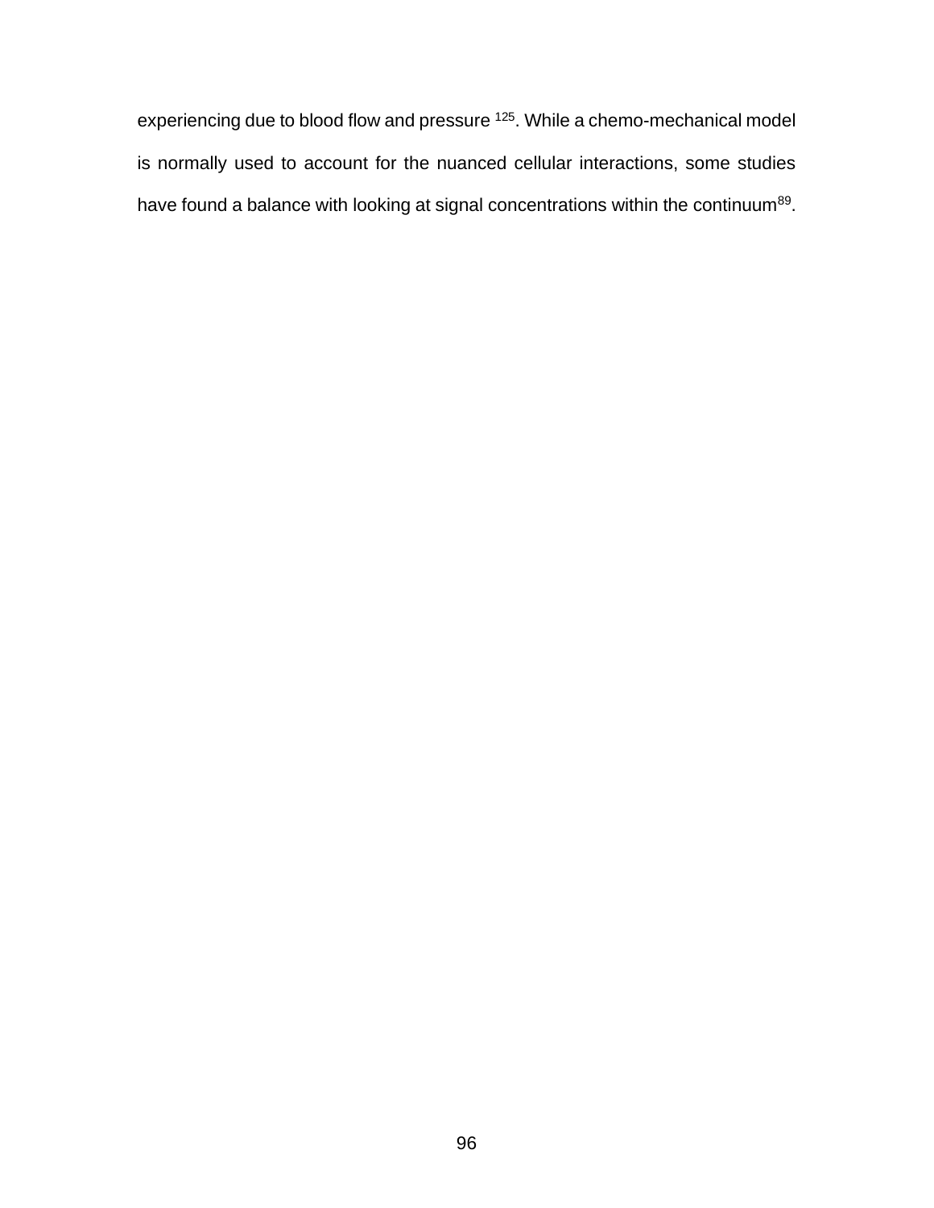experiencing due to blood flow and pressure [125]. While a chemo-mechanical model is normally used to account for the nuanced cellular interactions, some studies have found a balance with looking at signal concentrations within the continuum[89].